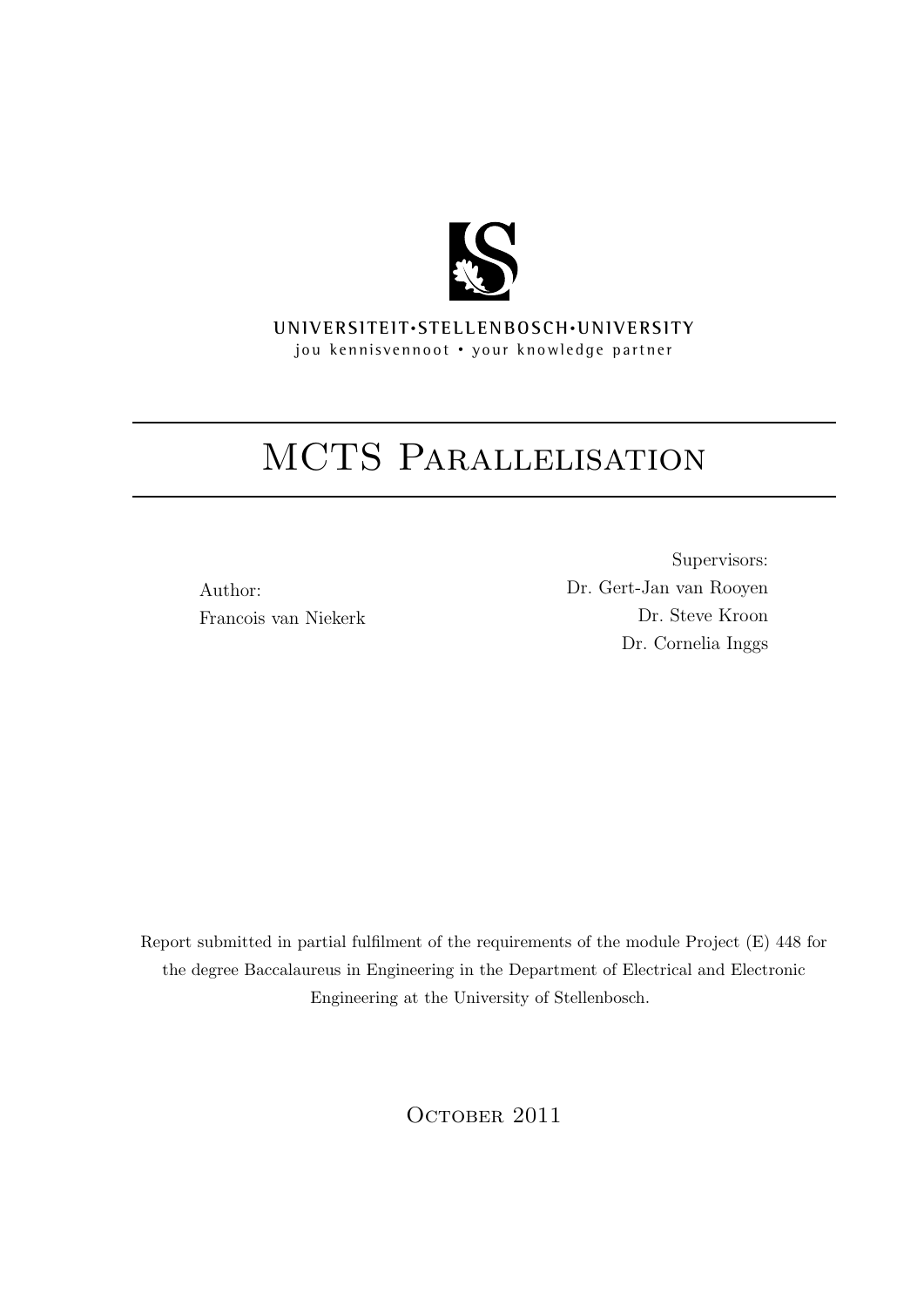UNIVERSITEIT•STELLENBOSCH•UNIVERSITY
jou kennisvennoot • your knowledge partner

# MCTS Parallelisation

Author:
Francois van Niekerk

Supervisors:
Dr. Gert-Jan van Rooyen
Dr. Steve Kroon
Dr. Cornelia Inggs

Report submitted in partial fulfilment of the requirements of the module Project (E) 448 for the degree Baccalaureus in Engineering in the Department of Electrical and Electronic Engineering at the University of Stellenbosch.

October 2011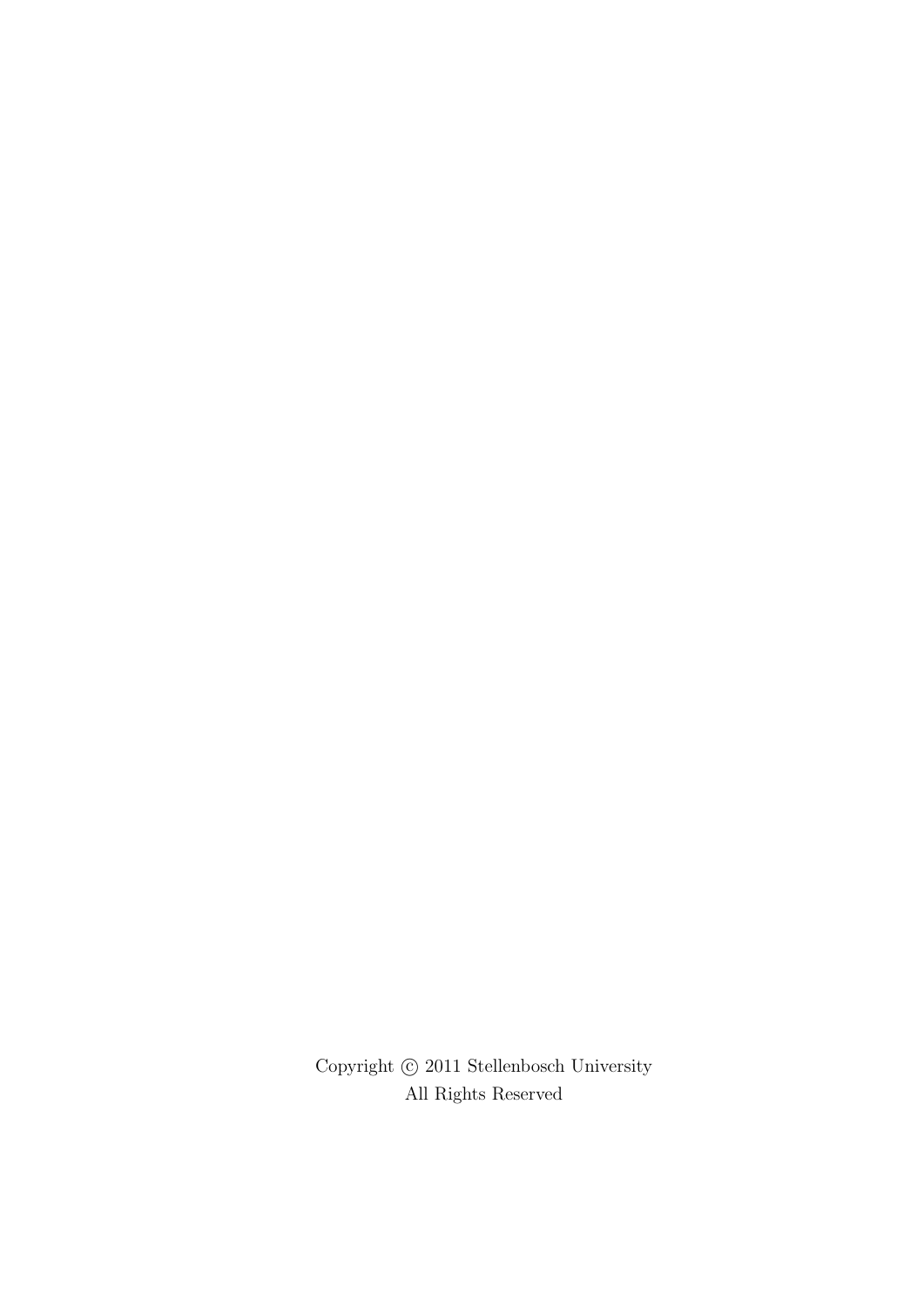Copyright © 2011 Stellenbosch University
All Rights Reserved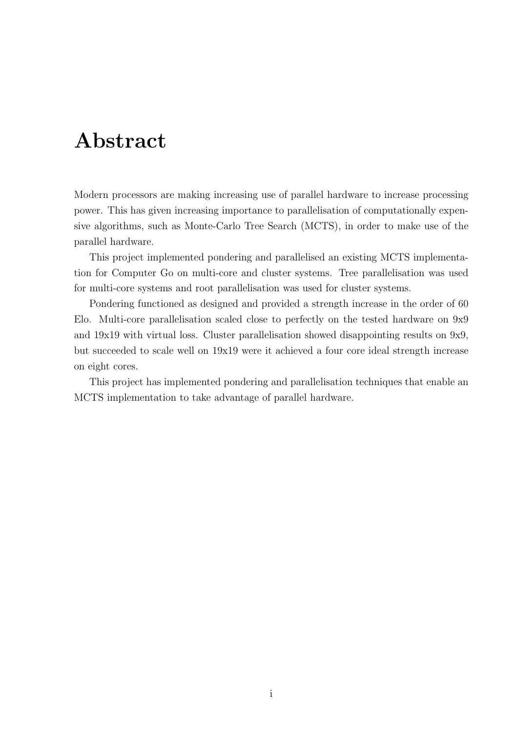# Abstract

Modern processors are making increasing use of parallel hardware to increase processing power. This has given increasing importance to parallelisation of computationally expensive algorithms, such as Monte-Carlo Tree Search (MCTS), in order to make use of the parallel hardware.

This project implemented pondering and parallelised an existing MCTS implementation for Computer Go on multi-core and cluster systems. Tree parallelisation was used for multi-core systems and root parallelisation was used for cluster systems.

Pondering functioned as designed and provided a strength increase in the order of 60 Elo. Multi-core parallelisation scaled close to perfectly on the tested hardware on 9x9 and 19x19 with virtual loss. Cluster parallelisation showed disappointing results on 9x9, but succeeded to scale well on 19x19 were it achieved a four core ideal strength increase on eight cores.

This project has implemented pondering and parallelisation techniques that enable an MCTS implementation to take advantage of parallel hardware.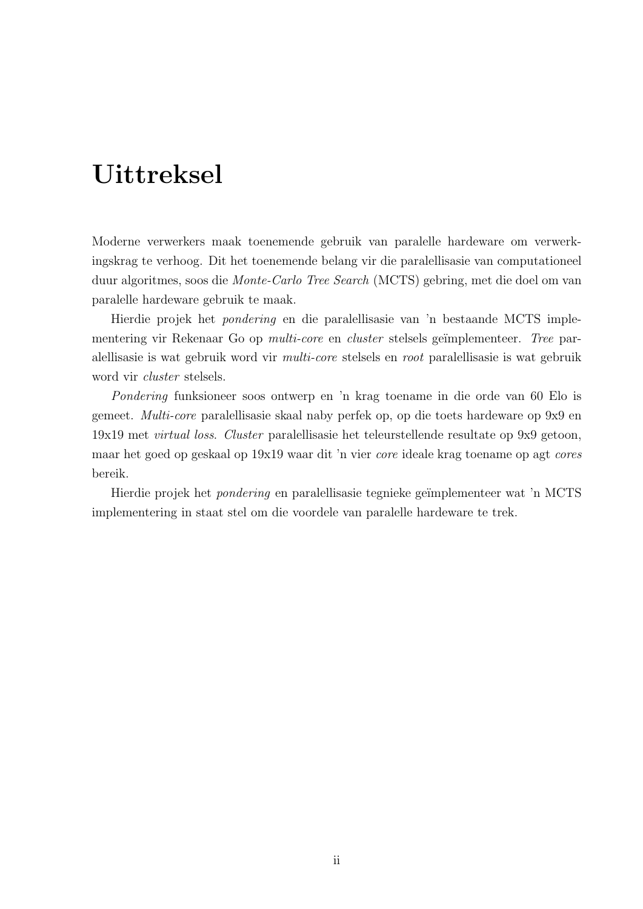# Uittreksel

Moderne verwerkers maak toenemende gebruik van paralelle hardeware om verwerkingskrag te verhoog. Dit het toenemende belang vir die paralellisasie van computationeel duur algoritmes, soos die *Monte-Carlo Tree Search* (MCTS) gebring, met die doel om van paralelle hardeware gebruik te maak.

Hierdie projek het *pondering* en die paralellisasie van 'n bestaande MCTS implementering vir Rekenaar Go op *multi-core* en *cluster* stelsels geïmplementeer. *Tree* paralellisasie is wat gebruik word vir *multi-core* stelsels en *root* paralellisasie is wat gebruik word vir *cluster* stelsels.

*Pondering* funksioneer soos ontwerp en 'n krag toename in die orde van 60 Elo is gemeet. *Multi-core* paralellisasie skaal naby perfek op, op die toets hardeware op 9x9 en 19x19 met *virtual loss*. *Cluster* paralellisasie het teleurstellende resultate op 9x9 getoon, maar het goed op geskaal op 19x19 waar dit 'n vier *core* ideale krag toename op agt *cores* bereik.

Hierdie projek het *pondering* en paralellisasie tegnieke geïmplementeer wat 'n MCTS implementering in staat stel om die voordele van paralelle hardeware te trek.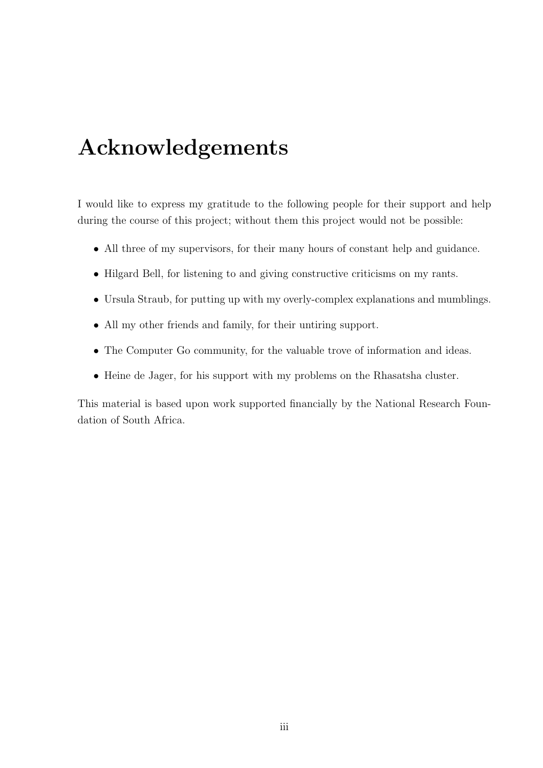# Acknowledgements

I would like to express my gratitude to the following people for their support and help during the course of this project; without them this project would not be possible:

- All three of my supervisors, for their many hours of constant help and guidance.
- Hilgard Bell, for listening to and giving constructive criticisms on my rants.
- Ursula Straub, for putting up with my overly-complex explanations and mumblings.
- All my other friends and family, for their untiring support.
- The Computer Go community, for the valuable trove of information and ideas.
- Heine de Jager, for his support with my problems on the Rhasatsha cluster.

This material is based upon work supported financially by the National Research Foundation of South Africa.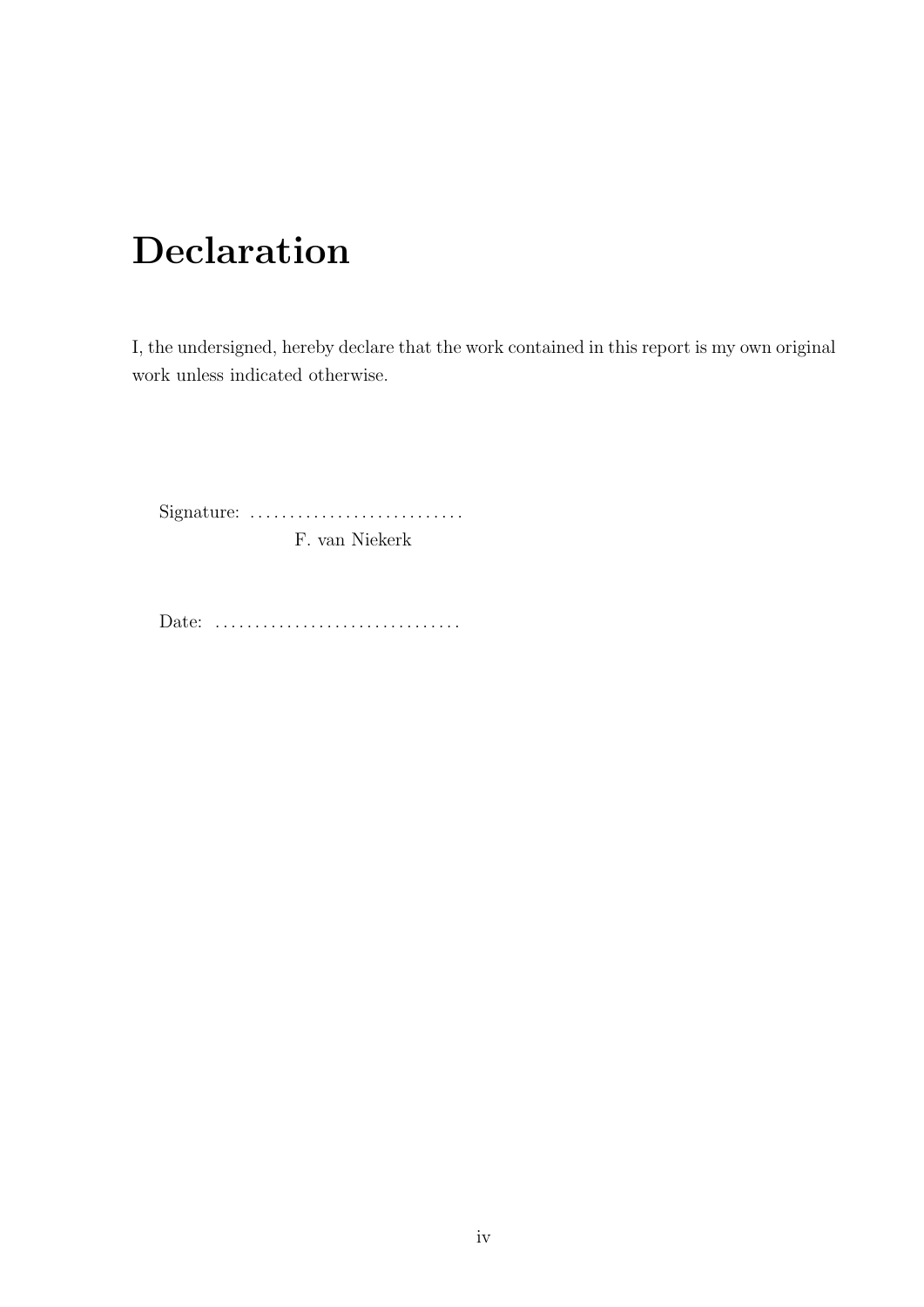# Declaration

I, the undersigned, hereby declare that the work contained in this report is my own original work unless indicated otherwise.

Signature: ...........................
F. van Niekerk

Date: ...............................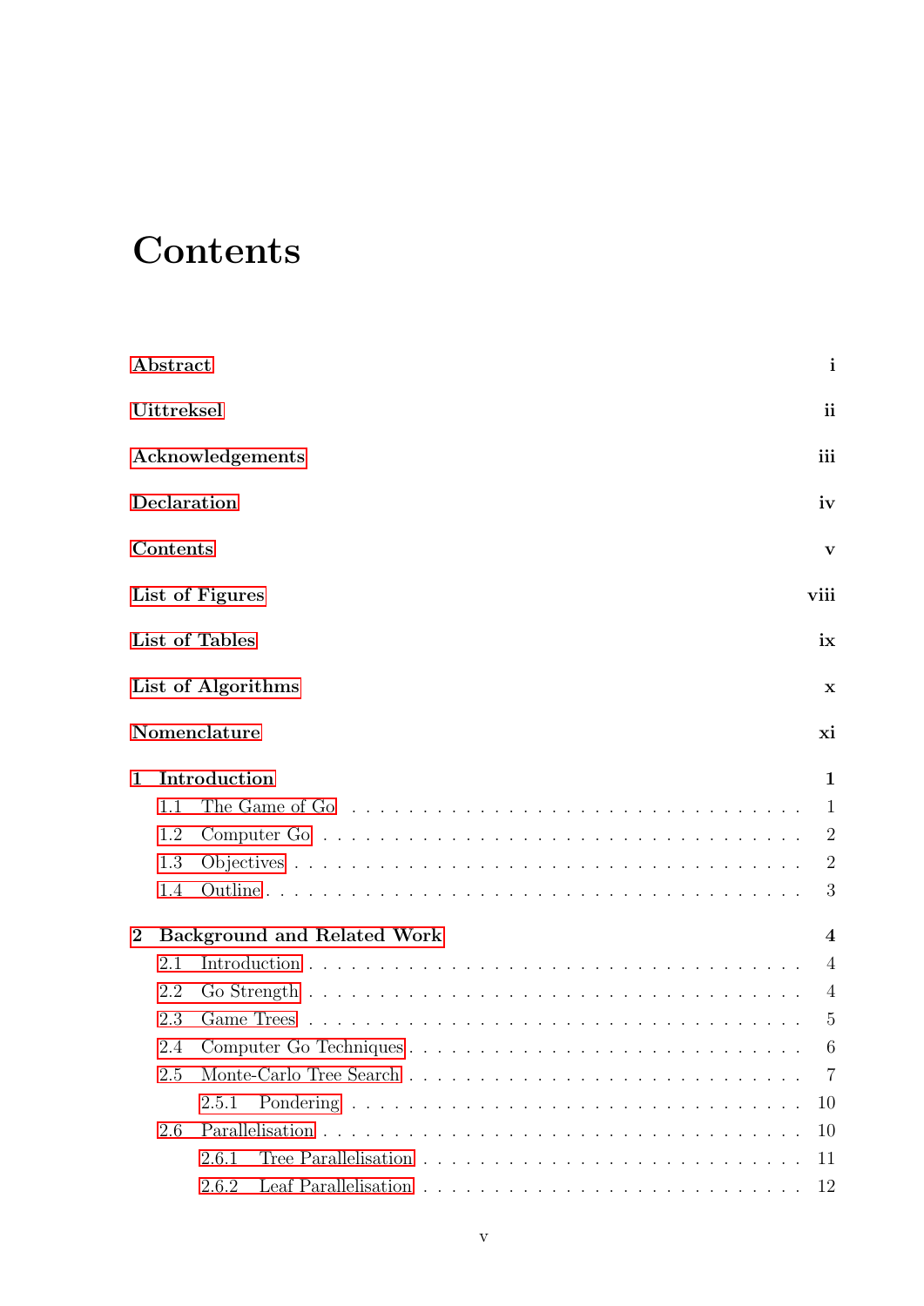# Contents

**Abstract** **i**

**Uittreksel** **ii**

**Acknowledgements** **iii**

**Declaration** **iv**

**Contents** **v**

**List of Figures** **viii**

**List of Tables** **ix**

**List of Algorithms** **x**

**Nomenclature** **xi**

**1 Introduction** **1**

- 1.1 The Game of Go . . . . . 1
- 1.2 Computer Go . . . . . 2
- 1.3 Objectives . . . . . 2
- 1.4 Outline . . . . . 3

**2 Background and Related Work** **4**

- 2.1 Introduction . . . . . 4
- 2.2 Go Strength . . . . . 4
- 2.3 Game Trees . . . . . 5
- 2.4 Computer Go Techniques . . . . . 6
- 2.5 Monte-Carlo Tree Search . . . . . 7
  - 2.5.1 Pondering . . . . . 10
- 2.6 Parallelisation . . . . . 10
  - 2.6.1 Tree Parallelisation . . . . . 11
  - 2.6.2 Leaf Parallelisation . . . . . 12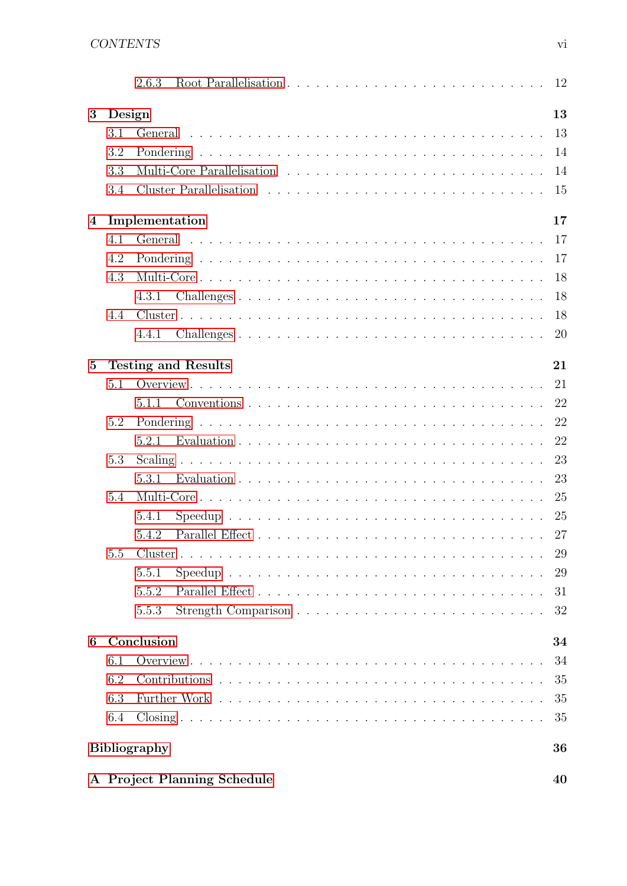2.6.3 Root Parallelisation . . . . . . . . . . . . . . . . . . . . . . . . . . 12

**3 Design** **13**

3.1 General . . . . . . . . . . . . . . . . . . . . . . . . . . . . . . . . . . 13

3.2 Pondering . . . . . . . . . . . . . . . . . . . . . . . . . . . . . . . . . 14

3.3 Multi-Core Parallelisation . . . . . . . . . . . . . . . . . . . . . . . . 14

3.4 Cluster Parallelisation . . . . . . . . . . . . . . . . . . . . . . . . . . 15

**4 Implementation** **17**

4.1 General . . . . . . . . . . . . . . . . . . . . . . . . . . . . . . . . . . 17

4.2 Pondering . . . . . . . . . . . . . . . . . . . . . . . . . . . . . . . . . 17

4.3 Multi-Core . . . . . . . . . . . . . . . . . . . . . . . . . . . . . . . . . 18

4.3.1 Challenges . . . . . . . . . . . . . . . . . . . . . . . . . . . . . . 18

4.4 Cluster . . . . . . . . . . . . . . . . . . . . . . . . . . . . . . . . . . . 18

4.4.1 Challenges . . . . . . . . . . . . . . . . . . . . . . . . . . . . . . 20

**5 Testing and Results** **21**

5.1 Overview . . . . . . . . . . . . . . . . . . . . . . . . . . . . . . . . . . 21

5.1.1 Conventions . . . . . . . . . . . . . . . . . . . . . . . . . . . . . 22

5.2 Pondering . . . . . . . . . . . . . . . . . . . . . . . . . . . . . . . . . 22

5.2.1 Evaluation . . . . . . . . . . . . . . . . . . . . . . . . . . . . . . 22

5.3 Scaling . . . . . . . . . . . . . . . . . . . . . . . . . . . . . . . . . . . 23

5.3.1 Evaluation . . . . . . . . . . . . . . . . . . . . . . . . . . . . . . 23

5.4 Multi-Core . . . . . . . . . . . . . . . . . . . . . . . . . . . . . . . . . 25

5.4.1 Speedup . . . . . . . . . . . . . . . . . . . . . . . . . . . . . . . 25

5.4.2 Parallel Effect . . . . . . . . . . . . . . . . . . . . . . . . . . . . 27

5.5 Cluster . . . . . . . . . . . . . . . . . . . . . . . . . . . . . . . . . . . 29

5.5.1 Speedup . . . . . . . . . . . . . . . . . . . . . . . . . . . . . . . 29

5.5.2 Parallel Effect . . . . . . . . . . . . . . . . . . . . . . . . . . . . 31

5.5.3 Strength Comparison . . . . . . . . . . . . . . . . . . . . . . . . 32

**6 Conclusion** **34**

6.1 Overview . . . . . . . . . . . . . . . . . . . . . . . . . . . . . . . . . . 34

6.2 Contributions . . . . . . . . . . . . . . . . . . . . . . . . . . . . . . . 35

6.3 Further Work . . . . . . . . . . . . . . . . . . . . . . . . . . . . . . . 35

6.4 Closing . . . . . . . . . . . . . . . . . . . . . . . . . . . . . . . . . . . 35

**Bibliography** **36**

**A Project Planning Schedule** **40**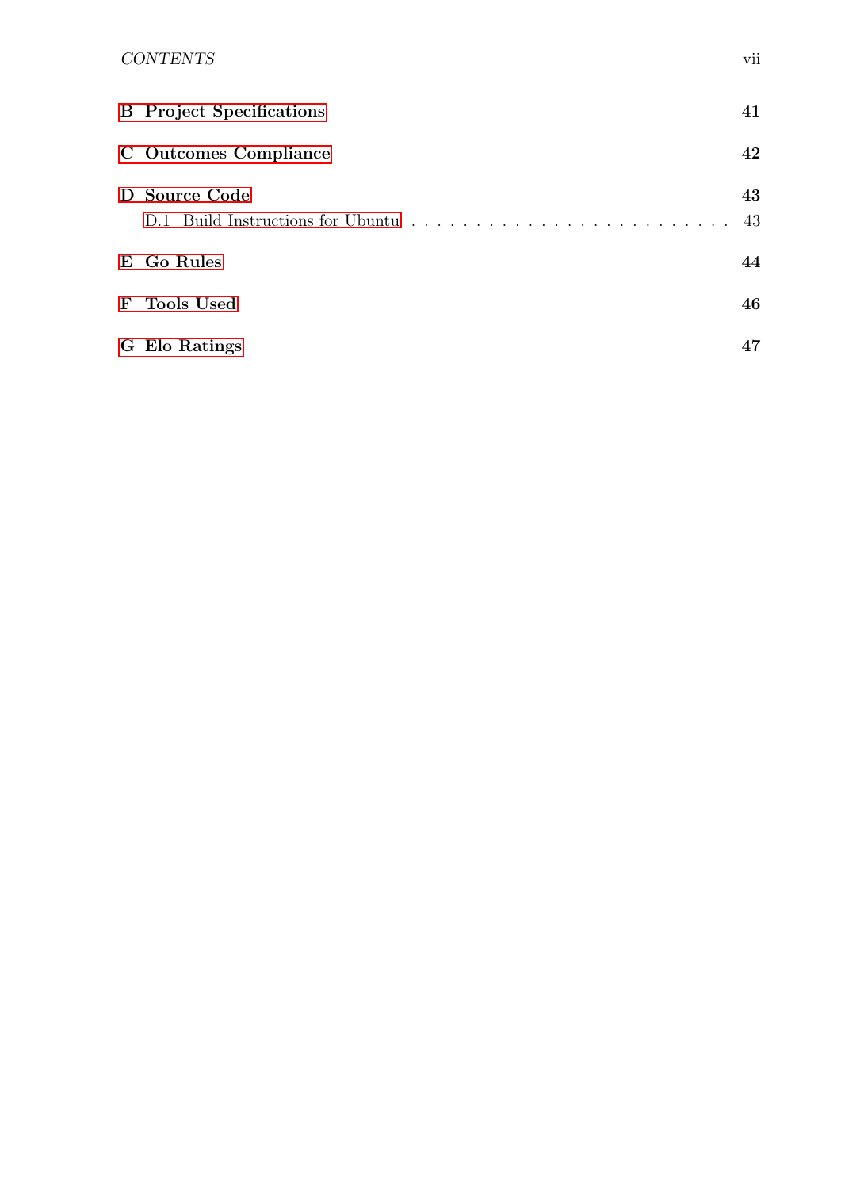**B Project Specifications** **41**

**C Outcomes Compliance** **42**

**D Source Code** **43**

D.1 Build Instructions for Ubuntu . . . . . . . . . . . . . . . . . . . . . . . . . . 43

**E Go Rules** **44**

**F Tools Used** **46**

**G Elo Ratings** **47**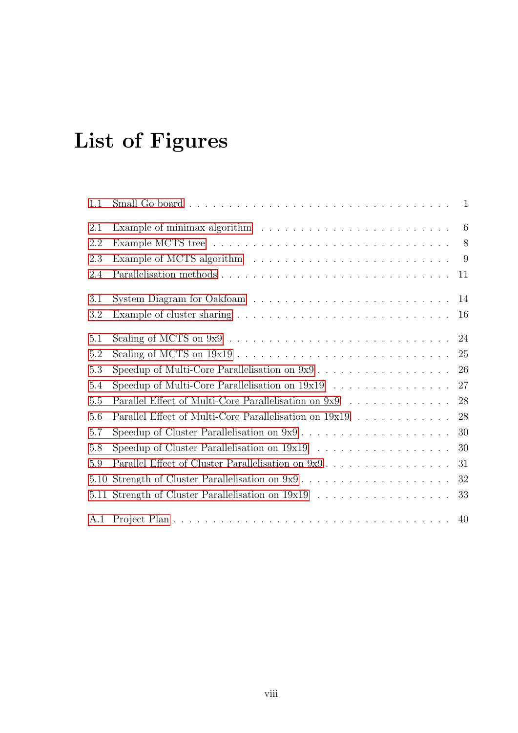# List of Figures

1.1 Small Go board . . . . . . . . . . 1

2.1 Example of minimax algorithm . . . . . . . . . . 6
2.2 Example MCTS tree . . . . . . . . . . 8
2.3 Example of MCTS algorithm . . . . . . . . . . 9
2.4 Parallelisation methods . . . . . . . . . . 11

3.1 System Diagram for Oakfoam . . . . . . . . . . 14
3.2 Example of cluster sharing . . . . . . . . . . 16

5.1 Scaling of MCTS on 9x9 . . . . . . . . . . 24
5.2 Scaling of MCTS on 19x19 . . . . . . . . . . 25
5.3 Speedup of Multi-Core Parallelisation on 9x9 . . . . . . . . . . 26
5.4 Speedup of Multi-Core Parallelisation on 19x19 . . . . . . . . . . 27
5.5 Parallel Effect of Multi-Core Parallelisation on 9x9 . . . . . . . . . . 28
5.6 Parallel Effect of Multi-Core Parallelisation on 19x19 . . . . . . . . . . 28
5.7 Speedup of Cluster Parallelisation on 9x9 . . . . . . . . . . 30
5.8 Speedup of Cluster Parallelisation on 19x19 . . . . . . . . . . 30
5.9 Parallel Effect of Cluster Parallelisation on 9x9 . . . . . . . . . . 31
5.10 Strength of Cluster Parallelisation on 9x9 . . . . . . . . . . 32
5.11 Strength of Cluster Parallelisation on 19x19 . . . . . . . . . . 33

A.1 Project Plan . . . . . . . . . . 40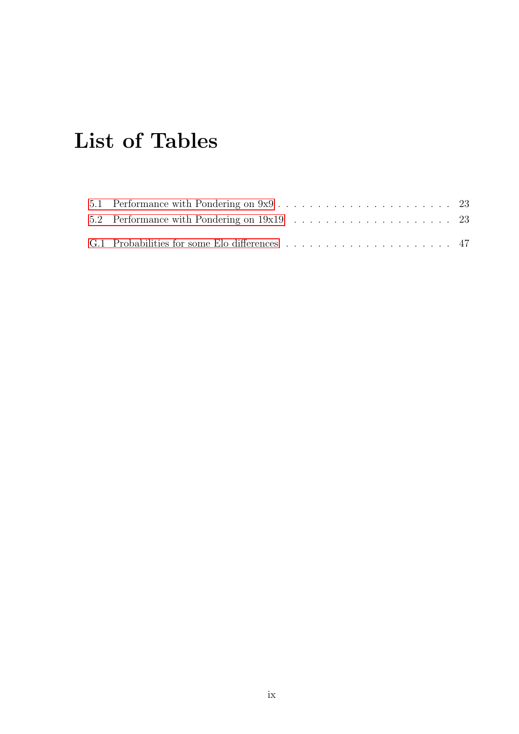# List of Tables

5.1 Performance with Pondering on 9x9 . . . . . . . . . . . . . . . . . . . . . . . 23
5.2 Performance with Pondering on 19x19 . . . . . . . . . . . . . . . . . . . . . 23

G.1 Probabilities for some Elo differences . . . . . . . . . . . . . . . . . . . . . 47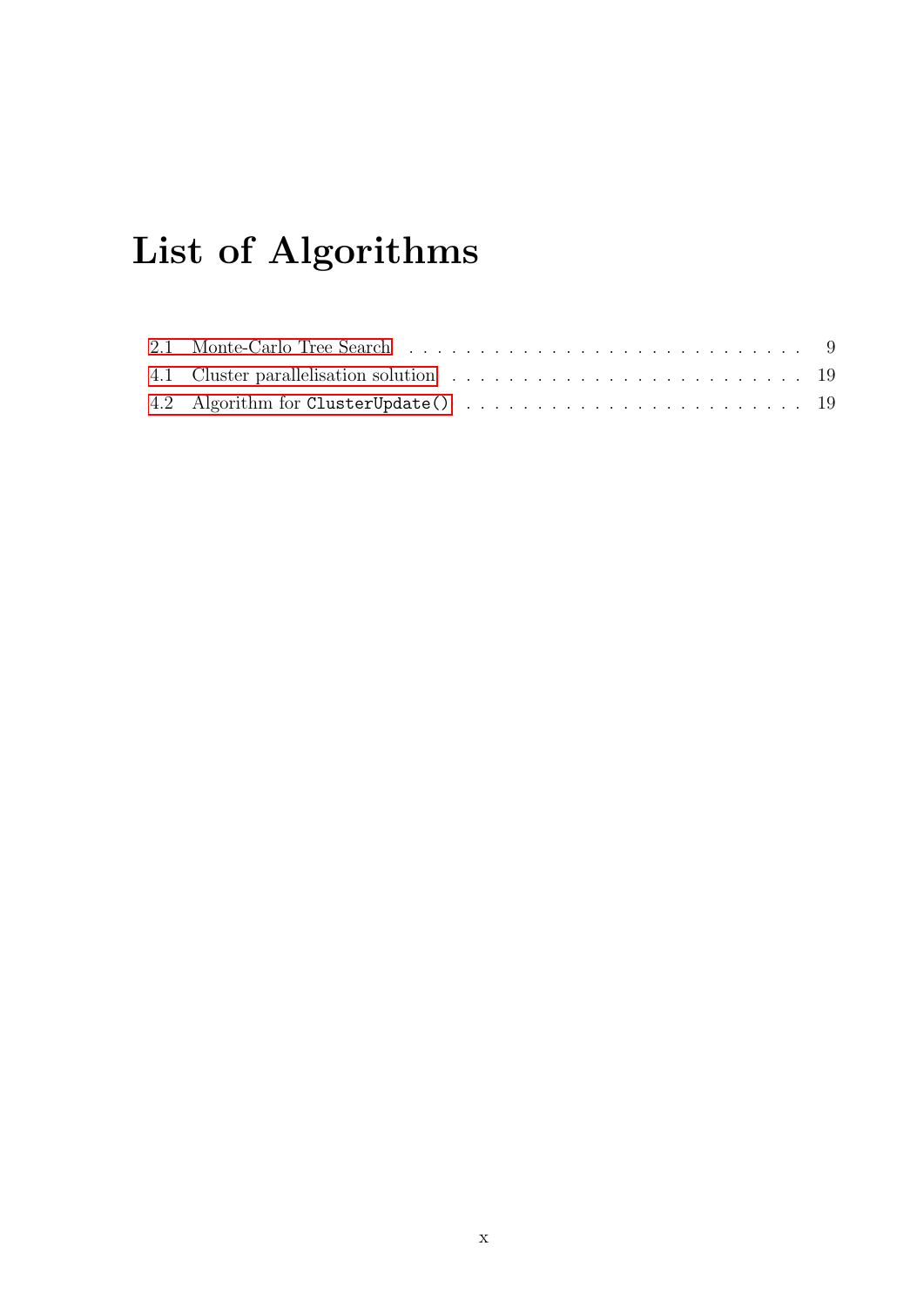# List of Algorithms

2.1 Monte-Carlo Tree Search . . . . . . . . . . . . . . . . . . . . . . . . . . . . . 9
4.1 Cluster parallelisation solution . . . . . . . . . . . . . . . . . . . . . . . . . 19
4.2 Algorithm for `ClusterUpdate()` . . . . . . . . . . . . . . . . . . . . . . . . 19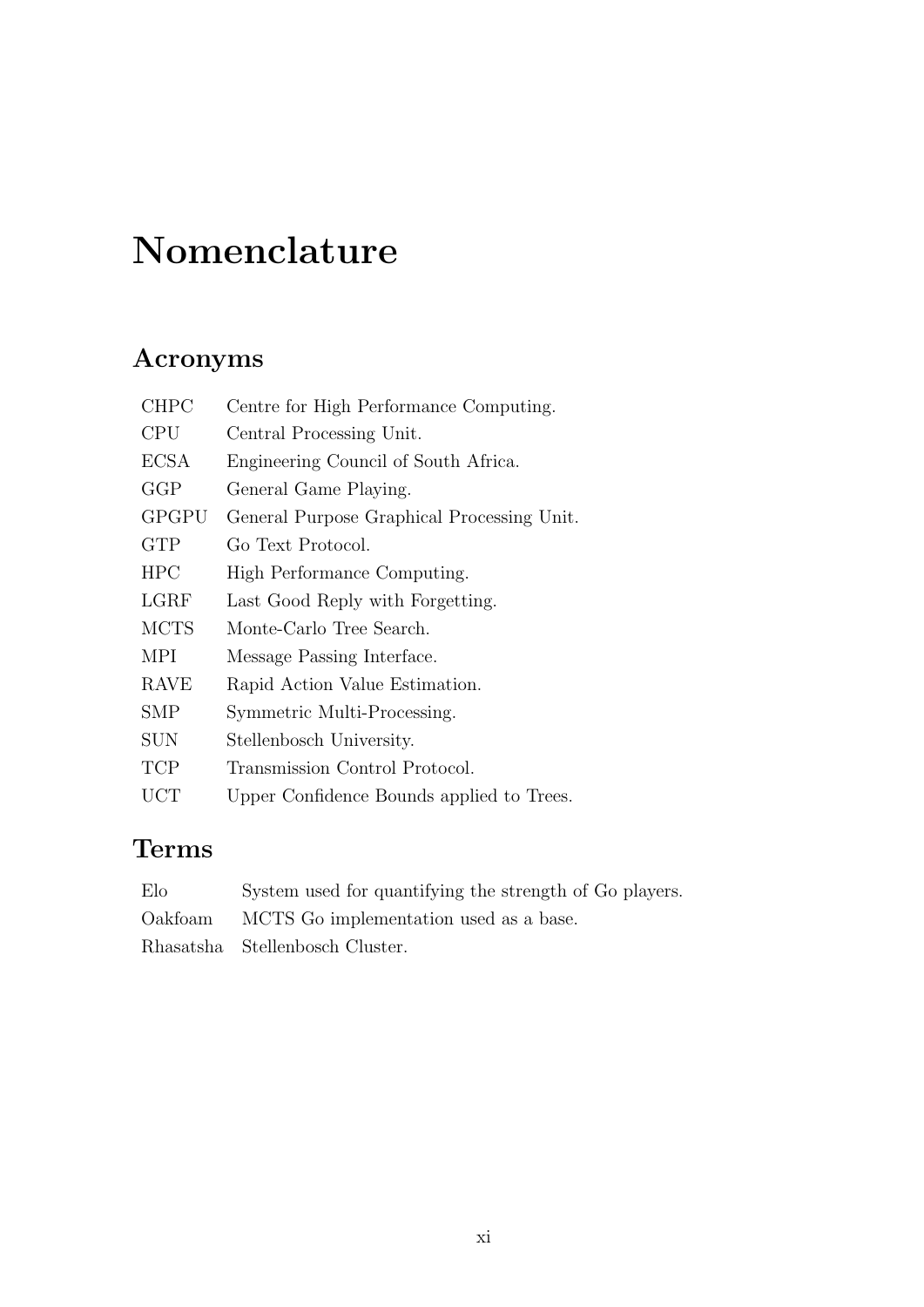# Nomenclature

## Acronyms

| | |
|---|---|
| CHPC | Centre for High Performance Computing. |
| CPU | Central Processing Unit. |
| ECSA | Engineering Council of South Africa. |
| GGP | General Game Playing. |
| GPGPU | General Purpose Graphical Processing Unit. |
| GTP | Go Text Protocol. |
| HPC | High Performance Computing. |
| LGRF | Last Good Reply with Forgetting. |
| MCTS | Monte-Carlo Tree Search. |
| MPI | Message Passing Interface. |
| RAVE | Rapid Action Value Estimation. |
| SMP | Symmetric Multi-Processing. |
| SUN | Stellenbosch University. |
| TCP | Transmission Control Protocol. |
| UCT | Upper Confidence Bounds applied to Trees. |

## Terms

| | |
|---|---|
| Elo | System used for quantifying the strength of Go players. |
| Oakfoam | MCTS Go implementation used as a base. |
| Rhasatsha | Stellenbosch Cluster. |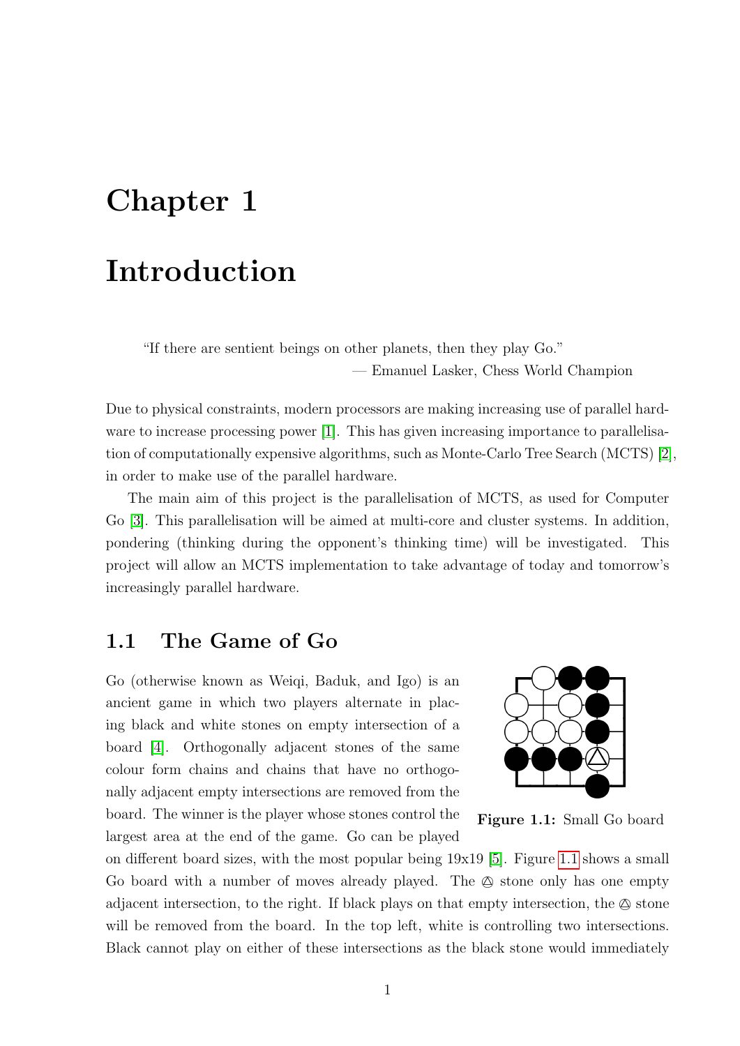# Chapter 1

# Introduction

> "If there are sentient beings on other planets, then they play Go."
>
> — Emanuel Lasker, Chess World Champion

Due to physical constraints, modern processors are making increasing use of parallel hardware to increase processing power [1]. This has given increasing importance to parallelisation of computationally expensive algorithms, such as Monte-Carlo Tree Search (MCTS) [2], in order to make use of the parallel hardware.

The main aim of this project is the parallelisation of MCTS, as used for Computer Go [3]. This parallelisation will be aimed at multi-core and cluster systems. In addition, pondering (thinking during the opponent's thinking time) will be investigated. This project will allow an MCTS implementation to take advantage of today and tomorrow's increasingly parallel hardware.

## 1.1 The Game of Go

Go (otherwise known as Weiqi, Baduk, and Igo) is an ancient game in which two players alternate in placing black and white stones on empty intersection of a board [4]. Orthogonally adjacent stones of the same colour form chains and chains that have no orthogonally adjacent empty intersections are removed from the board. The winner is the player whose stones control the largest area at the end of the game. Go can be played on different board sizes, with the most popular being 19x19 [5]. Figure 1.1 shows a small Go board with a number of moves already played. The ◬ stone only has one empty adjacent intersection, to the right. If black plays on that empty intersection, the ◬ stone will be removed from the board. In the top left, white is controlling two intersections. Black cannot play on either of these intersections as the black stone would immediately

**Figure 1.1:** Small Go board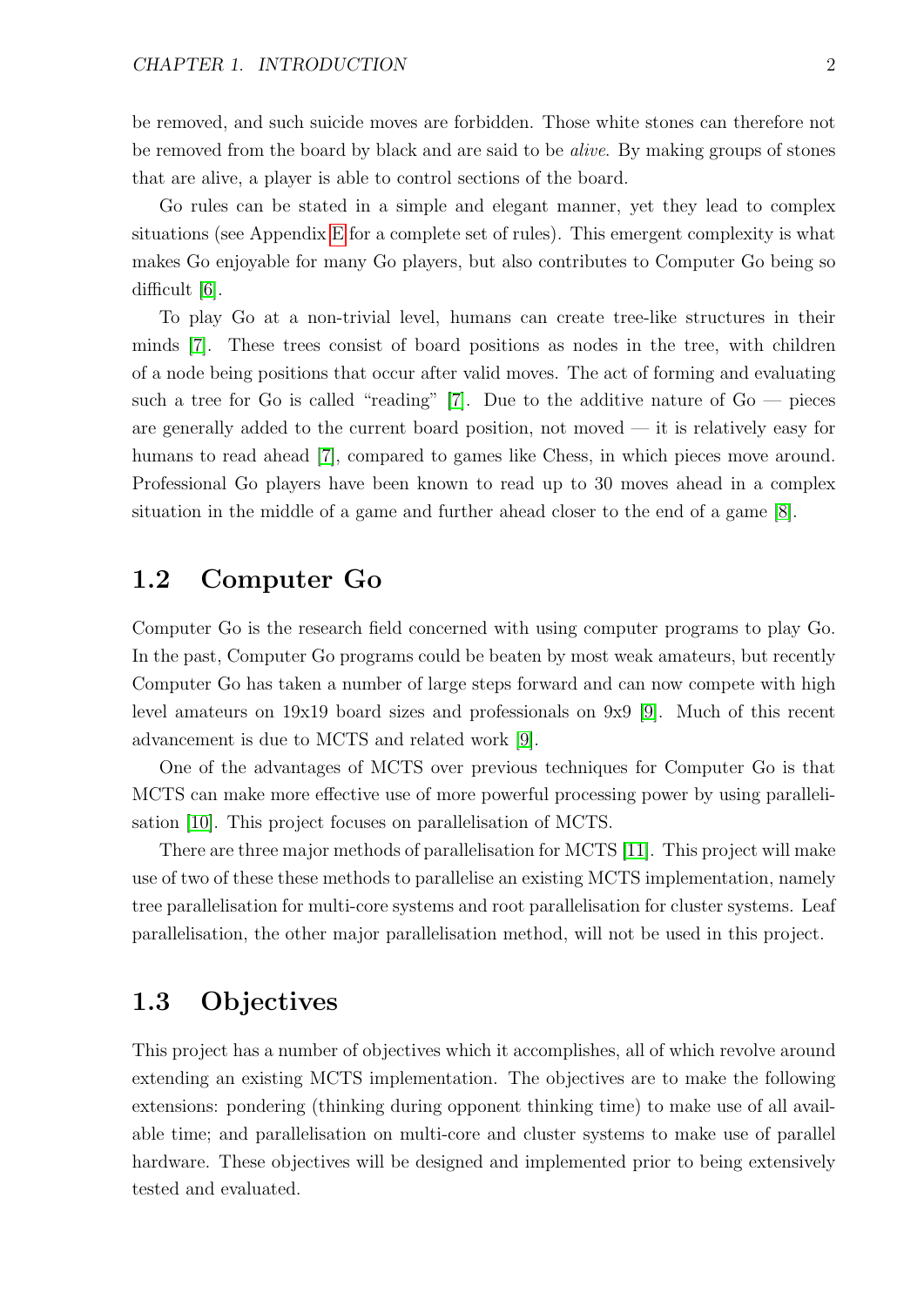be removed, and such suicide moves are forbidden. Those white stones can therefore not be removed from the board by black and are said to be *alive*. By making groups of stones that are alive, a player is able to control sections of the board.

Go rules can be stated in a simple and elegant manner, yet they lead to complex situations (see Appendix E for a complete set of rules). This emergent complexity is what makes Go enjoyable for many Go players, but also contributes to Computer Go being so difficult [6].

To play Go at a non-trivial level, humans can create tree-like structures in their minds [7]. These trees consist of board positions as nodes in the tree, with children of a node being positions that occur after valid moves. The act of forming and evaluating such a tree for Go is called "reading" [7]. Due to the additive nature of Go — pieces are generally added to the current board position, not moved — it is relatively easy for humans to read ahead [7], compared to games like Chess, in which pieces move around. Professional Go players have been known to read up to 30 moves ahead in a complex situation in the middle of a game and further ahead closer to the end of a game [8].

## 1.2 Computer Go

Computer Go is the research field concerned with using computer programs to play Go. In the past, Computer Go programs could be beaten by most weak amateurs, but recently Computer Go has taken a number of large steps forward and can now compete with high level amateurs on 19x19 board sizes and professionals on 9x9 [9]. Much of this recent advancement is due to MCTS and related work [9].

One of the advantages of MCTS over previous techniques for Computer Go is that MCTS can make more effective use of more powerful processing power by using parallelisation [10]. This project focuses on parallelisation of MCTS.

There are three major methods of parallelisation for MCTS [11]. This project will make use of two of these these methods to parallelise an existing MCTS implementation, namely tree parallelisation for multi-core systems and root parallelisation for cluster systems. Leaf parallelisation, the other major parallelisation method, will not be used in this project.

## 1.3 Objectives

This project has a number of objectives which it accomplishes, all of which revolve around extending an existing MCTS implementation. The objectives are to make the following extensions: pondering (thinking during opponent thinking time) to make use of all available time; and parallelisation on multi-core and cluster systems to make use of parallel hardware. These objectives will be designed and implemented prior to being extensively tested and evaluated.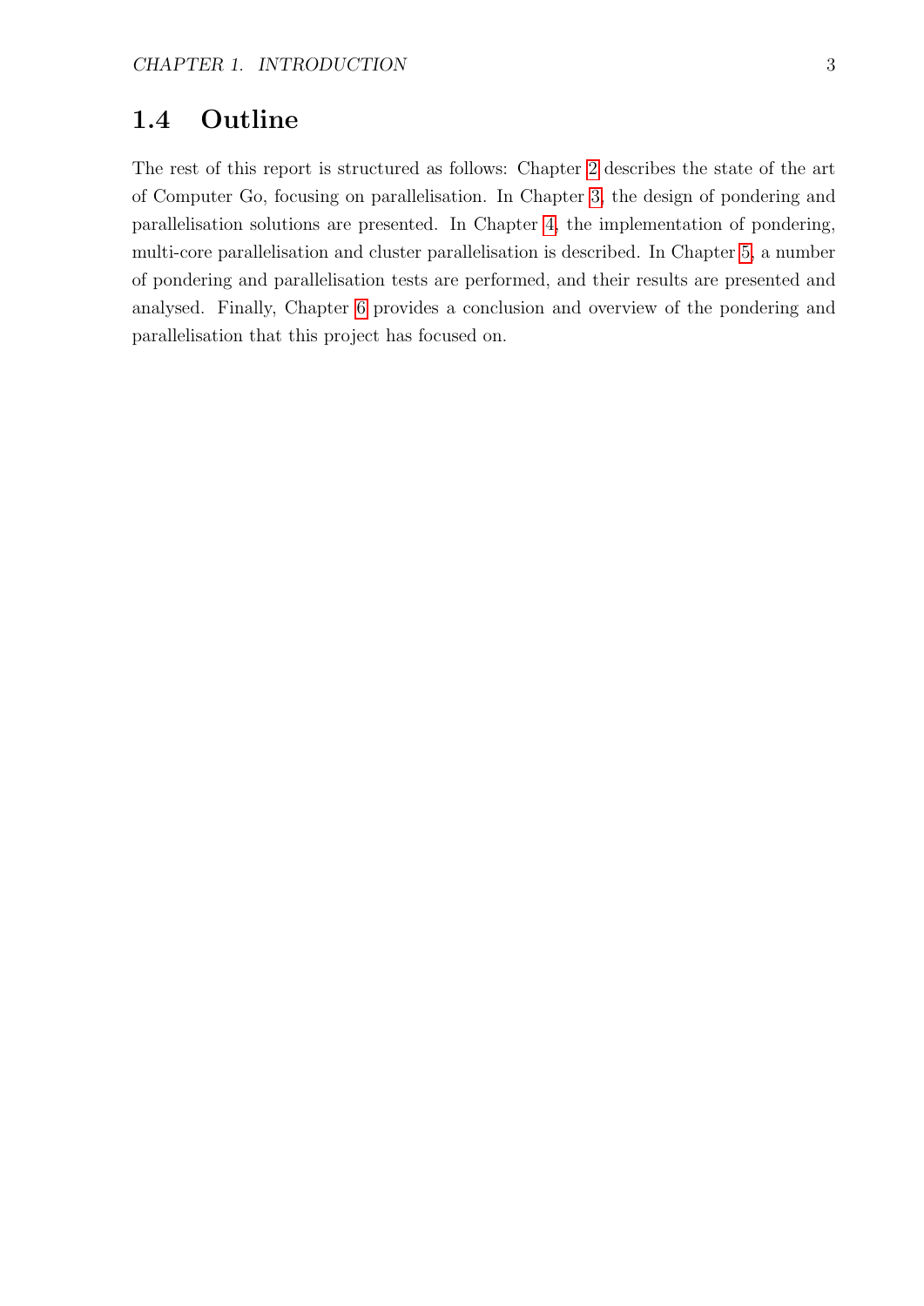## 1.4 Outline

The rest of this report is structured as follows: Chapter 2 describes the state of the art of Computer Go, focusing on parallelisation. In Chapter 3, the design of pondering and parallelisation solutions are presented. In Chapter 4, the implementation of pondering, multi-core parallelisation and cluster parallelisation is described. In Chapter 5, a number of pondering and parallelisation tests are performed, and their results are presented and analysed. Finally, Chapter 6 provides a conclusion and overview of the pondering and parallelisation that this project has focused on.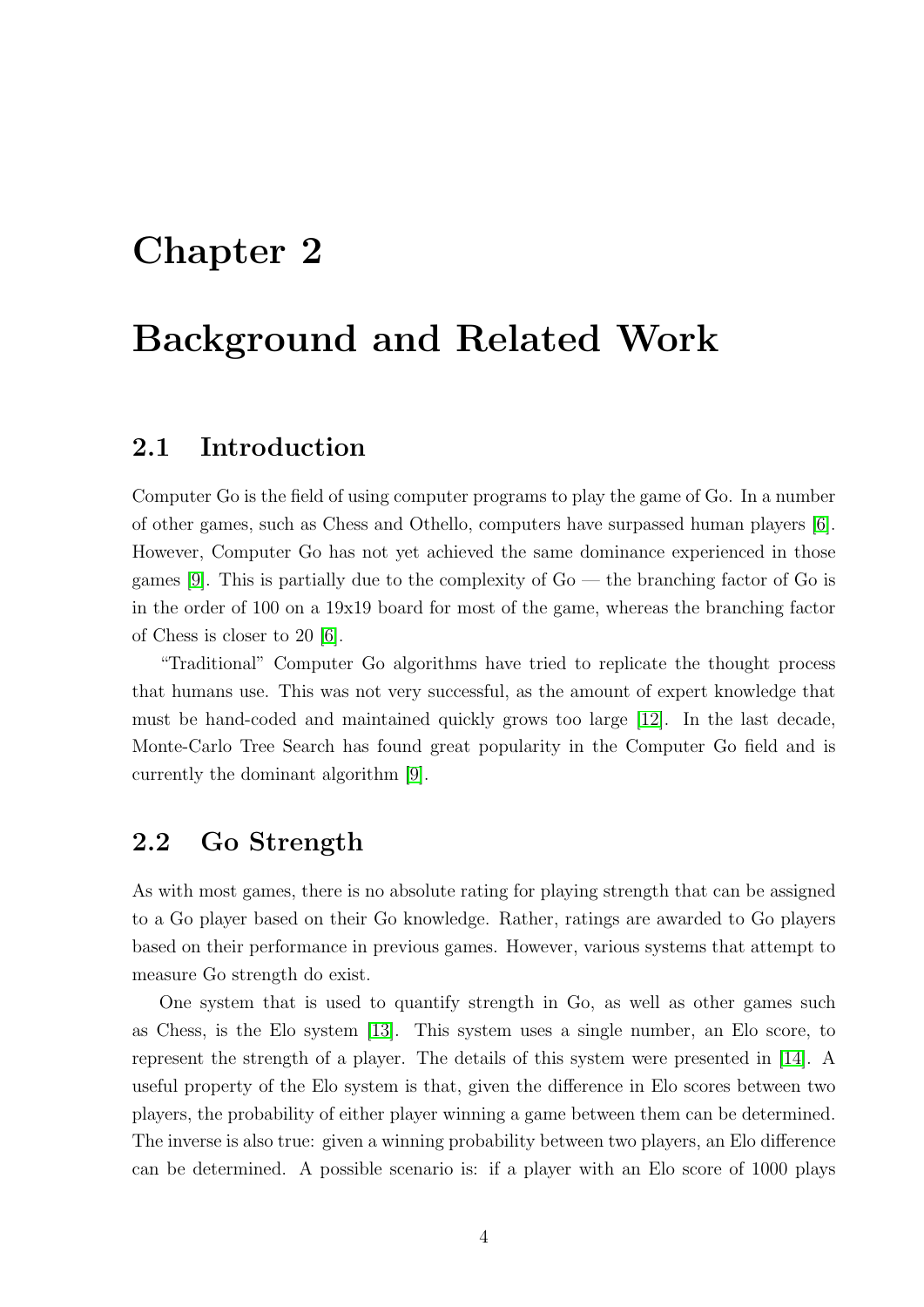# Chapter 2

# Background and Related Work

## 2.1 Introduction

Computer Go is the field of using computer programs to play the game of Go. In a number of other games, such as Chess and Othello, computers have surpassed human players [6]. However, Computer Go has not yet achieved the same dominance experienced in those games [9]. This is partially due to the complexity of Go — the branching factor of Go is in the order of 100 on a 19x19 board for most of the game, whereas the branching factor of Chess is closer to 20 [6].

"Traditional" Computer Go algorithms have tried to replicate the thought process that humans use. This was not very successful, as the amount of expert knowledge that must be hand-coded and maintained quickly grows too large [12]. In the last decade, Monte-Carlo Tree Search has found great popularity in the Computer Go field and is currently the dominant algorithm [9].

## 2.2 Go Strength

As with most games, there is no absolute rating for playing strength that can be assigned to a Go player based on their Go knowledge. Rather, ratings are awarded to Go players based on their performance in previous games. However, various systems that attempt to measure Go strength do exist.

One system that is used to quantify strength in Go, as well as other games such as Chess, is the Elo system [13]. This system uses a single number, an Elo score, to represent the strength of a player. The details of this system were presented in [14]. A useful property of the Elo system is that, given the difference in Elo scores between two players, the probability of either player winning a game between them can be determined. The inverse is also true: given a winning probability between two players, an Elo difference can be determined. A possible scenario is: if a player with an Elo score of 1000 plays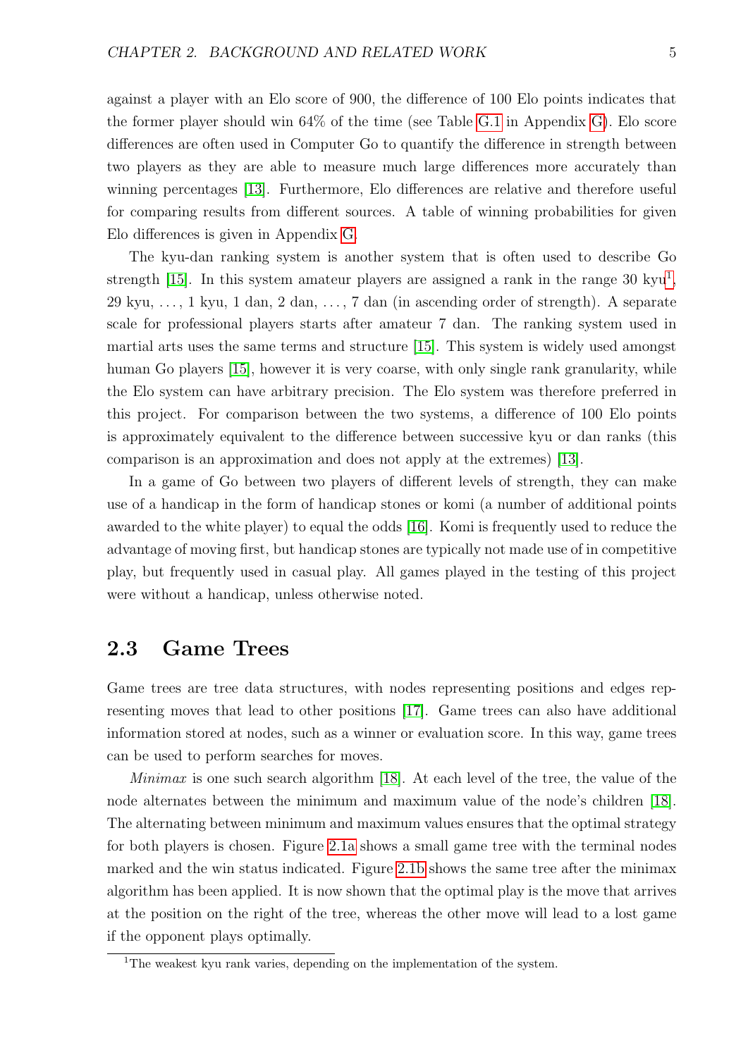against a player with an Elo score of 900, the difference of 100 Elo points indicates that the former player should win 64% of the time (see Table G.1 in Appendix G). Elo score differences are often used in Computer Go to quantify the difference in strength between two players as they are able to measure much large differences more accurately than winning percentages [13]. Furthermore, Elo differences are relative and therefore useful for comparing results from different sources. A table of winning probabilities for given Elo differences is given in Appendix G.

The kyu-dan ranking system is another system that is often used to describe Go strength [15]. In this system amateur players are assigned a rank in the range 30 kyu[1], 29 kyu, ..., 1 kyu, 1 dan, 2 dan, ..., 7 dan (in ascending order of strength). A separate scale for professional players starts after amateur 7 dan. The ranking system used in martial arts uses the same terms and structure [15]. This system is widely used amongst human Go players [15], however it is very coarse, with only single rank granularity, while the Elo system can have arbitrary precision. The Elo system was therefore preferred in this project. For comparison between the two systems, a difference of 100 Elo points is approximately equivalent to the difference between successive kyu or dan ranks (this comparison is an approximation and does not apply at the extremes) [13].

In a game of Go between two players of different levels of strength, they can make use of a handicap in the form of handicap stones or komi (a number of additional points awarded to the white player) to equal the odds [16]. Komi is frequently used to reduce the advantage of moving first, but handicap stones are typically not made use of in competitive play, but frequently used in casual play. All games played in the testing of this project were without a handicap, unless otherwise noted.

## 2.3 Game Trees

Game trees are tree data structures, with nodes representing positions and edges representing moves that lead to other positions [17]. Game trees can also have additional information stored at nodes, such as a winner or evaluation score. In this way, game trees can be used to perform searches for moves.

*Minimax* is one such search algorithm [18]. At each level of the tree, the value of the node alternates between the minimum and maximum value of the node's children [18]. The alternating between minimum and maximum values ensures that the optimal strategy for both players is chosen. Figure 2.1a shows a small game tree with the terminal nodes marked and the win status indicated. Figure 2.1b shows the same tree after the minimax algorithm has been applied. It is now shown that the optimal play is the move that arrives at the position on the right of the tree, whereas the other move will lead to a lost game if the opponent plays optimally.

[1] The weakest kyu rank varies, depending on the implementation of the system.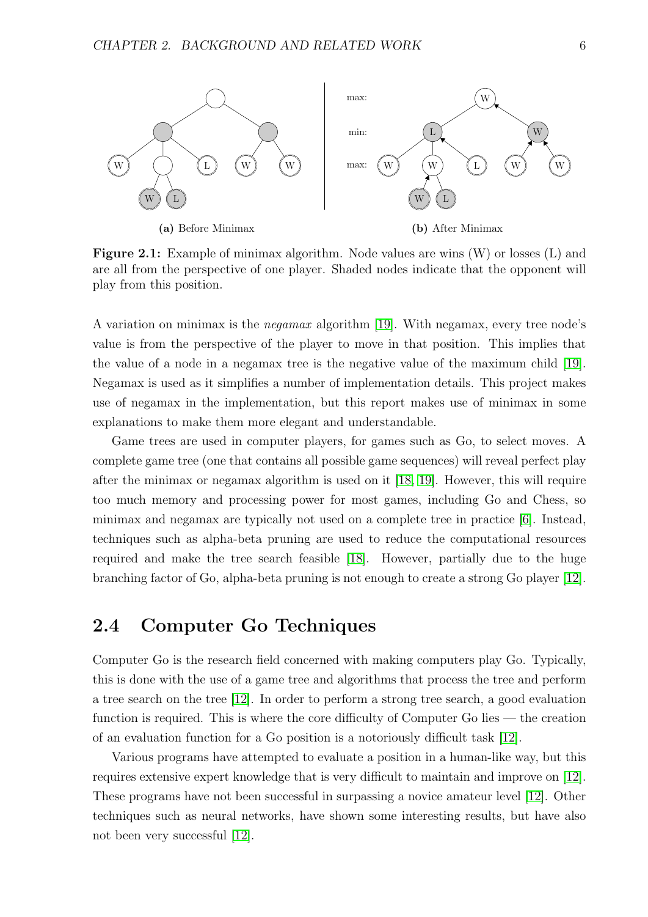**Figure 2.1:** Example of minimax algorithm. Node values are wins (W) or losses (L) and are all from the perspective of one player. Shaded nodes indicate that the opponent will play from this position.

A variation on minimax is the *negamax* algorithm [19]. With negamax, every tree node's value is from the perspective of the player to move in that position. This implies that the value of a node in a negamax tree is the negative value of the maximum child [19]. Negamax is used as it simplifies a number of implementation details. This project makes use of negamax in the implementation, but this report makes use of minimax in some explanations to make them more elegant and understandable.

Game trees are used in computer players, for games such as Go, to select moves. A complete game tree (one that contains all possible game sequences) will reveal perfect play after the minimax or negamax algorithm is used on it [18, 19]. However, this will require too much memory and processing power for most games, including Go and Chess, so minimax and negamax are typically not used on a complete tree in practice [6]. Instead, techniques such as alpha-beta pruning are used to reduce the computational resources required and make the tree search feasible [18]. However, partially due to the huge branching factor of Go, alpha-beta pruning is not enough to create a strong Go player [12].

## 2.4 Computer Go Techniques

Computer Go is the research field concerned with making computers play Go. Typically, this is done with the use of a game tree and algorithms that process the tree and perform a tree search on the tree [12]. In order to perform a strong tree search, a good evaluation function is required. This is where the core difficulty of Computer Go lies — the creation of an evaluation function for a Go position is a notoriously difficult task [12].

Various programs have attempted to evaluate a position in a human-like way, but this requires extensive expert knowledge that is very difficult to maintain and improve on [12]. These programs have not been successful in surpassing a novice amateur level [12]. Other techniques such as neural networks, have shown some interesting results, but have also not been very successful [12].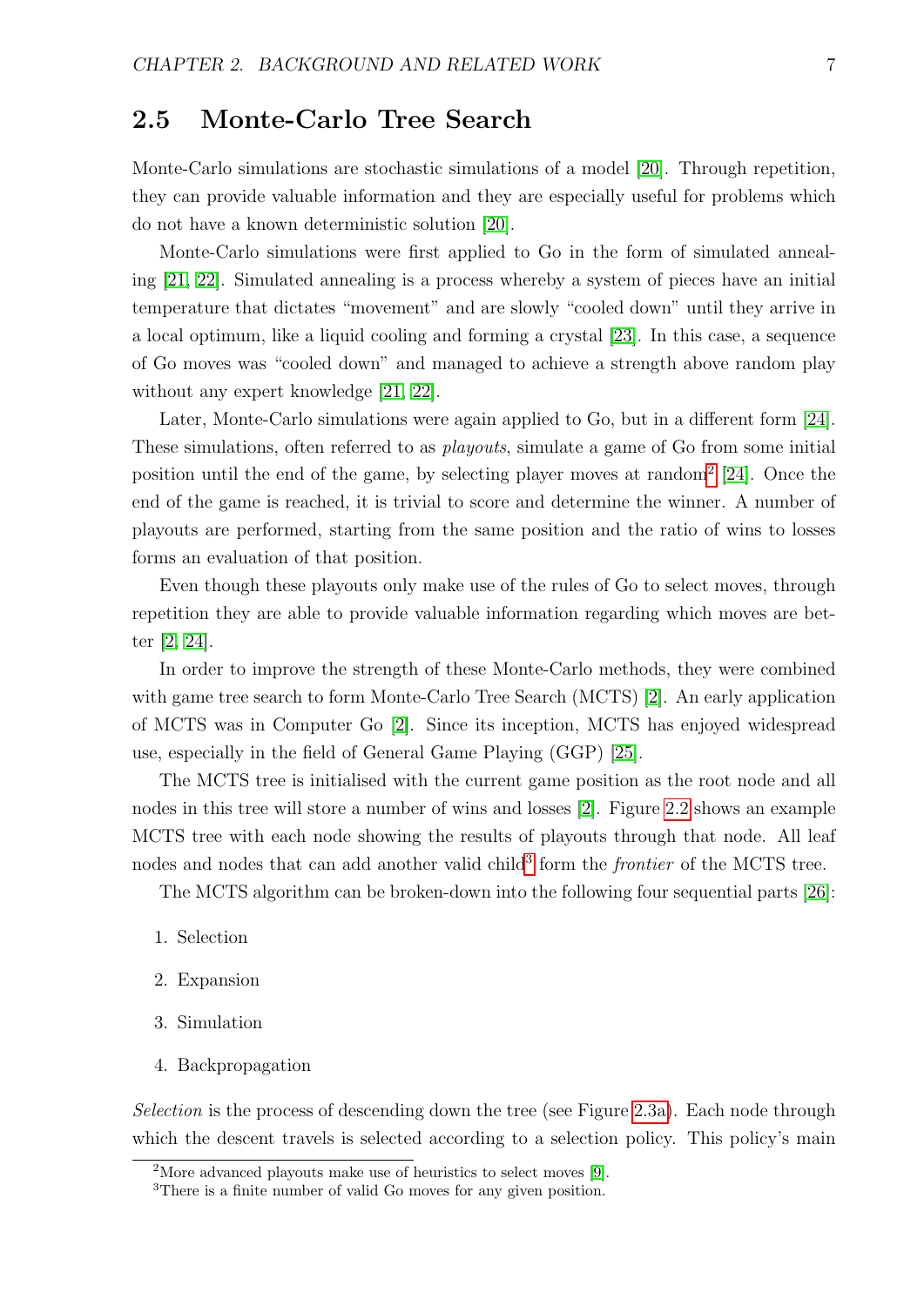## 2.5 Monte-Carlo Tree Search

Monte-Carlo simulations are stochastic simulations of a model [20]. Through repetition, they can provide valuable information and they are especially useful for problems which do not have a known deterministic solution [20].

Monte-Carlo simulations were first applied to Go in the form of simulated annealing [21, 22]. Simulated annealing is a process whereby a system of pieces have an initial temperature that dictates "movement" and are slowly "cooled down" until they arrive in a local optimum, like a liquid cooling and forming a crystal [23]. In this case, a sequence of Go moves was "cooled down" and managed to achieve a strength above random play without any expert knowledge [21, 22].

Later, Monte-Carlo simulations were again applied to Go, but in a different form [24]. These simulations, often referred to as *playouts*, simulate a game of Go from some initial position until the end of the game, by selecting player moves at random[2] [24]. Once the end of the game is reached, it is trivial to score and determine the winner. A number of playouts are performed, starting from the same position and the ratio of wins to losses forms an evaluation of that position.

Even though these playouts only make use of the rules of Go to select moves, through repetition they are able to provide valuable information regarding which moves are better [2, 24].

In order to improve the strength of these Monte-Carlo methods, they were combined with game tree search to form Monte-Carlo Tree Search (MCTS) [2]. An early application of MCTS was in Computer Go [2]. Since its inception, MCTS has enjoyed widespread use, especially in the field of General Game Playing (GGP) [25].

The MCTS tree is initialised with the current game position as the root node and all nodes in this tree will store a number of wins and losses [2]. Figure 2.2 shows an example MCTS tree with each node showing the results of playouts through that node. All leaf nodes and nodes that can add another valid child[3] form the *frontier* of the MCTS tree.

The MCTS algorithm can be broken-down into the following four sequential parts [26]:

1. Selection
2. Expansion
3. Simulation
4. Backpropagation

*Selection* is the process of descending down the tree (see Figure 2.3a). Each node through which the descent travels is selected according to a selection policy. This policy's main

[2] More advanced playouts make use of heuristics to select moves [9].

[3] There is a finite number of valid Go moves for any given position.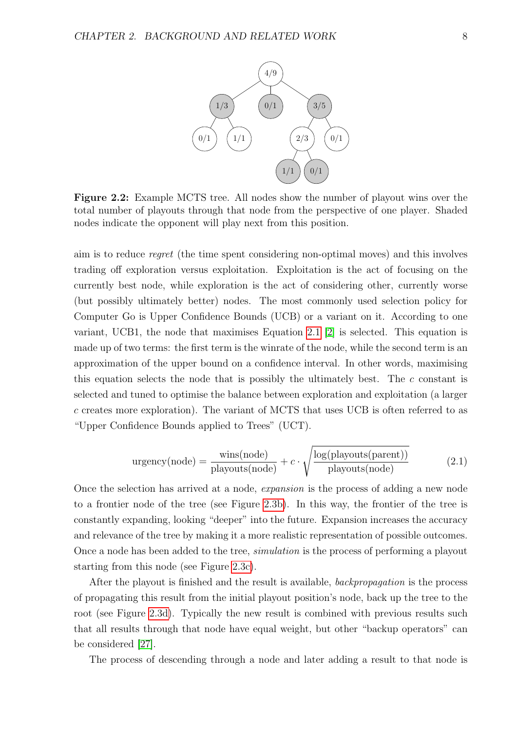**Figure 2.2:** Example MCTS tree. All nodes show the number of playout wins over the total number of playouts through that node from the perspective of one player. Shaded nodes indicate the opponent will play next from this position.

aim is to reduce *regret* (the time spent considering non-optimal moves) and this involves trading off exploration versus exploitation. Exploitation is the act of focusing on the currently best node, while exploration is the act of considering other, currently worse (but possibly ultimately better) nodes. The most commonly used selection policy for Computer Go is Upper Confidence Bounds (UCB) or a variant on it. According to one variant, UCB1, the node that maximises Equation 2.1 [2] is selected. This equation is made up of two terms: the first term is the winrate of the node, while the second term is an approximation of the upper bound on a confidence interval. In other words, maximising this equation selects the node that is possibly the ultimately best. The $c$ constant is selected and tuned to optimise the balance between exploration and exploitation (a larger $c$ creates more exploration). The variant of MCTS that uses UCB is often referred to as "Upper Confidence Bounds applied to Trees" (UCT).

$$\text{urgency(node)} = \frac{\text{wins(node)}}{\text{playouts(node)}} + c \cdot \sqrt{\frac{\log(\text{playouts(parent)})}{\text{playouts(node)}}} \tag{2.1}$$

Once the selection has arrived at a node, *expansion* is the process of adding a new node to a frontier node of the tree (see Figure 2.3b). In this way, the frontier of the tree is constantly expanding, looking "deeper" into the future. Expansion increases the accuracy and relevance of the tree by making it a more realistic representation of possible outcomes. Once a node has been added to the tree, *simulation* is the process of performing a playout starting from this node (see Figure 2.3c).

After the playout is finished and the result is available, *backpropagation* is the process of propagating this result from the initial playout position's node, back up the tree to the root (see Figure 2.3d). Typically the new result is combined with previous results such that all results through that node have equal weight, but other "backup operators" can be considered [27].

The process of descending through a node and later adding a result to that node is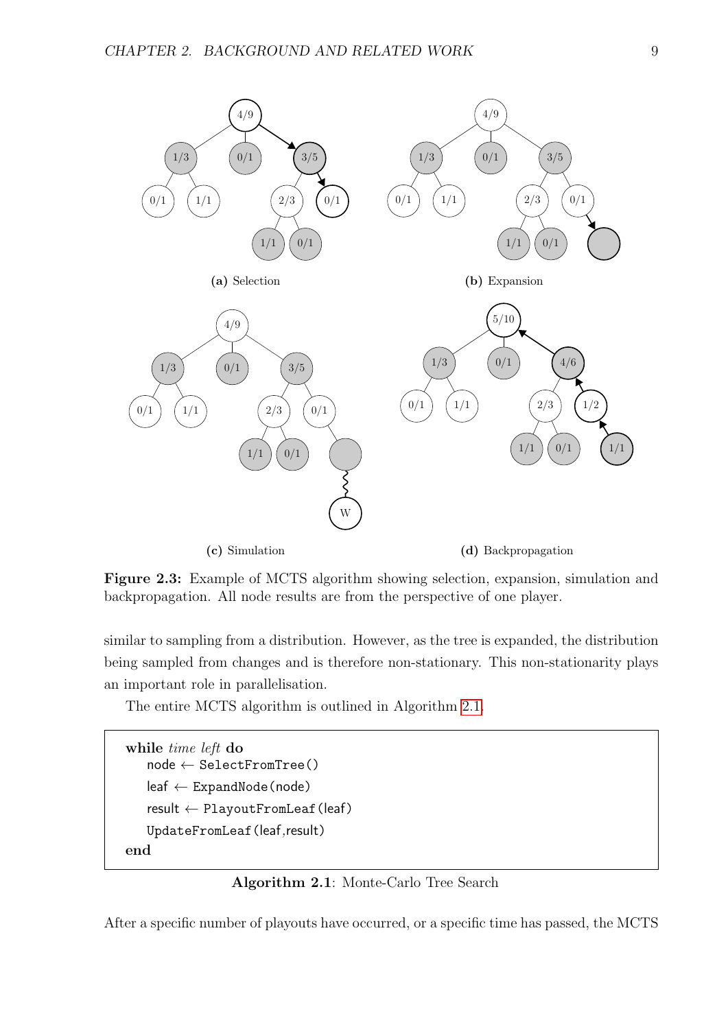(a) Selection

(b) Expansion

(c) Simulation

(d) Backpropagation

**Figure 2.3:** Example of MCTS algorithm showing selection, expansion, simulation and backpropagation. All node results are from the perspective of one player.

similar to sampling from a distribution. However, as the tree is expanded, the distribution being sampled from changes and is therefore non-stationary. This non-stationarity plays an important role in parallelisation.

The entire MCTS algorithm is outlined in Algorithm 2.1.

```
while time left do
    node ← SelectFromTree()
    leaf ← ExpandNode(node)
    result ← PlayoutFromLeaf(leaf)
    UpdateFromLeaf(leaf,result)
end
```

**Algorithm 2.1**: Monte-Carlo Tree Search

After a specific number of playouts have occurred, or a specific time has passed, the MCTS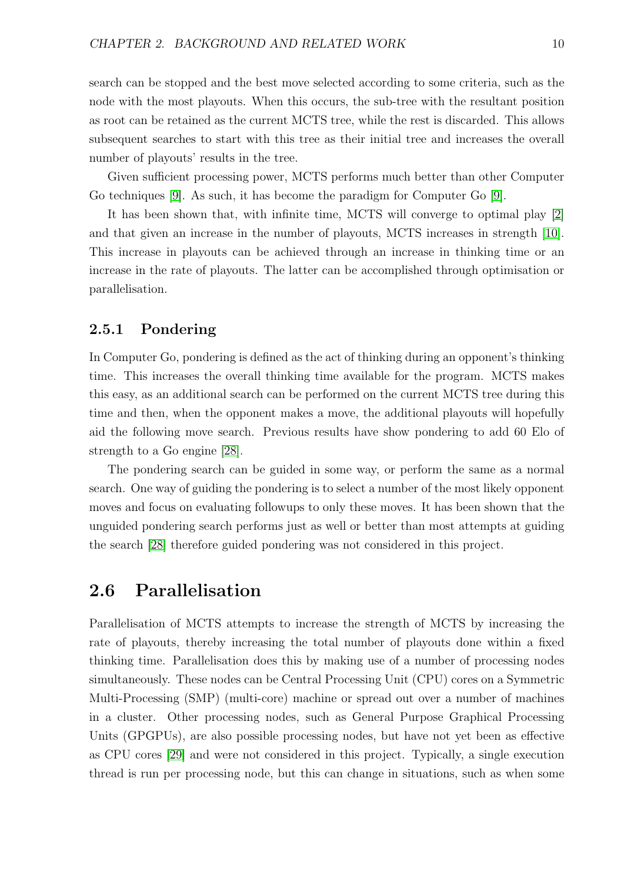search can be stopped and the best move selected according to some criteria, such as the node with the most playouts. When this occurs, the sub-tree with the resultant position as root can be retained as the current MCTS tree, while the rest is discarded. This allows subsequent searches to start with this tree as their initial tree and increases the overall number of playouts' results in the tree.

Given sufficient processing power, MCTS performs much better than other Computer Go techniques [9]. As such, it has become the paradigm for Computer Go [9].

It has been shown that, with infinite time, MCTS will converge to optimal play [2] and that given an increase in the number of playouts, MCTS increases in strength [10]. This increase in playouts can be achieved through an increase in thinking time or an increase in the rate of playouts. The latter can be accomplished through optimisation or parallelisation.

### 2.5.1 Pondering

In Computer Go, pondering is defined as the act of thinking during an opponent's thinking time. This increases the overall thinking time available for the program. MCTS makes this easy, as an additional search can be performed on the current MCTS tree during this time and then, when the opponent makes a move, the additional playouts will hopefully aid the following move search. Previous results have show pondering to add 60 Elo of strength to a Go engine [28].

The pondering search can be guided in some way, or perform the same as a normal search. One way of guiding the pondering is to select a number of the most likely opponent moves and focus on evaluating followups to only these moves. It has been shown that the unguided pondering search performs just as well or better than most attempts at guiding the search [28] therefore guided pondering was not considered in this project.

## 2.6 Parallelisation

Parallelisation of MCTS attempts to increase the strength of MCTS by increasing the rate of playouts, thereby increasing the total number of playouts done within a fixed thinking time. Parallelisation does this by making use of a number of processing nodes simultaneously. These nodes can be Central Processing Unit (CPU) cores on a Symmetric Multi-Processing (SMP) (multi-core) machine or spread out over a number of machines in a cluster. Other processing nodes, such as General Purpose Graphical Processing Units (GPGPUs), are also possible processing nodes, but have not yet been as effective as CPU cores [29] and were not considered in this project. Typically, a single execution thread is run per processing node, but this can change in situations, such as when some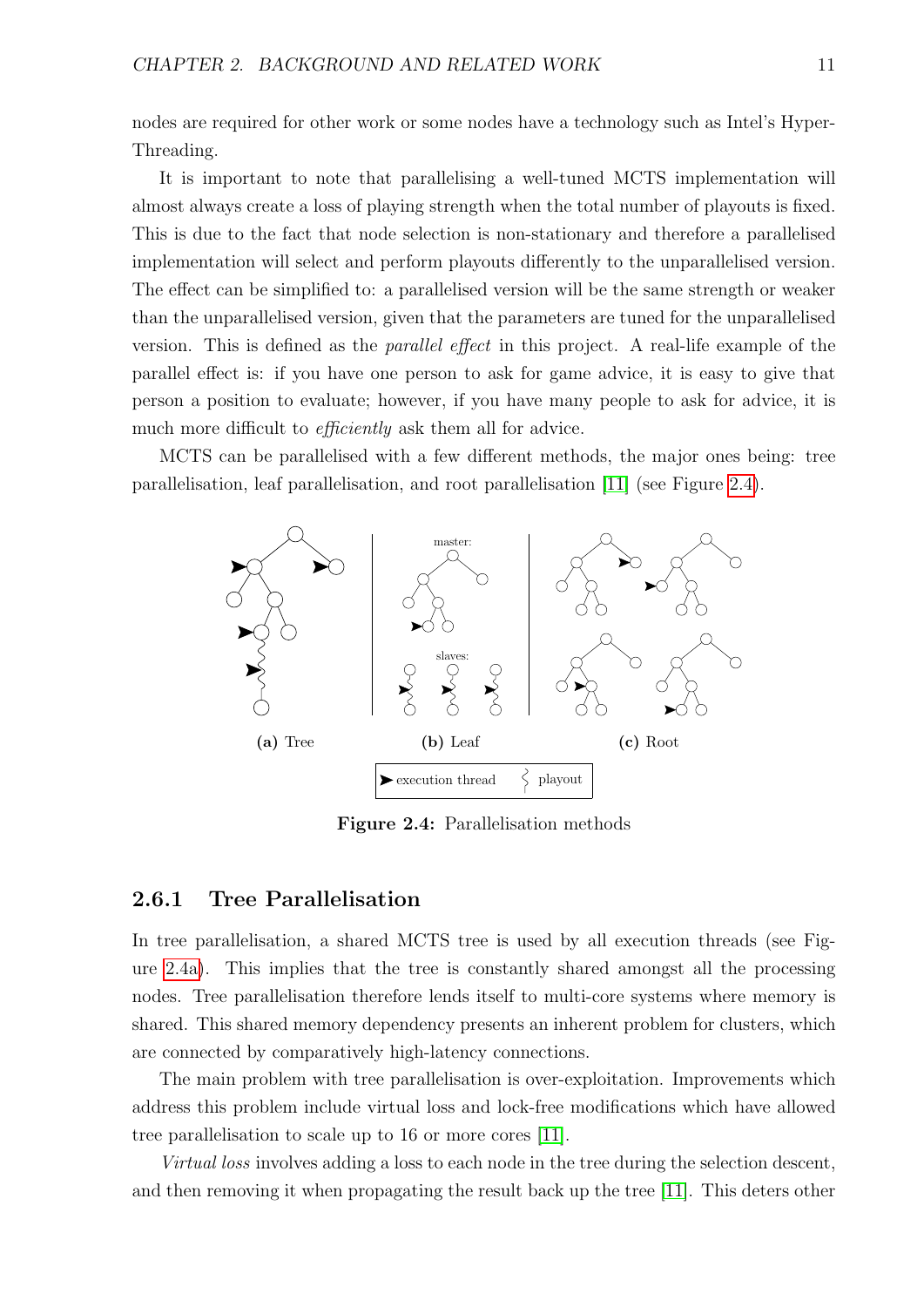nodes are required for other work or some nodes have a technology such as Intel's Hyper-Threading.

It is important to note that parallelising a well-tuned MCTS implementation will almost always create a loss of playing strength when the total number of playouts is fixed. This is due to the fact that node selection is non-stationary and therefore a parallelised implementation will select and perform playouts differently to the unparallelised version. The effect can be simplified to: a parallelised version will be the same strength or weaker than the unparallelised version, given that the parameters are tuned for the unparallelised version. This is defined as the *parallel effect* in this project. A real-life example of the parallel effect is: if you have one person to ask for game advice, it is easy to give that person a position to evaluate; however, if you have many people to ask for advice, it is much more difficult to *efficiently* ask them all for advice.

MCTS can be parallelised with a few different methods, the major ones being: tree parallelisation, leaf parallelisation, and root parallelisation [11] (see Figure 2.4).

**(a)** Tree **(b)** Leaf **(c)** Root

➤ execution thread ≀ playout

**Figure 2.4:** Parallelisation methods

### 2.6.1 Tree Parallelisation

In tree parallelisation, a shared MCTS tree is used by all execution threads (see Figure 2.4a). This implies that the tree is constantly shared amongst all the processing nodes. Tree parallelisation therefore lends itself to multi-core systems where memory is shared. This shared memory dependency presents an inherent problem for clusters, which are connected by comparatively high-latency connections.

The main problem with tree parallelisation is over-exploitation. Improvements which address this problem include virtual loss and lock-free modifications which have allowed tree parallelisation to scale up to 16 or more cores [11].

*Virtual loss* involves adding a loss to each node in the tree during the selection descent, and then removing it when propagating the result back up the tree [11]. This deters other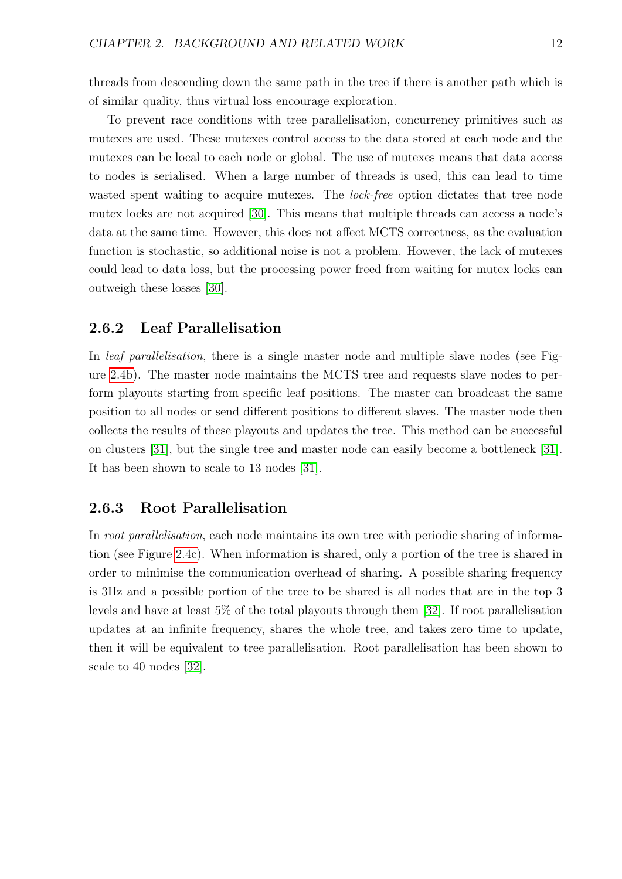threads from descending down the same path in the tree if there is another path which is of similar quality, thus virtual loss encourage exploration.

To prevent race conditions with tree parallelisation, concurrency primitives such as mutexes are used. These mutexes control access to the data stored at each node and the mutexes can be local to each node or global. The use of mutexes means that data access to nodes is serialised. When a large number of threads is used, this can lead to time wasted spent waiting to acquire mutexes. The *lock-free* option dictates that tree node mutex locks are not acquired [30]. This means that multiple threads can access a node's data at the same time. However, this does not affect MCTS correctness, as the evaluation function is stochastic, so additional noise is not a problem. However, the lack of mutexes could lead to data loss, but the processing power freed from waiting for mutex locks can outweigh these losses [30].

### 2.6.2 Leaf Parallelisation

In *leaf parallelisation*, there is a single master node and multiple slave nodes (see Figure 2.4b). The master node maintains the MCTS tree and requests slave nodes to perform playouts starting from specific leaf positions. The master can broadcast the same position to all nodes or send different positions to different slaves. The master node then collects the results of these playouts and updates the tree. This method can be successful on clusters [31], but the single tree and master node can easily become a bottleneck [31]. It has been shown to scale to 13 nodes [31].

### 2.6.3 Root Parallelisation

In *root parallelisation*, each node maintains its own tree with periodic sharing of information (see Figure 2.4c). When information is shared, only a portion of the tree is shared in order to minimise the communication overhead of sharing. A possible sharing frequency is 3Hz and a possible portion of the tree to be shared is all nodes that are in the top 3 levels and have at least 5% of the total playouts through them [32]. If root parallelisation updates at an infinite frequency, shares the whole tree, and takes zero time to update, then it will be equivalent to tree parallelisation. Root parallelisation has been shown to scale to 40 nodes [32].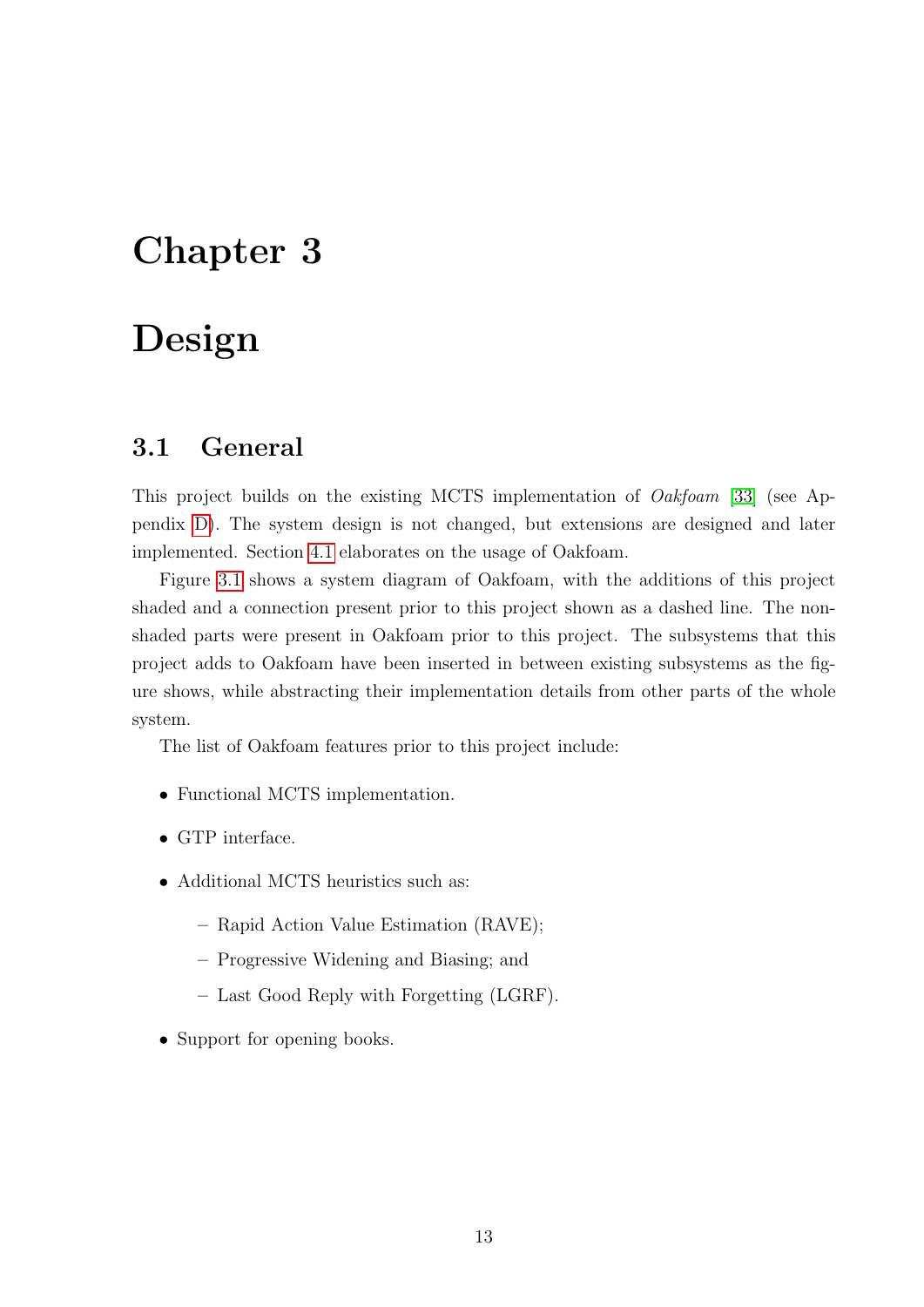# Chapter 3

# Design

## 3.1 General

This project builds on the existing MCTS implementation of *Oakfoam* [33] (see Appendix D). The system design is not changed, but extensions are designed and later implemented. Section 4.1 elaborates on the usage of Oakfoam.

Figure 3.1 shows a system diagram of Oakfoam, with the additions of this project shaded and a connection present prior to this project shown as a dashed line. The non-shaded parts were present in Oakfoam prior to this project. The subsystems that this project adds to Oakfoam have been inserted in between existing subsystems as the figure shows, while abstracting their implementation details from other parts of the whole system.

The list of Oakfoam features prior to this project include:

- Functional MCTS implementation.
- GTP interface.
- Additional MCTS heuristics such as:
  - Rapid Action Value Estimation (RAVE);
  - Progressive Widening and Biasing; and
  - Last Good Reply with Forgetting (LGRF).
- Support for opening books.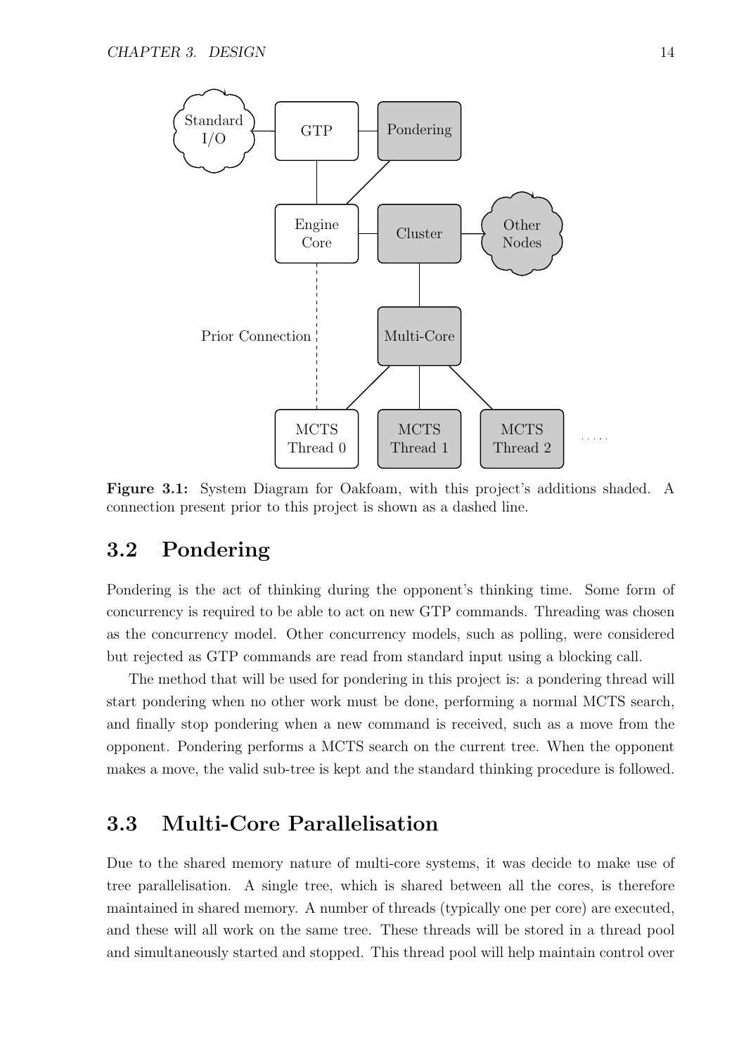Figure 3.1: System Diagram for Oakfoam, with this project's additions shaded. A connection present prior to this project is shown as a dashed line.

## 3.2 Pondering

Pondering is the act of thinking during the opponent's thinking time. Some form of concurrency is required to be able to act on new GTP commands. Threading was chosen as the concurrency model. Other concurrency models, such as polling, were considered but rejected as GTP commands are read from standard input using a blocking call.

The method that will be used for pondering in this project is: a pondering thread will start pondering when no other work must be done, performing a normal MCTS search, and finally stop pondering when a new command is received, such as a move from the opponent. Pondering performs a MCTS search on the current tree. When the opponent makes a move, the valid sub-tree is kept and the standard thinking procedure is followed.

## 3.3 Multi-Core Parallelisation

Due to the shared memory nature of multi-core systems, it was decide to make use of tree parallelisation. A single tree, which is shared between all the cores, is therefore maintained in shared memory. A number of threads (typically one per core) are executed, and these will all work on the same tree. These threads will be stored in a thread pool and simultaneously started and stopped. This thread pool will help maintain control over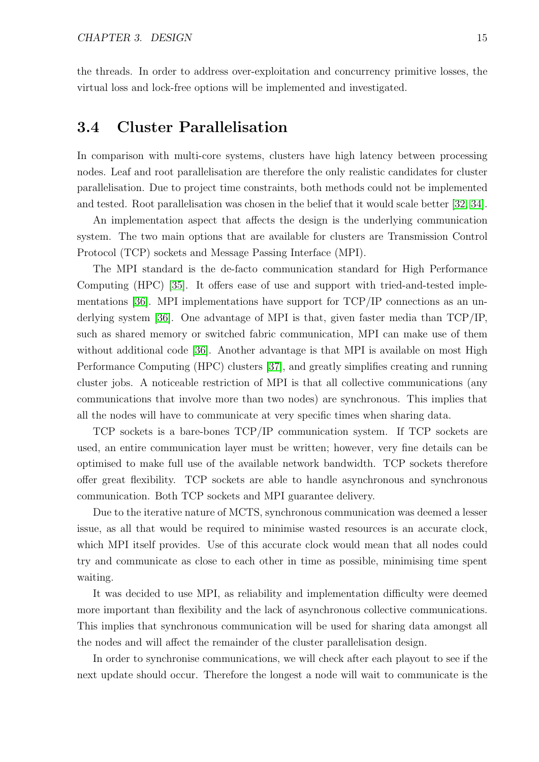the threads. In order to address over-exploitation and concurrency primitive losses, the virtual loss and lock-free options will be implemented and investigated.

## 3.4 Cluster Parallelisation

In comparison with multi-core systems, clusters have high latency between processing nodes. Leaf and root parallelisation are therefore the only realistic candidates for cluster parallelisation. Due to project time constraints, both methods could not be implemented and tested. Root parallelisation was chosen in the belief that it would scale better [32, 34].

An implementation aspect that affects the design is the underlying communication system. The two main options that are available for clusters are Transmission Control Protocol (TCP) sockets and Message Passing Interface (MPI).

The MPI standard is the de-facto communication standard for High Performance Computing (HPC) [35]. It offers ease of use and support with tried-and-tested implementations [36]. MPI implementations have support for TCP/IP connections as an underlying system [36]. One advantage of MPI is that, given faster media than TCP/IP, such as shared memory or switched fabric communication, MPI can make use of them without additional code [36]. Another advantage is that MPI is available on most High Performance Computing (HPC) clusters [37], and greatly simplifies creating and running cluster jobs. A noticeable restriction of MPI is that all collective communications (any communications that involve more than two nodes) are synchronous. This implies that all the nodes will have to communicate at very specific times when sharing data.

TCP sockets is a bare-bones TCP/IP communication system. If TCP sockets are used, an entire communication layer must be written; however, very fine details can be optimised to make full use of the available network bandwidth. TCP sockets therefore offer great flexibility. TCP sockets are able to handle asynchronous and synchronous communication. Both TCP sockets and MPI guarantee delivery.

Due to the iterative nature of MCTS, synchronous communication was deemed a lesser issue, as all that would be required to minimise wasted resources is an accurate clock, which MPI itself provides. Use of this accurate clock would mean that all nodes could try and communicate as close to each other in time as possible, minimising time spent waiting.

It was decided to use MPI, as reliability and implementation difficulty were deemed more important than flexibility and the lack of asynchronous collective communications. This implies that synchronous communication will be used for sharing data amongst all the nodes and will affect the remainder of the cluster parallelisation design.

In order to synchronise communications, we will check after each playout to see if the next update should occur. Therefore the longest a node will wait to communicate is the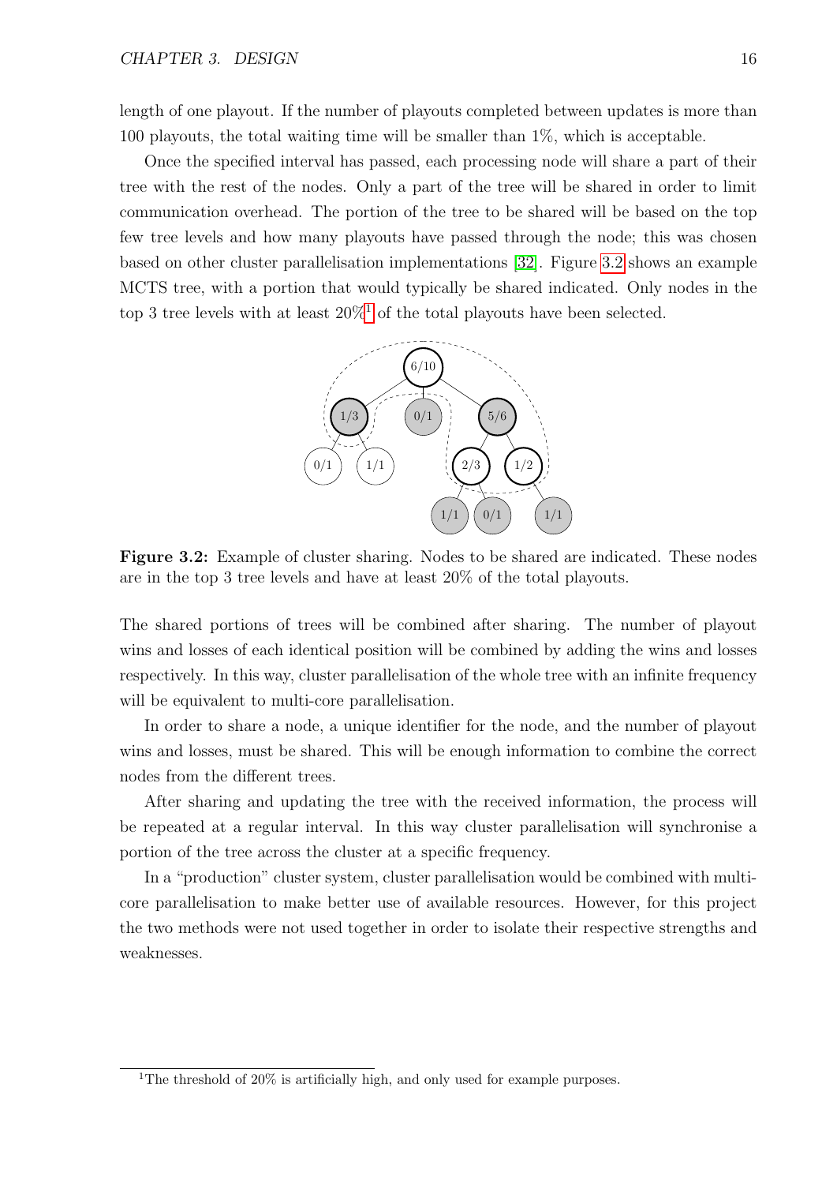length of one playout. If the number of playouts completed between updates is more than 100 playouts, the total waiting time will be smaller than 1%, which is acceptable.

Once the specified interval has passed, each processing node will share a part of their tree with the rest of the nodes. Only a part of the tree will be shared in order to limit communication overhead. The portion of the tree to be shared will be based on the top few tree levels and how many playouts have passed through the node; this was chosen based on other cluster parallelisation implementations [32]. Figure 3.2 shows an example MCTS tree, with a portion that would typically be shared indicated. Only nodes in the top 3 tree levels with at least 20%[1] of the total playouts have been selected.

**Figure 3.2:** Example of cluster sharing. Nodes to be shared are indicated. These nodes are in the top 3 tree levels and have at least 20% of the total playouts.

The shared portions of trees will be combined after sharing. The number of playout wins and losses of each identical position will be combined by adding the wins and losses respectively. In this way, cluster parallelisation of the whole tree with an infinite frequency will be equivalent to multi-core parallelisation.

In order to share a node, a unique identifier for the node, and the number of playout wins and losses, must be shared. This will be enough information to combine the correct nodes from the different trees.

After sharing and updating the tree with the received information, the process will be repeated at a regular interval. In this way cluster parallelisation will synchronise a portion of the tree across the cluster at a specific frequency.

In a "production" cluster system, cluster parallelisation would be combined with multi-core parallelisation to make better use of available resources. However, for this project the two methods were not used together in order to isolate their respective strengths and weaknesses.

[1] The threshold of 20% is artificially high, and only used for example purposes.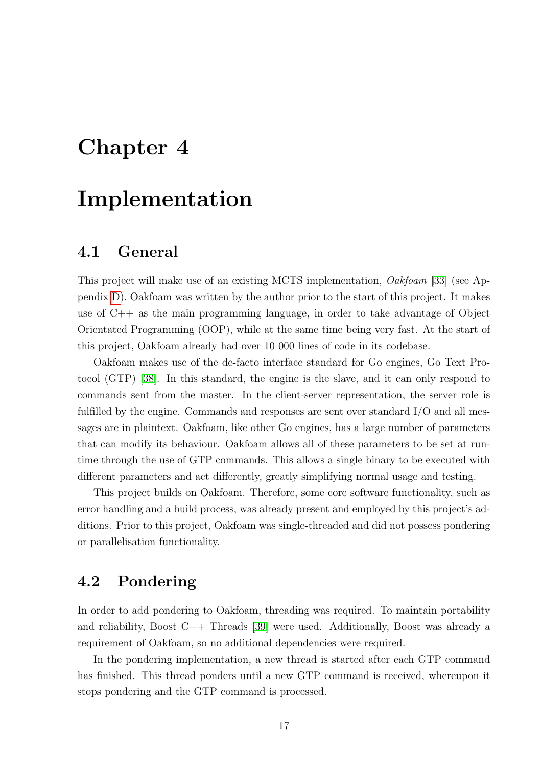# Chapter 4

# Implementation

## 4.1 General

This project will make use of an existing MCTS implementation, *Oakfoam* [33] (see Appendix D). Oakfoam was written by the author prior to the start of this project. It makes use of C++ as the main programming language, in order to take advantage of Object Orientated Programming (OOP), while at the same time being very fast. At the start of this project, Oakfoam already had over 10 000 lines of code in its codebase.

Oakfoam makes use of the de-facto interface standard for Go engines, Go Text Protocol (GTP) [38]. In this standard, the engine is the slave, and it can only respond to commands sent from the master. In the client-server representation, the server role is fulfilled by the engine. Commands and responses are sent over standard I/O and all messages are in plaintext. Oakfoam, like other Go engines, has a large number of parameters that can modify its behaviour. Oakfoam allows all of these parameters to be set at runtime through the use of GTP commands. This allows a single binary to be executed with different parameters and act differently, greatly simplifying normal usage and testing.

This project builds on Oakfoam. Therefore, some core software functionality, such as error handling and a build process, was already present and employed by this project's additions. Prior to this project, Oakfoam was single-threaded and did not possess pondering or parallelisation functionality.

## 4.2 Pondering

In order to add pondering to Oakfoam, threading was required. To maintain portability and reliability, Boost C++ Threads [39] were used. Additionally, Boost was already a requirement of Oakfoam, so no additional dependencies were required.

In the pondering implementation, a new thread is started after each GTP command has finished. This thread ponders until a new GTP command is received, whereupon it stops pondering and the GTP command is processed.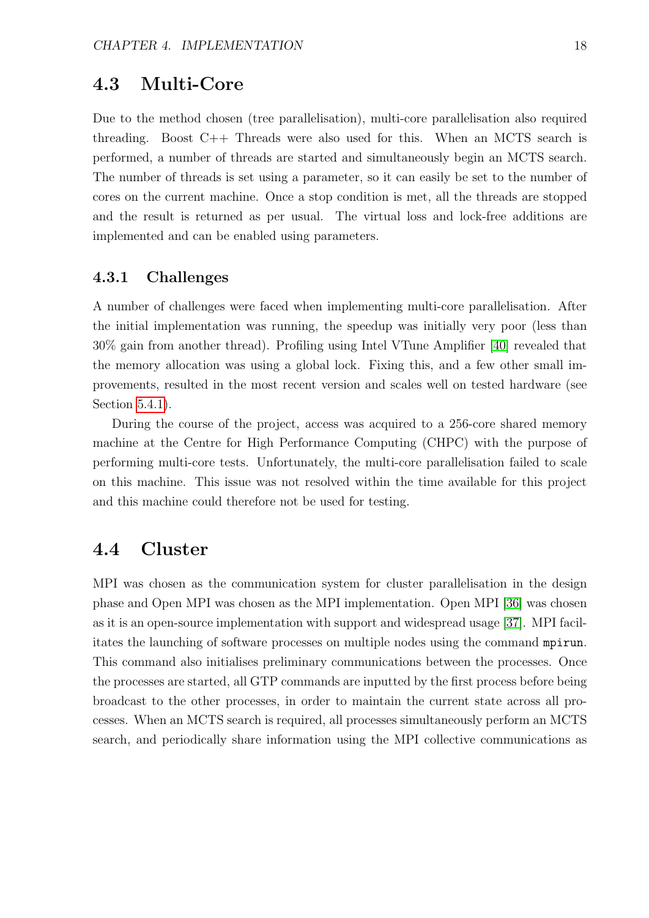## 4.3 Multi-Core

Due to the method chosen (tree parallelisation), multi-core parallelisation also required threading. Boost C++ Threads were also used for this. When an MCTS search is performed, a number of threads are started and simultaneously begin an MCTS search. The number of threads is set using a parameter, so it can easily be set to the number of cores on the current machine. Once a stop condition is met, all the threads are stopped and the result is returned as per usual. The virtual loss and lock-free additions are implemented and can be enabled using parameters.

### 4.3.1 Challenges

A number of challenges were faced when implementing multi-core parallelisation. After the initial implementation was running, the speedup was initially very poor (less than 30% gain from another thread). Profiling using Intel VTune Amplifier [40] revealed that the memory allocation was using a global lock. Fixing this, and a few other small improvements, resulted in the most recent version and scales well on tested hardware (see Section 5.4.1).

During the course of the project, access was acquired to a 256-core shared memory machine at the Centre for High Performance Computing (CHPC) with the purpose of performing multi-core tests. Unfortunately, the multi-core parallelisation failed to scale on this machine. This issue was not resolved within the time available for this project and this machine could therefore not be used for testing.

## 4.4 Cluster

MPI was chosen as the communication system for cluster parallelisation in the design phase and Open MPI was chosen as the MPI implementation. Open MPI [36] was chosen as it is an open-source implementation with support and widespread usage [37]. MPI facilitates the launching of software processes on multiple nodes using the command `mpirun`. This command also initialises preliminary communications between the processes. Once the processes are started, all GTP commands are inputted by the first process before being broadcast to the other processes, in order to maintain the current state across all processes. When an MCTS search is required, all processes simultaneously perform an MCTS search, and periodically share information using the MPI collective communications as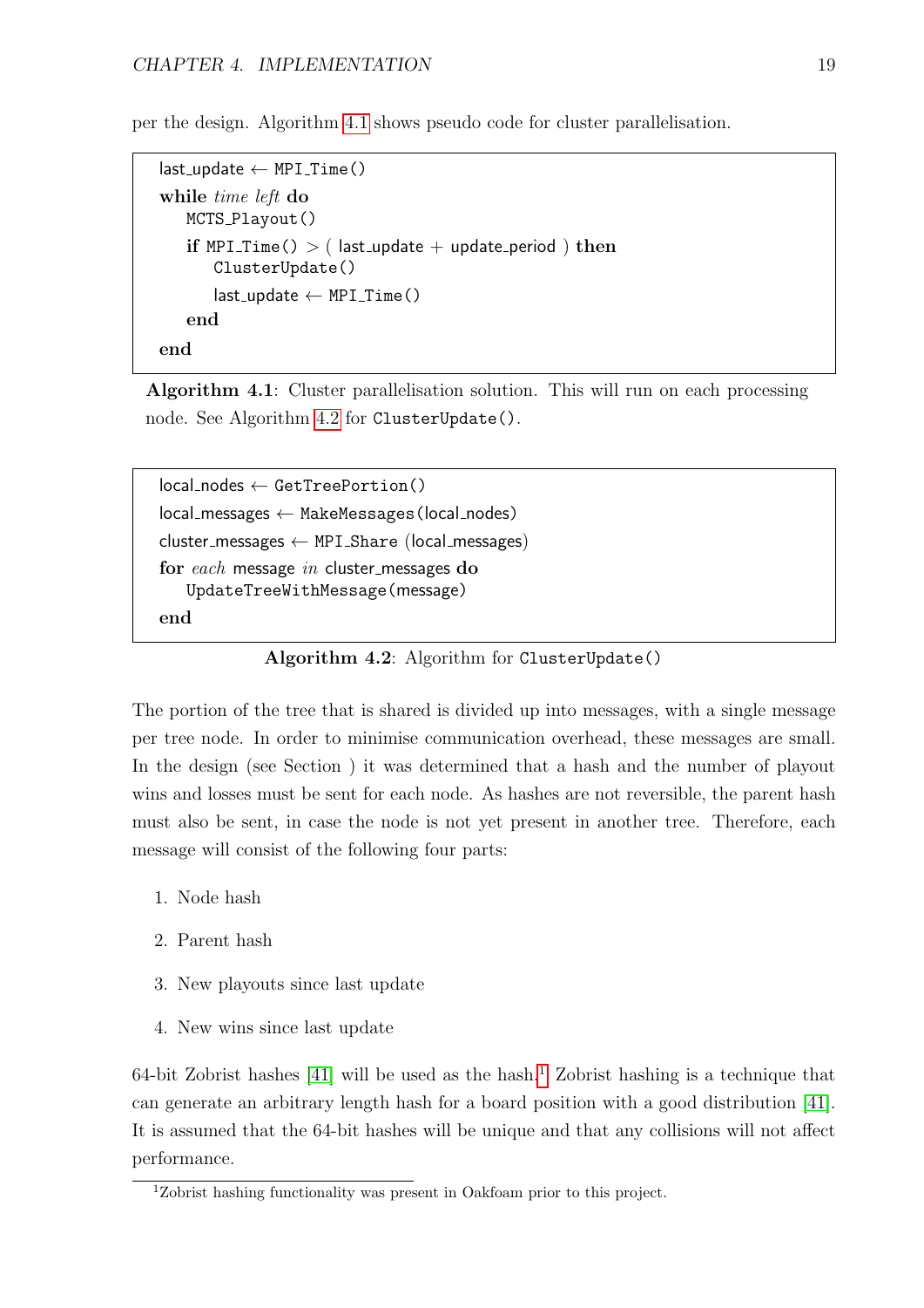per the design. Algorithm 4.1 shows pseudo code for cluster parallelisation.

```
last_update ← MPI_Time()
while time left do
    MCTS_Playout()
    if MPI_Time() > ( last_update + update_period ) then
        ClusterUpdate()
        last_update ← MPI_Time()
    end
end
```

**Algorithm 4.1**: Cluster parallelisation solution. This will run on each processing node. See Algorithm 4.2 for `ClusterUpdate()`.

```
local_nodes ← GetTreePortion()
local_messages ← MakeMessages(local_nodes)
cluster_messages ← MPI_Share (local_messages)
for each message in cluster_messages do
    UpdateTreeWithMessage(message)
end
```

**Algorithm 4.2**: Algorithm for `ClusterUpdate()`

The portion of the tree that is shared is divided up into messages, with a single message per tree node. In order to minimise communication overhead, these messages are small. In the design (see Section ) it was determined that a hash and the number of playout wins and losses must be sent for each node. As hashes are not reversible, the parent hash must also be sent, in case the node is not yet present in another tree. Therefore, each message will consist of the following four parts:

1. Node hash
2. Parent hash
3. New playouts since last update
4. New wins since last update

64-bit Zobrist hashes [41] will be used as the hash.[1] Zobrist hashing is a technique that can generate an arbitrary length hash for a board position with a good distribution [41]. It is assumed that the 64-bit hashes will be unique and that any collisions will not affect performance.

[1] Zobrist hashing functionality was present in Oakfoam prior to this project.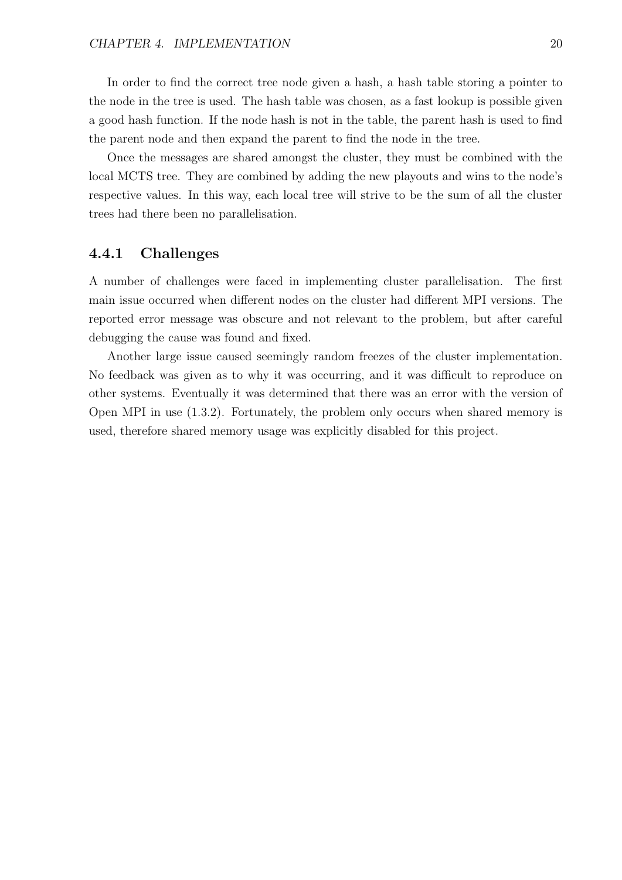In order to find the correct tree node given a hash, a hash table storing a pointer to the node in the tree is used. The hash table was chosen, as a fast lookup is possible given a good hash function. If the node hash is not in the table, the parent hash is used to find the parent node and then expand the parent to find the node in the tree.

Once the messages are shared amongst the cluster, they must be combined with the local MCTS tree. They are combined by adding the new playouts and wins to the node's respective values. In this way, each local tree will strive to be the sum of all the cluster trees had there been no parallelisation.

### 4.4.1 Challenges

A number of challenges were faced in implementing cluster parallelisation. The first main issue occurred when different nodes on the cluster had different MPI versions. The reported error message was obscure and not relevant to the problem, but after careful debugging the cause was found and fixed.

Another large issue caused seemingly random freezes of the cluster implementation. No feedback was given as to why it was occurring, and it was difficult to reproduce on other systems. Eventually it was determined that there was an error with the version of Open MPI in use (1.3.2). Fortunately, the problem only occurs when shared memory is used, therefore shared memory usage was explicitly disabled for this project.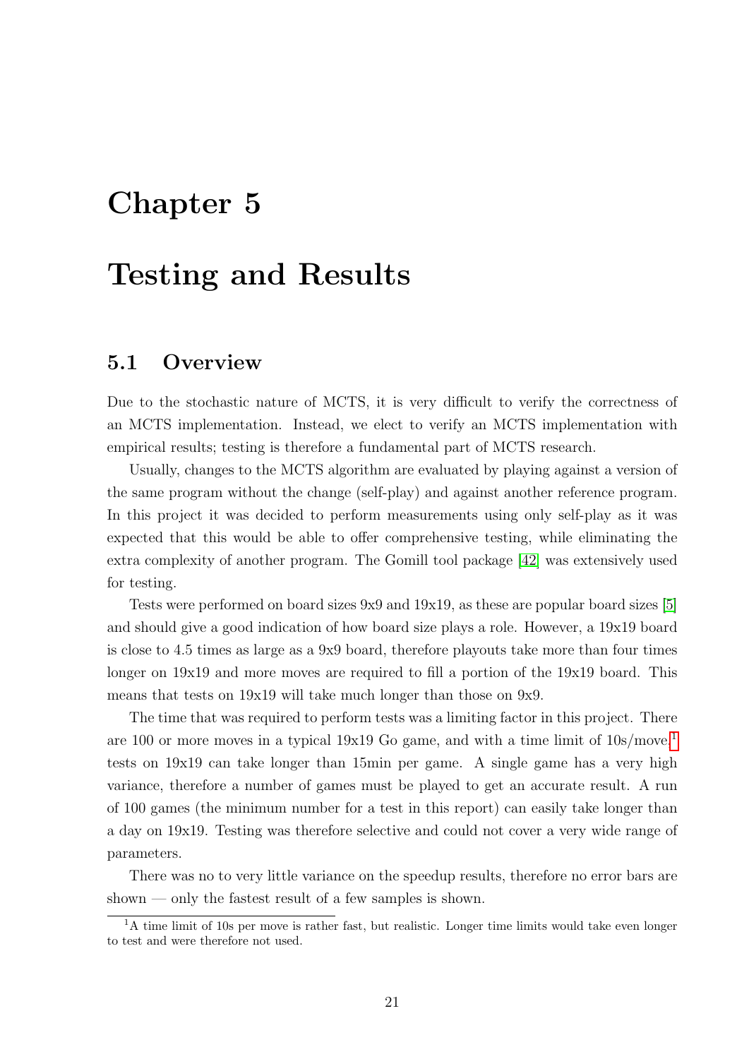# Chapter 5

# Testing and Results

## 5.1 Overview

Due to the stochastic nature of MCTS, it is very difficult to verify the correctness of an MCTS implementation. Instead, we elect to verify an MCTS implementation with empirical results; testing is therefore a fundamental part of MCTS research.

Usually, changes to the MCTS algorithm are evaluated by playing against a version of the same program without the change (self-play) and against another reference program. In this project it was decided to perform measurements using only self-play as it was expected that this would be able to offer comprehensive testing, while eliminating the extra complexity of another program. The Gomill tool package [42] was extensively used for testing.

Tests were performed on board sizes 9x9 and 19x19, as these are popular board sizes [5] and should give a good indication of how board size plays a role. However, a 19x19 board is close to 4.5 times as large as a 9x9 board, therefore playouts take more than four times longer on 19x19 and more moves are required to fill a portion of the 19x19 board. This means that tests on 19x19 will take much longer than those on 9x9.

The time that was required to perform tests was a limiting factor in this project. There are 100 or more moves in a typical 19x19 Go game, and with a time limit of 10s/move,[1] tests on 19x19 can take longer than 15min per game. A single game has a very high variance, therefore a number of games must be played to get an accurate result. A run of 100 games (the minimum number for a test in this report) can easily take longer than a day on 19x19. Testing was therefore selective and could not cover a very wide range of parameters.

There was no to very little variance on the speedup results, therefore no error bars are shown — only the fastest result of a few samples is shown.

[1] A time limit of 10s per move is rather fast, but realistic. Longer time limits would take even longer to test and were therefore not used.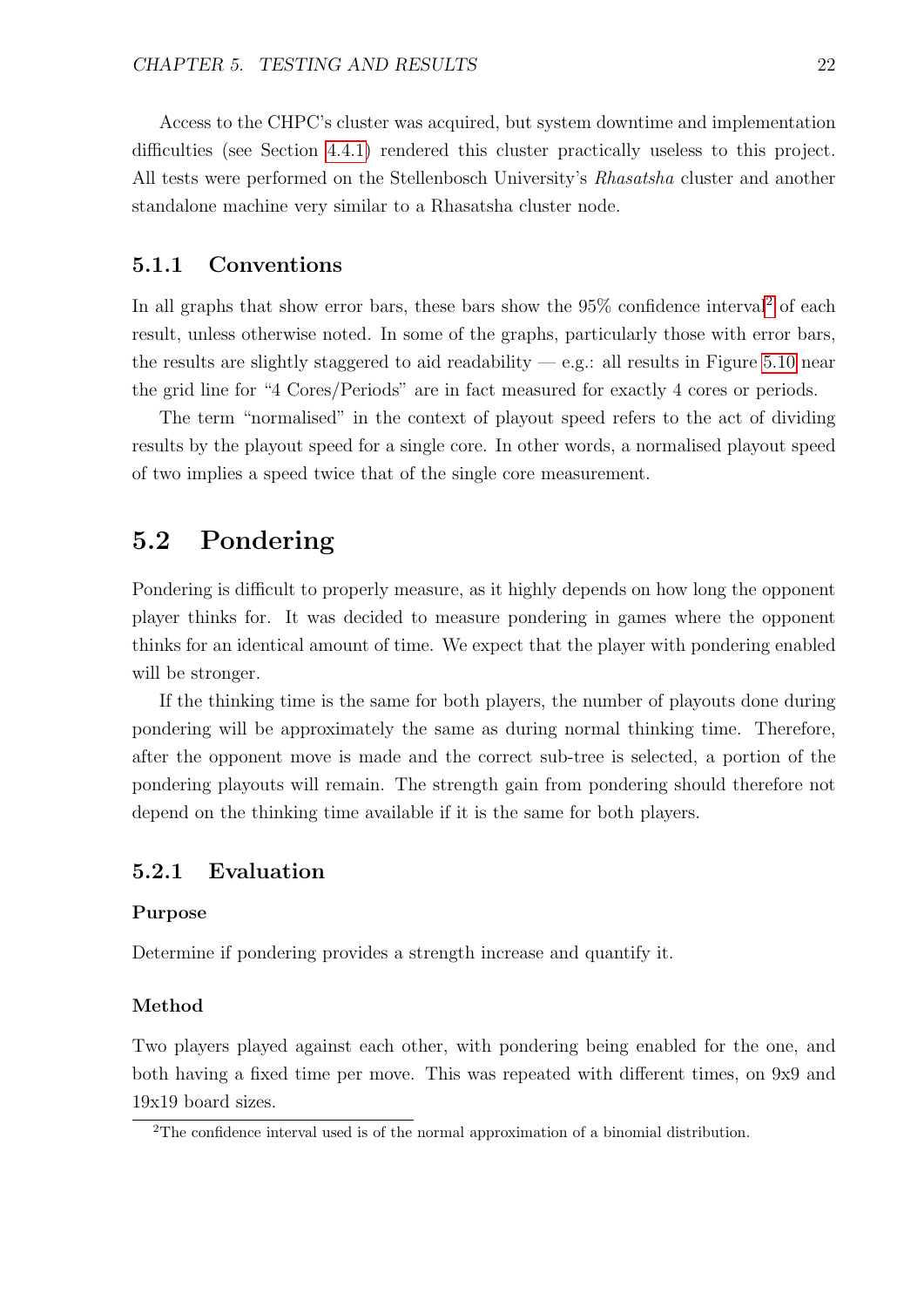Access to the CHPC's cluster was acquired, but system downtime and implementation difficulties (see Section 4.4.1) rendered this cluster practically useless to this project. All tests were performed on the Stellenbosch University's *Rhasatsha* cluster and another standalone machine very similar to a Rhasatsha cluster node.

### 5.1.1 Conventions

In all graphs that show error bars, these bars show the 95% confidence interval[2] of each result, unless otherwise noted. In some of the graphs, particularly those with error bars, the results are slightly staggered to aid readability — e.g.: all results in Figure 5.10 near the grid line for "4 Cores/Periods" are in fact measured for exactly 4 cores or periods.

The term "normalised" in the context of playout speed refers to the act of dividing results by the playout speed for a single core. In other words, a normalised playout speed of two implies a speed twice that of the single core measurement.

## 5.2 Pondering

Pondering is difficult to properly measure, as it highly depends on how long the opponent player thinks for. It was decided to measure pondering in games where the opponent thinks for an identical amount of time. We expect that the player with pondering enabled will be stronger.

If the thinking time is the same for both players, the number of playouts done during pondering will be approximately the same as during normal thinking time. Therefore, after the opponent move is made and the correct sub-tree is selected, a portion of the pondering playouts will remain. The strength gain from pondering should therefore not depend on the thinking time available if it is the same for both players.

### 5.2.1 Evaluation

#### Purpose

Determine if pondering provides a strength increase and quantify it.

#### Method

Two players played against each other, with pondering being enabled for the one, and both having a fixed time per move. This was repeated with different times, on 9x9 and 19x19 board sizes.

[2] The confidence interval used is of the normal approximation of a binomial distribution.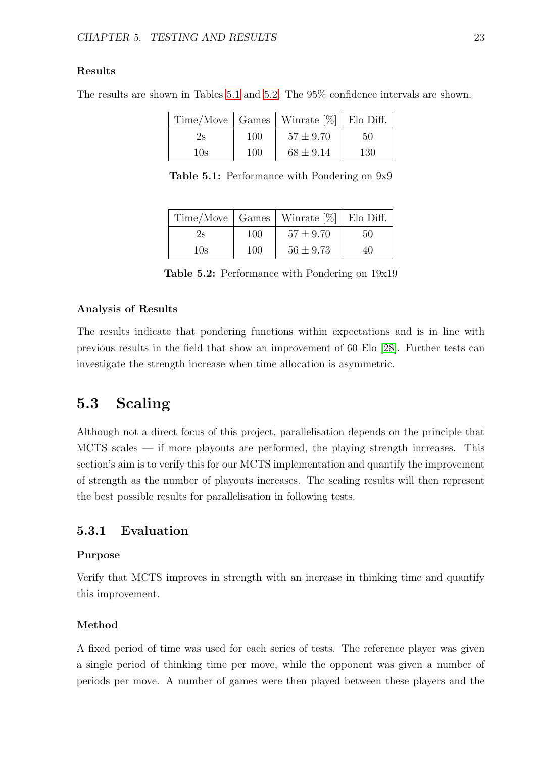**Results**

The results are shown in Tables 5.1 and 5.2. The 95% confidence intervals are shown.

| Time/Move | Games | Winrate [%] | Elo Diff. |
|---|---|---|---|
| 2s | 100 | $57 \pm 9.70$ | 50 |
| 10s | 100 | $68 \pm 9.14$ | 130 |

**Table 5.1:** Performance with Pondering on 9x9

| Time/Move | Games | Winrate [%] | Elo Diff. |
|---|---|---|---|
| 2s | 100 | $57 \pm 9.70$ | 50 |
| 10s | 100 | $56 \pm 9.73$ | 40 |

**Table 5.2:** Performance with Pondering on 19x19

**Analysis of Results**

The results indicate that pondering functions within expectations and is in line with previous results in the field that show an improvement of 60 Elo [28]. Further tests can investigate the strength increase when time allocation is asymmetric.

## 5.3 Scaling

Although not a direct focus of this project, parallelisation depends on the principle that MCTS scales — if more playouts are performed, the playing strength increases. This section's aim is to verify this for our MCTS implementation and quantify the improvement of strength as the number of playouts increases. The scaling results will then represent the best possible results for parallelisation in following tests.

### 5.3.1 Evaluation

**Purpose**

Verify that MCTS improves in strength with an increase in thinking time and quantify this improvement.

**Method**

A fixed period of time was used for each series of tests. The reference player was given a single period of thinking time per move, while the opponent was given a number of periods per move. A number of games were then played between these players and the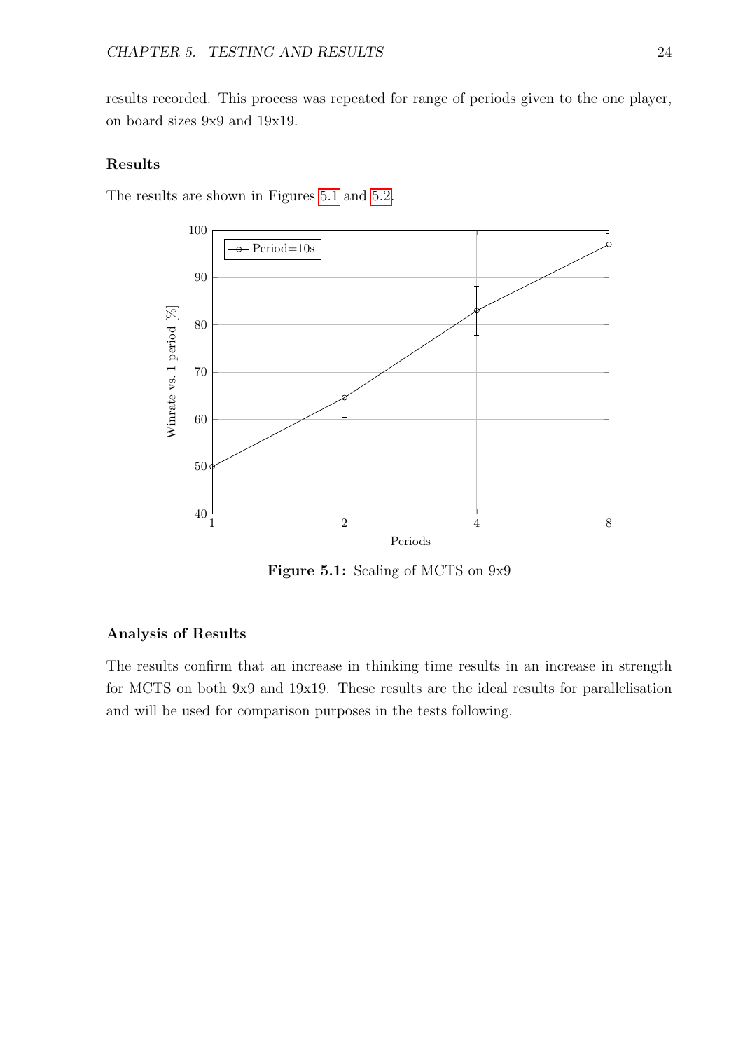results recorded. This process was repeated for range of periods given to the one player, on board sizes 9x9 and 19x19.

### Results

The results are shown in Figures 5.1 and 5.2.

**Figure 5.1:** Scaling of MCTS on 9x9

### Analysis of Results

The results confirm that an increase in thinking time results in an increase in strength for MCTS on both 9x9 and 19x19. These results are the ideal results for parallelisation and will be used for comparison purposes in the tests following.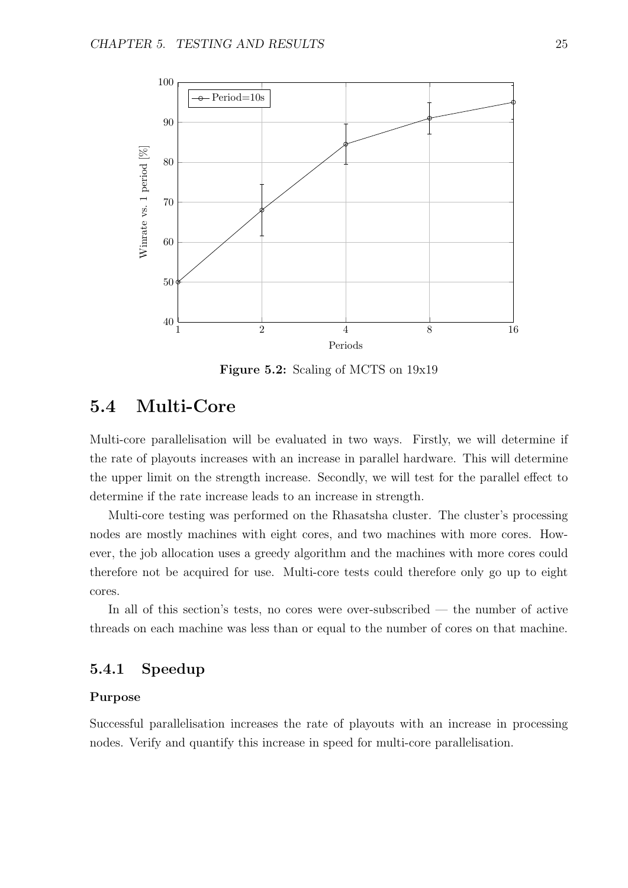Figure 5.2: Scaling of MCTS on 19x19

## 5.4 Multi-Core

Multi-core parallelisation will be evaluated in two ways. Firstly, we will determine if the rate of playouts increases with an increase in parallel hardware. This will determine the upper limit on the strength increase. Secondly, we will test for the parallel effect to determine if the rate increase leads to an increase in strength.

Multi-core testing was performed on the Rhasatsha cluster. The cluster's processing nodes are mostly machines with eight cores, and two machines with more cores. However, the job allocation uses a greedy algorithm and the machines with more cores could therefore not be acquired for use. Multi-core tests could therefore only go up to eight cores.

In all of this section's tests, no cores were over-subscribed — the number of active threads on each machine was less than or equal to the number of cores on that machine.

### 5.4.1 Speedup

**Purpose**

Successful parallelisation increases the rate of playouts with an increase in processing nodes. Verify and quantify this increase in speed for multi-core parallelisation.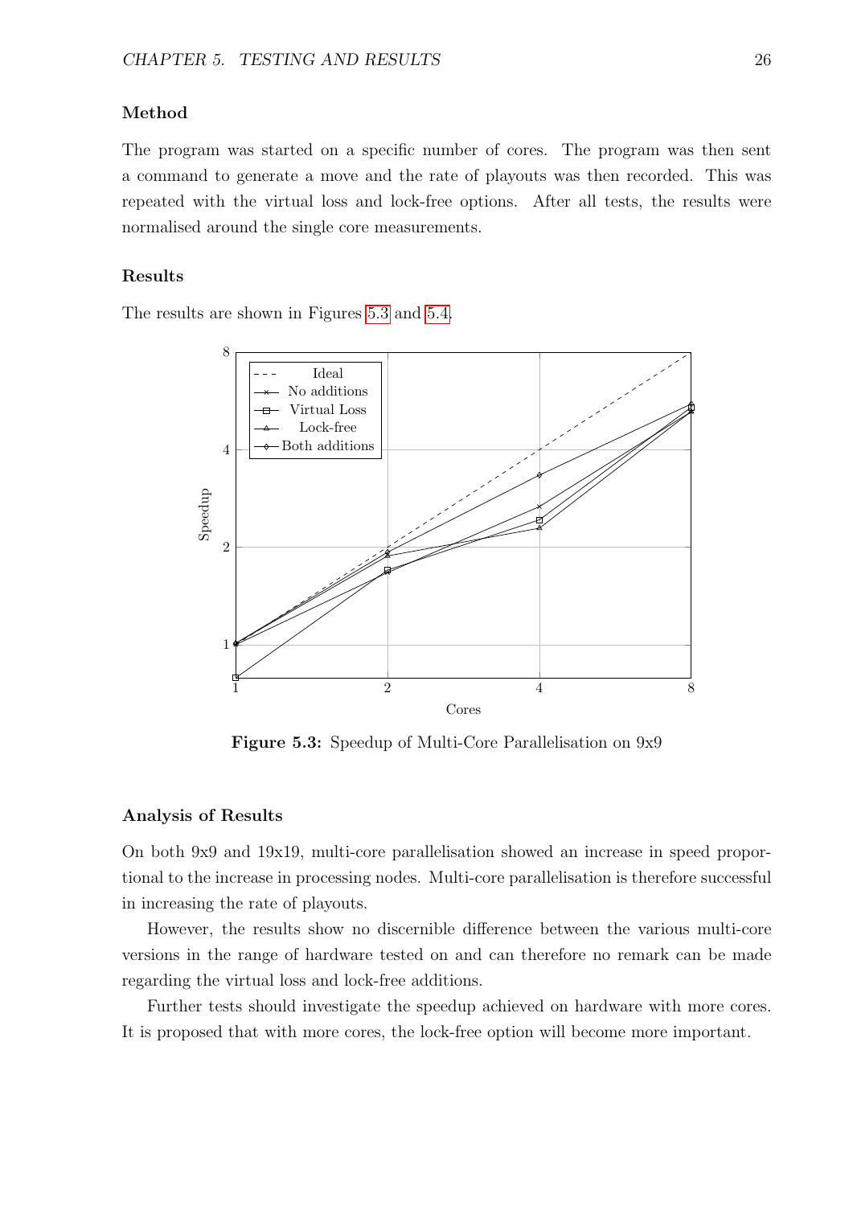### Method

The program was started on a specific number of cores. The program was then sent a command to generate a move and the rate of playouts was then recorded. This was repeated with the virtual loss and lock-free options. After all tests, the results were normalised around the single core measurements.

### Results

The results are shown in Figures 5.3 and 5.4.

**Figure 5.3:** Speedup of Multi-Core Parallelisation on 9x9

### Analysis of Results

On both 9x9 and 19x19, multi-core parallelisation showed an increase in speed proportional to the increase in processing nodes. Multi-core parallelisation is therefore successful in increasing the rate of playouts.

However, the results show no discernible difference between the various multi-core versions in the range of hardware tested on and can therefore no remark can be made regarding the virtual loss and lock-free additions.

Further tests should investigate the speedup achieved on hardware with more cores. It is proposed that with more cores, the lock-free option will become more important.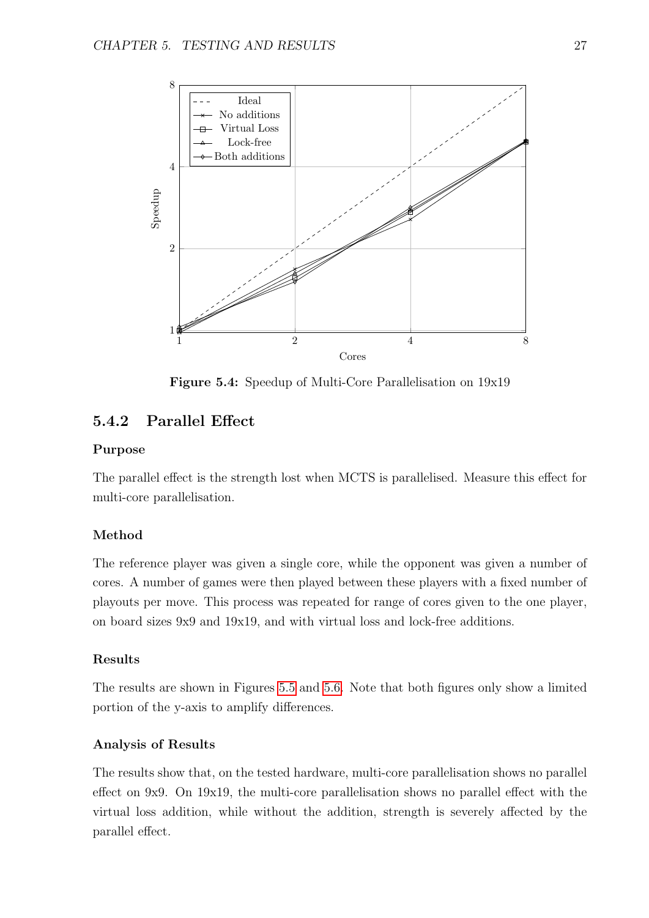Figure 5.4: Speedup of Multi-Core Parallelisation on 19x19

### 5.4.2 Parallel Effect

#### Purpose

The parallel effect is the strength lost when MCTS is parallelised. Measure this effect for multi-core parallelisation.

#### Method

The reference player was given a single core, while the opponent was given a number of cores. A number of games were then played between these players with a fixed number of playouts per move. This process was repeated for range of cores given to the one player, on board sizes 9x9 and 19x19, and with virtual loss and lock-free additions.

#### Results

The results are shown in Figures 5.5 and 5.6. Note that both figures only show a limited portion of the y-axis to amplify differences.

#### Analysis of Results

The results show that, on the tested hardware, multi-core parallelisation shows no parallel effect on 9x9. On 19x19, the multi-core parallelisation shows no parallel effect with the virtual loss addition, while without the addition, strength is severely affected by the parallel effect.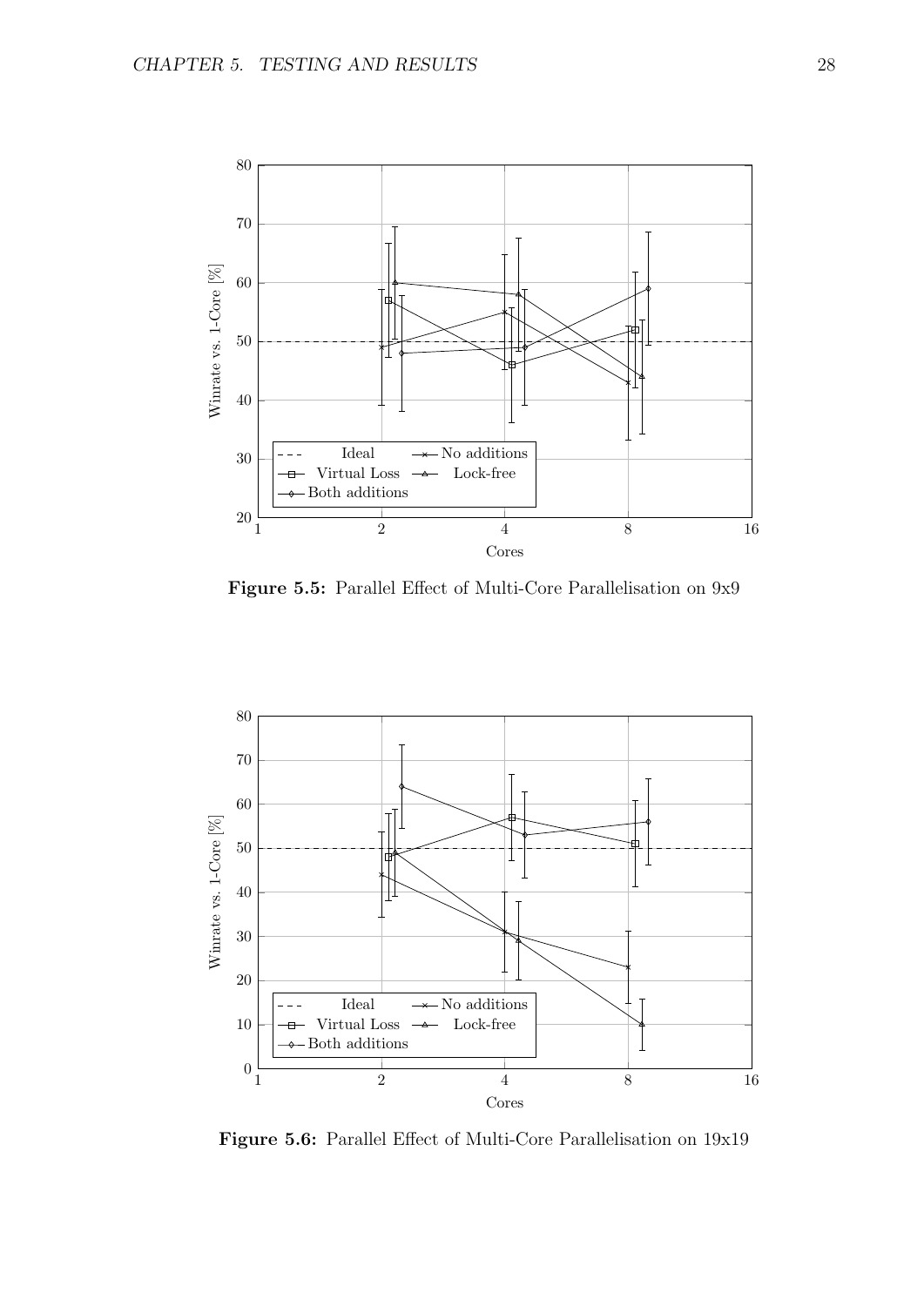Figure 5.5: Parallel Effect of Multi-Core Parallelisation on 9x9

Figure 5.6: Parallel Effect of Multi-Core Parallelisation on 19x19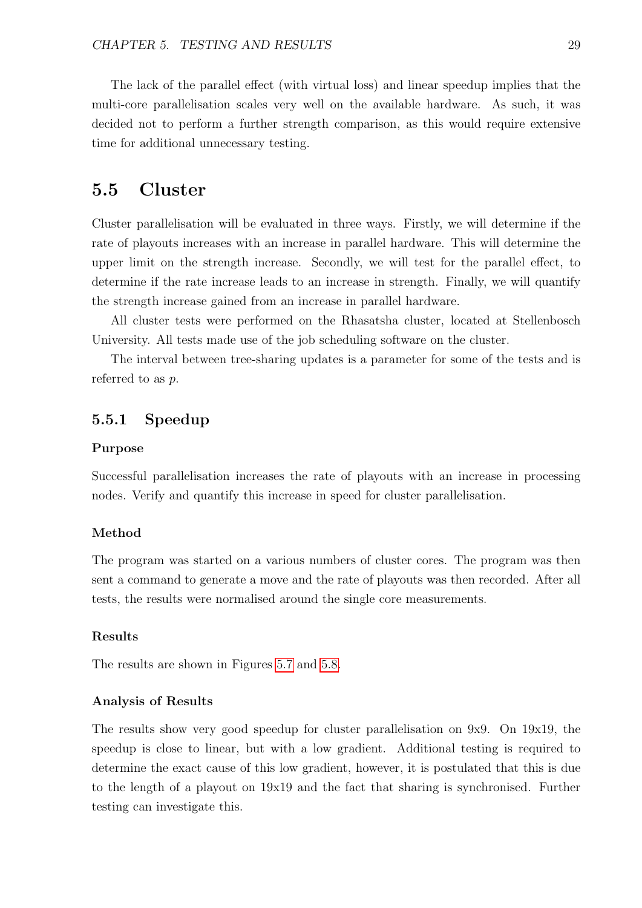The lack of the parallel effect (with virtual loss) and linear speedup implies that the multi-core parallelisation scales very well on the available hardware. As such, it was decided not to perform a further strength comparison, as this would require extensive time for additional unnecessary testing.

## 5.5 Cluster

Cluster parallelisation will be evaluated in three ways. Firstly, we will determine if the rate of playouts increases with an increase in parallel hardware. This will determine the upper limit on the strength increase. Secondly, we will test for the parallel effect, to determine if the rate increase leads to an increase in strength. Finally, we will quantify the strength increase gained from an increase in parallel hardware.

All cluster tests were performed on the Rhasatsha cluster, located at Stellenbosch University. All tests made use of the job scheduling software on the cluster.

The interval between tree-sharing updates is a parameter for some of the tests and is referred to as $p$.

### 5.5.1 Speedup

#### Purpose

Successful parallelisation increases the rate of playouts with an increase in processing nodes. Verify and quantify this increase in speed for cluster parallelisation.

#### Method

The program was started on a various numbers of cluster cores. The program was then sent a command to generate a move and the rate of playouts was then recorded. After all tests, the results were normalised around the single core measurements.

#### Results

The results are shown in Figures 5.7 and 5.8.

#### Analysis of Results

The results show very good speedup for cluster parallelisation on 9x9. On 19x19, the speedup is close to linear, but with a low gradient. Additional testing is required to determine the exact cause of this low gradient, however, it is postulated that this is due to the length of a playout on 19x19 and the fact that sharing is synchronised. Further testing can investigate this.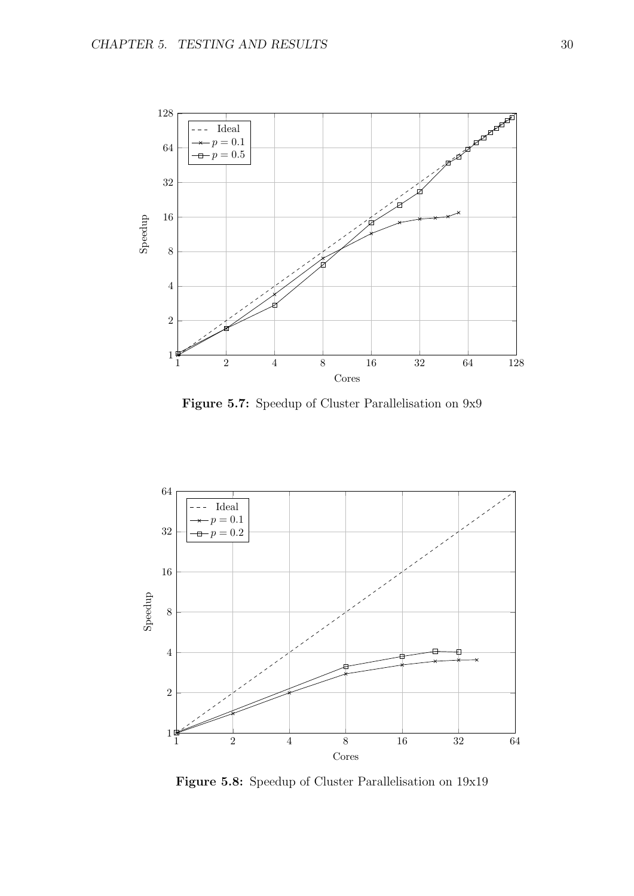Figure 5.7: Speedup of Cluster Parallelisation on 9x9

Figure 5.8: Speedup of Cluster Parallelisation on 19x19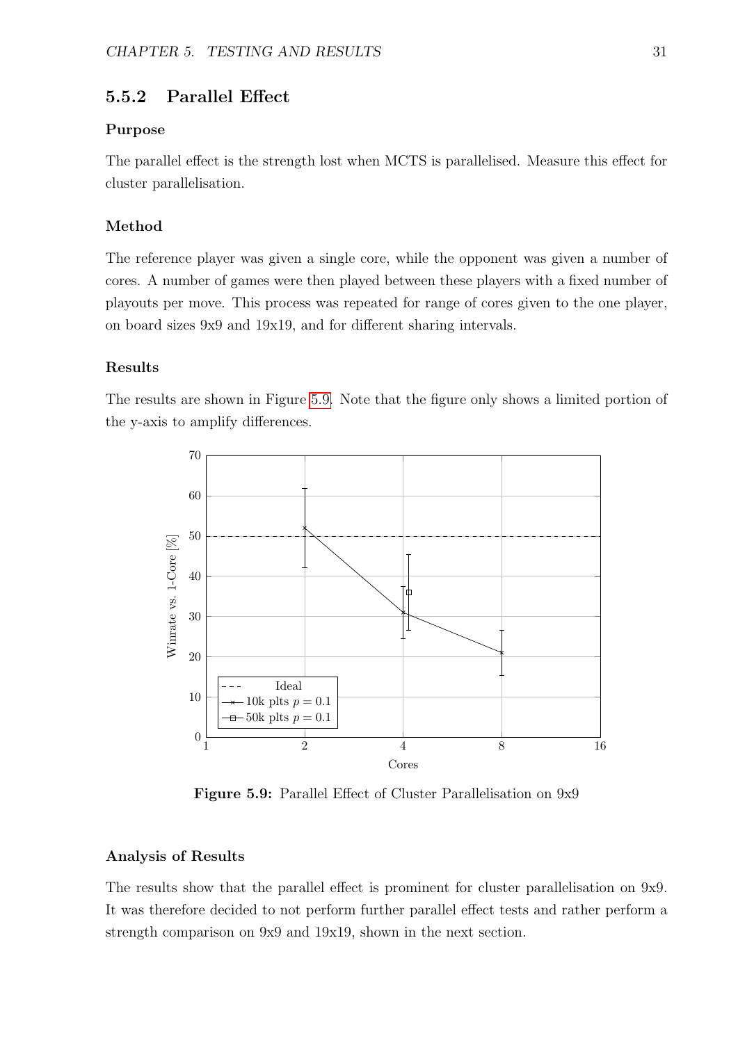### 5.5.2 Parallel Effect

**Purpose**

The parallel effect is the strength lost when MCTS is parallelised. Measure this effect for cluster parallelisation.

**Method**

The reference player was given a single core, while the opponent was given a number of cores. A number of games were then played between these players with a fixed number of playouts per move. This process was repeated for range of cores given to the one player, on board sizes 9x9 and 19x19, and for different sharing intervals.

**Results**

The results are shown in Figure 5.9. Note that the figure only shows a limited portion of the y-axis to amplify differences.

**Figure 5.9:** Parallel Effect of Cluster Parallelisation on 9x9

**Analysis of Results**

The results show that the parallel effect is prominent for cluster parallelisation on 9x9. It was therefore decided to not perform further parallel effect tests and rather perform a strength comparison on 9x9 and 19x19, shown in the next section.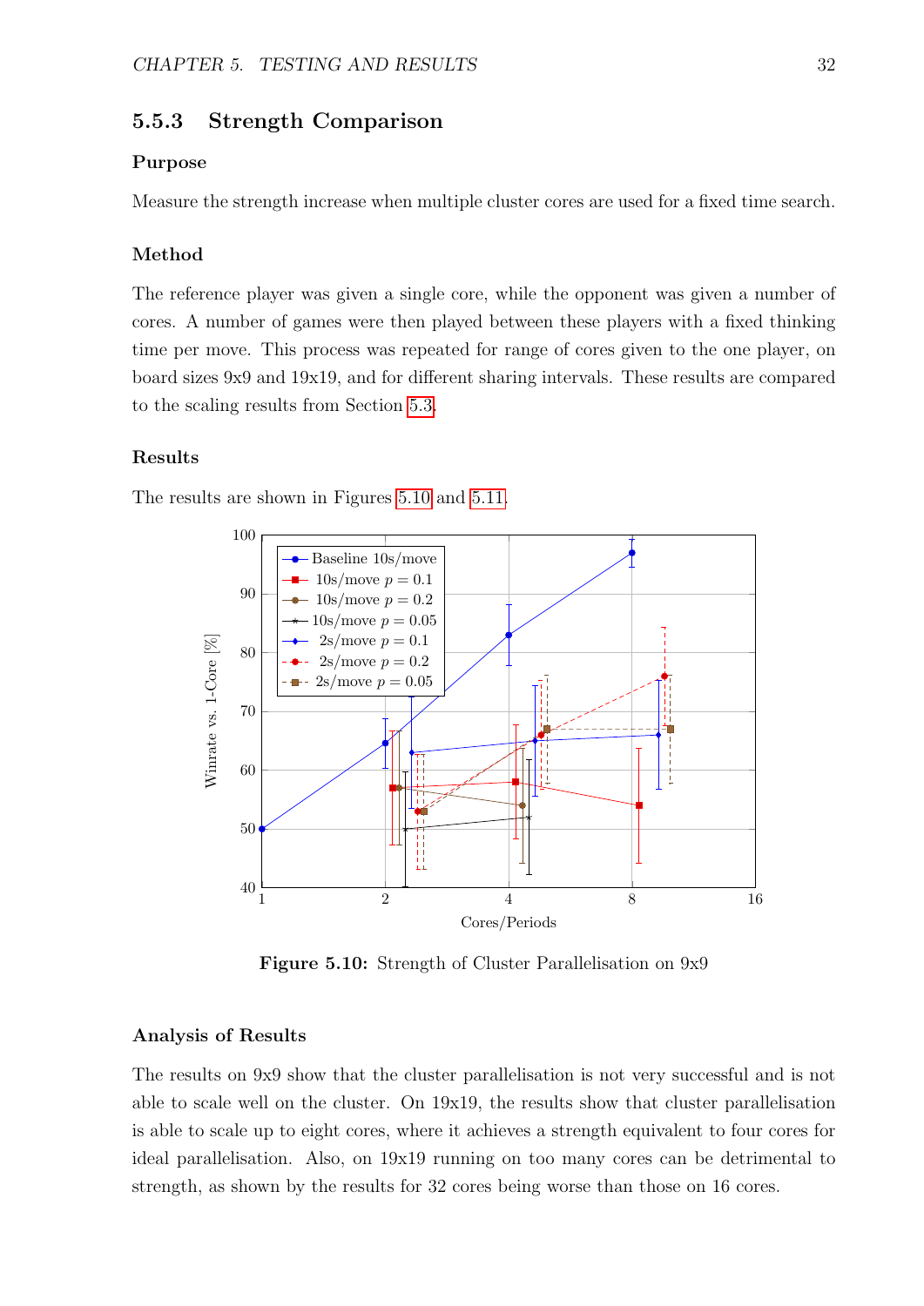### 5.5.3 Strength Comparison

#### Purpose

Measure the strength increase when multiple cluster cores are used for a fixed time search.

#### Method

The reference player was given a single core, while the opponent was given a number of cores. A number of games were then played between these players with a fixed thinking time per move. This process was repeated for range of cores given to the one player, on board sizes 9x9 and 19x19, and for different sharing intervals. These results are compared to the scaling results from Section 5.3.

#### Results

The results are shown in Figures 5.10 and 5.11.

**Figure 5.10:** Strength of Cluster Parallelisation on 9x9

#### Analysis of Results

The results on 9x9 show that the cluster parallelisation is not very successful and is not able to scale well on the cluster. On 19x19, the results show that cluster parallelisation is able to scale up to eight cores, where it achieves a strength equivalent to four cores for ideal parallelisation. Also, on 19x19 running on too many cores can be detrimental to strength, as shown by the results for 32 cores being worse than those on 16 cores.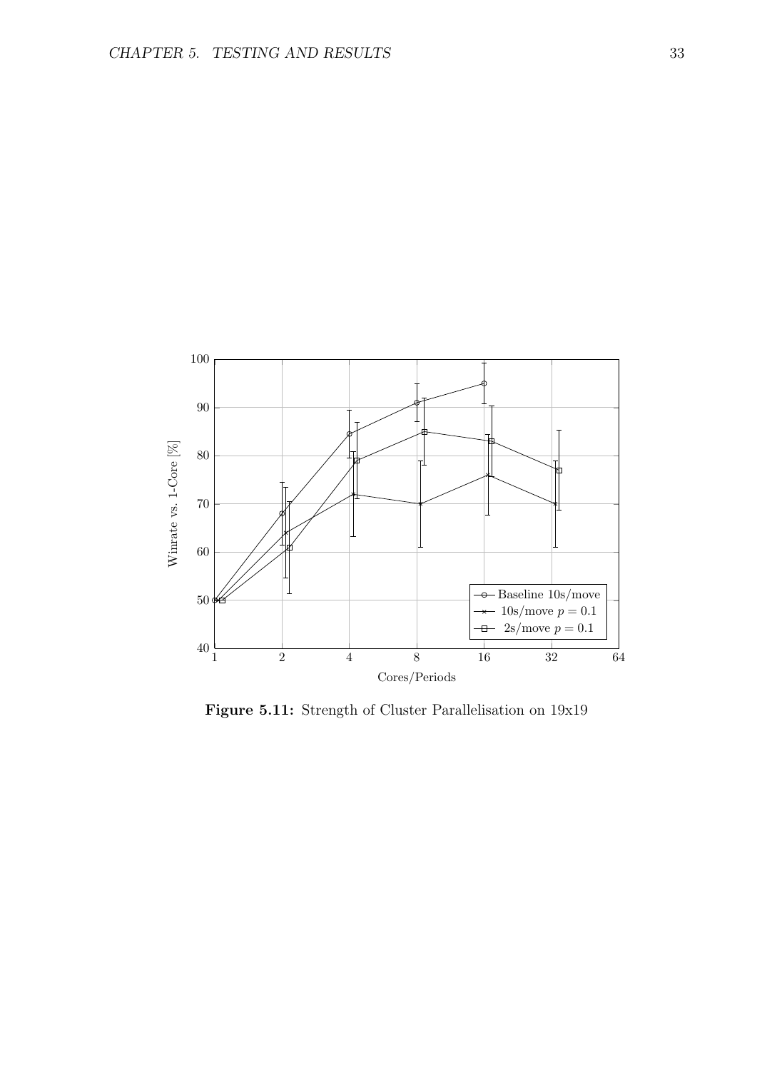**Figure 5.11:** Strength of Cluster Parallelisation on 19x19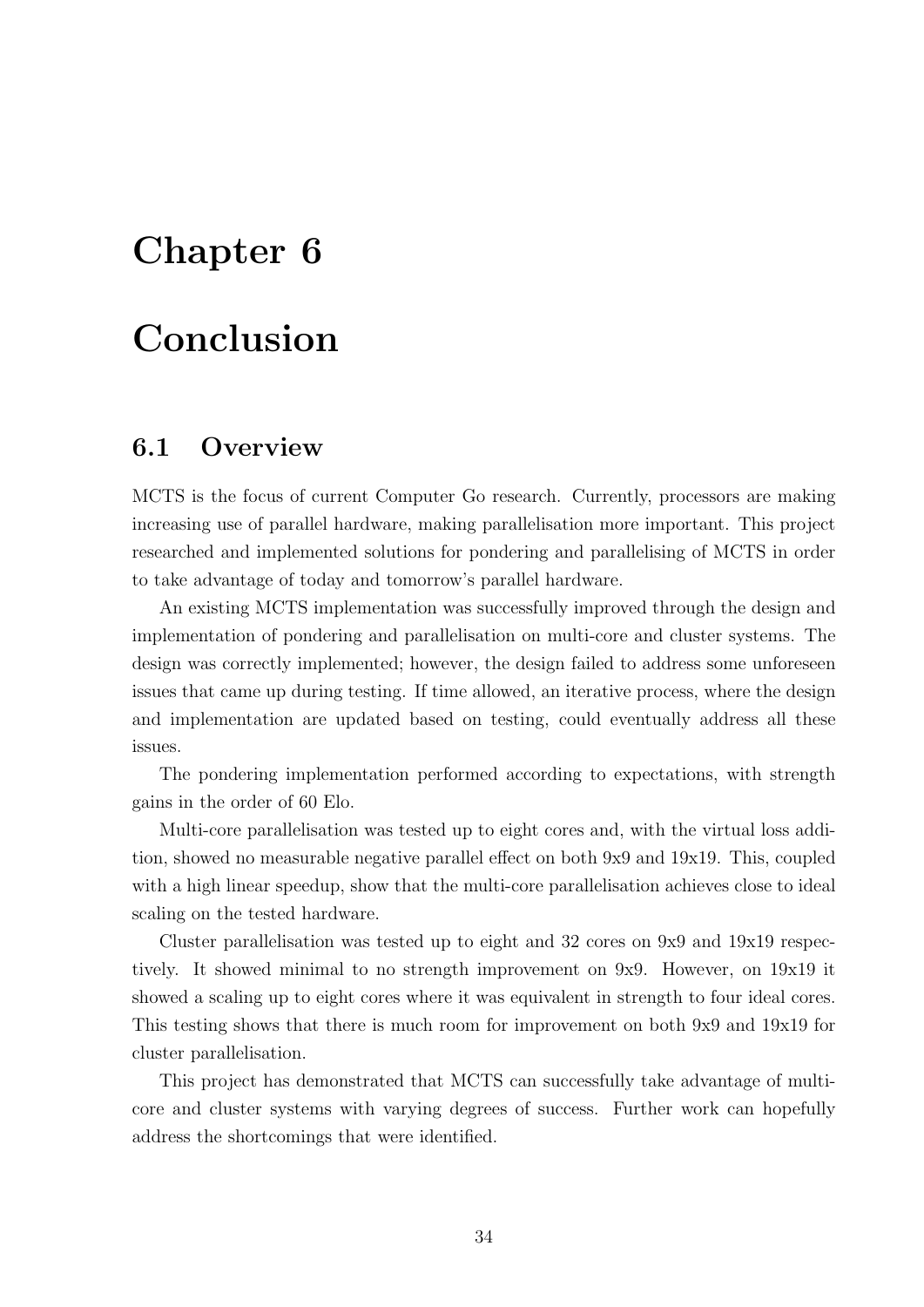# Chapter 6

# Conclusion

## 6.1 Overview

MCTS is the focus of current Computer Go research. Currently, processors are making increasing use of parallel hardware, making parallelisation more important. This project researched and implemented solutions for pondering and parallelising of MCTS in order to take advantage of today and tomorrow's parallel hardware.

An existing MCTS implementation was successfully improved through the design and implementation of pondering and parallelisation on multi-core and cluster systems. The design was correctly implemented; however, the design failed to address some unforeseen issues that came up during testing. If time allowed, an iterative process, where the design and implementation are updated based on testing, could eventually address all these issues.

The pondering implementation performed according to expectations, with strength gains in the order of 60 Elo.

Multi-core parallelisation was tested up to eight cores and, with the virtual loss addition, showed no measurable negative parallel effect on both 9x9 and 19x19. This, coupled with a high linear speedup, show that the multi-core parallelisation achieves close to ideal scaling on the tested hardware.

Cluster parallelisation was tested up to eight and 32 cores on 9x9 and 19x19 respectively. It showed minimal to no strength improvement on 9x9. However, on 19x19 it showed a scaling up to eight cores where it was equivalent in strength to four ideal cores. This testing shows that there is much room for improvement on both 9x9 and 19x19 for cluster parallelisation.

This project has demonstrated that MCTS can successfully take advantage of multi-core and cluster systems with varying degrees of success. Further work can hopefully address the shortcomings that were identified.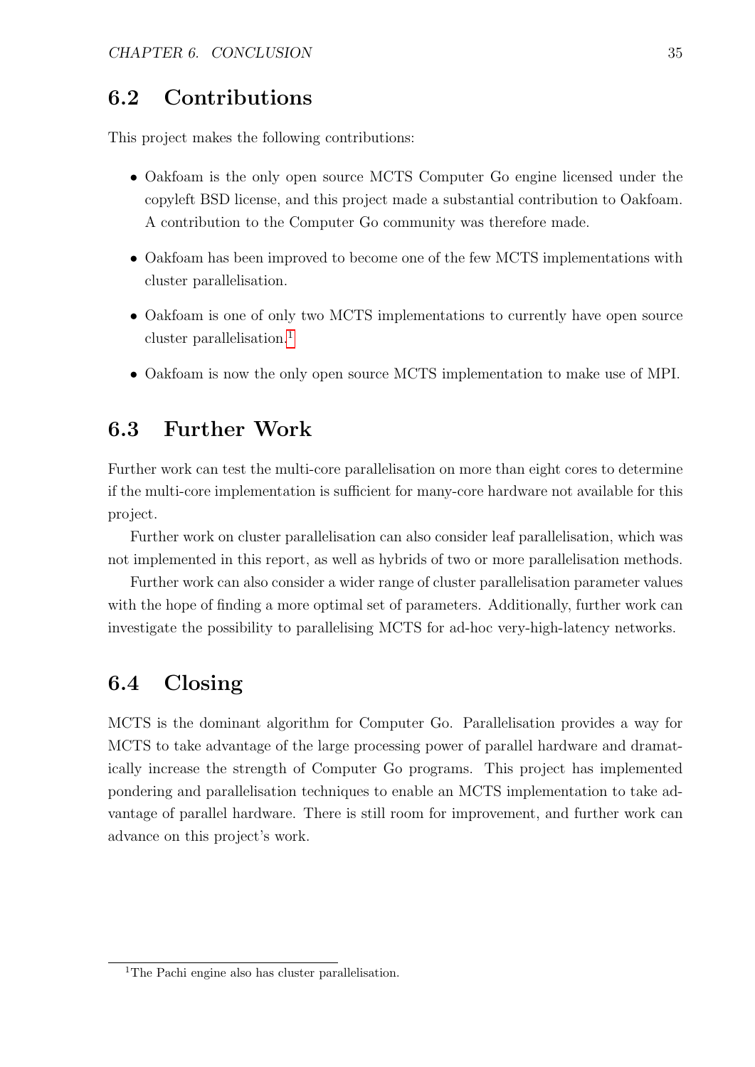## 6.2 Contributions

This project makes the following contributions:

- Oakfoam is the only open source MCTS Computer Go engine licensed under the copyleft BSD license, and this project made a substantial contribution to Oakfoam. A contribution to the Computer Go community was therefore made.
- Oakfoam has been improved to become one of the few MCTS implementations with cluster parallelisation.
- Oakfoam is one of only two MCTS implementations to currently have open source cluster parallelisation.[1]
- Oakfoam is now the only open source MCTS implementation to make use of MPI.

## 6.3 Further Work

Further work can test the multi-core parallelisation on more than eight cores to determine if the multi-core implementation is sufficient for many-core hardware not available for this project.

Further work on cluster parallelisation can also consider leaf parallelisation, which was not implemented in this report, as well as hybrids of two or more parallelisation methods.

Further work can also consider a wider range of cluster parallelisation parameter values with the hope of finding a more optimal set of parameters. Additionally, further work can investigate the possibility to parallelising MCTS for ad-hoc very-high-latency networks.

## 6.4 Closing

MCTS is the dominant algorithm for Computer Go. Parallelisation provides a way for MCTS to take advantage of the large processing power of parallel hardware and dramatically increase the strength of Computer Go programs. This project has implemented pondering and parallelisation techniques to enable an MCTS implementation to take advantage of parallel hardware. There is still room for improvement, and further work can advance on this project's work.

[1] The Pachi engine also has cluster parallelisation.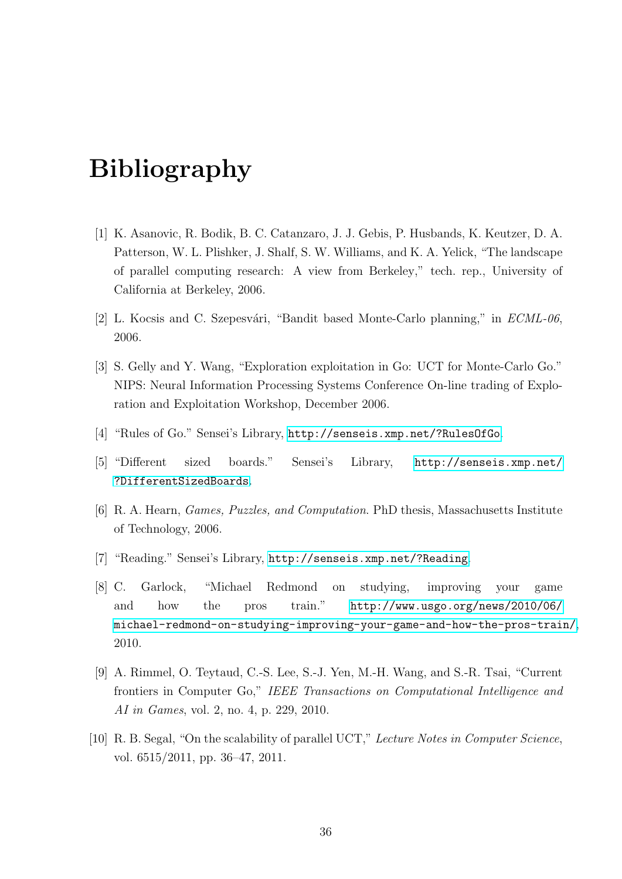# Bibliography

[1] K. Asanovic, R. Bodik, B. C. Catanzaro, J. J. Gebis, P. Husbands, K. Keutzer, D. A. Patterson, W. L. Plishker, J. Shalf, S. W. Williams, and K. A. Yelick, "The landscape of parallel computing research: A view from Berkeley," tech. rep., University of California at Berkeley, 2006.

[2] L. Kocsis and C. Szepesvári, "Bandit based Monte-Carlo planning," in *ECML-06*, 2006.

[3] S. Gelly and Y. Wang, "Exploration exploitation in Go: UCT for Monte-Carlo Go." NIPS: Neural Information Processing Systems Conference On-line trading of Exploration and Exploitation Workshop, December 2006.

[4] "Rules of Go." Sensei's Library, http://senseis.xmp.net/?RulesOfGo.

[5] "Different sized boards." Sensei's Library, http://senseis.xmp.net/?DifferentSizedBoards.

[6] R. A. Hearn, *Games, Puzzles, and Computation*. PhD thesis, Massachusetts Institute of Technology, 2006.

[7] "Reading." Sensei's Library, http://senseis.xmp.net/?Reading.

[8] C. Garlock, "Michael Redmond on studying, improving your game and how the pros train." http://www.usgo.org/news/2010/06/michael-redmond-on-studying-improving-your-game-and-how-the-pros-train/, 2010.

[9] A. Rimmel, O. Teytaud, C.-S. Lee, S.-J. Yen, M.-H. Wang, and S.-R. Tsai, "Current frontiers in Computer Go," *IEEE Transactions on Computational Intelligence and AI in Games*, vol. 2, no. 4, p. 229, 2010.

[10] R. B. Segal, "On the scalability of parallel UCT," *Lecture Notes in Computer Science*, vol. 6515/2011, pp. 36–47, 2011.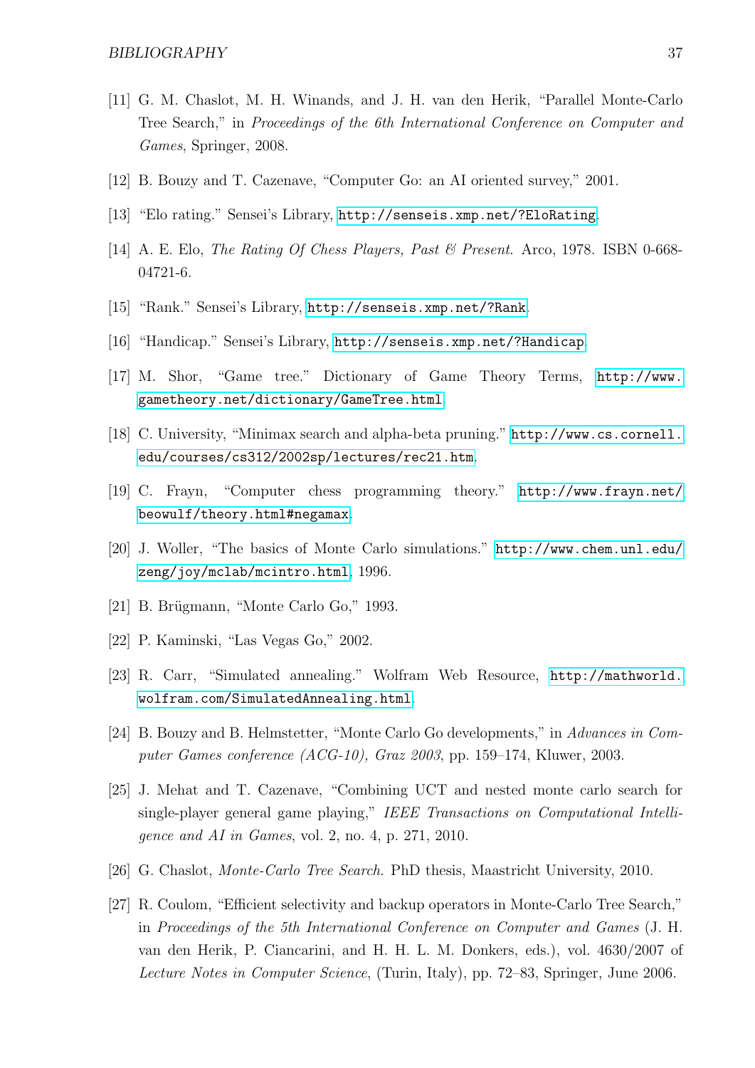[11] G. M. Chaslot, M. H. Winands, and J. H. van den Herik, "Parallel Monte-Carlo Tree Search," in *Proceedings of the 6th International Conference on Computer and Games*, Springer, 2008.

[12] B. Bouzy and T. Cazenave, "Computer Go: an AI oriented survey," 2001.

[13] "Elo rating." Sensei's Library, http://senseis.xmp.net/?EloRating.

[14] A. E. Elo, *The Rating Of Chess Players, Past & Present.* Arco, 1978. ISBN 0-668-04721-6.

[15] "Rank." Sensei's Library, http://senseis.xmp.net/?Rank.

[16] "Handicap." Sensei's Library, http://senseis.xmp.net/?Handicap.

[17] M. Shor, "Game tree." Dictionary of Game Theory Terms, http://www.gametheory.net/dictionary/GameTree.html.

[18] C. University, "Minimax search and alpha-beta pruning." http://www.cs.cornell.edu/courses/cs312/2002sp/lectures/rec21.htm.

[19] C. Frayn, "Computer chess programming theory." http://www.frayn.net/beowulf/theory.html#negamax.

[20] J. Woller, "The basics of Monte Carlo simulations." http://www.chem.unl.edu/zeng/joy/mclab/mcintro.html, 1996.

[21] B. Brügmann, "Monte Carlo Go," 1993.

[22] P. Kaminski, "Las Vegas Go," 2002.

[23] R. Carr, "Simulated annealing." Wolfram Web Resource, http://mathworld.wolfram.com/SimulatedAnnealing.html.

[24] B. Bouzy and B. Helmstetter, "Monte Carlo Go developments," in *Advances in Computer Games conference (ACG-10), Graz 2003*, pp. 159–174, Kluwer, 2003.

[25] J. Mehat and T. Cazenave, "Combining UCT and nested monte carlo search for single-player general game playing," *IEEE Transactions on Computational Intelligence and AI in Games*, vol. 2, no. 4, p. 271, 2010.

[26] G. Chaslot, *Monte-Carlo Tree Search.* PhD thesis, Maastricht University, 2010.

[27] R. Coulom, "Efficient selectivity and backup operators in Monte-Carlo Tree Search," in *Proceedings of the 5th International Conference on Computer and Games* (J. H. van den Herik, P. Ciancarini, and H. H. L. M. Donkers, eds.), vol. 4630/2007 of *Lecture Notes in Computer Science*, (Turin, Italy), pp. 72–83, Springer, June 2006.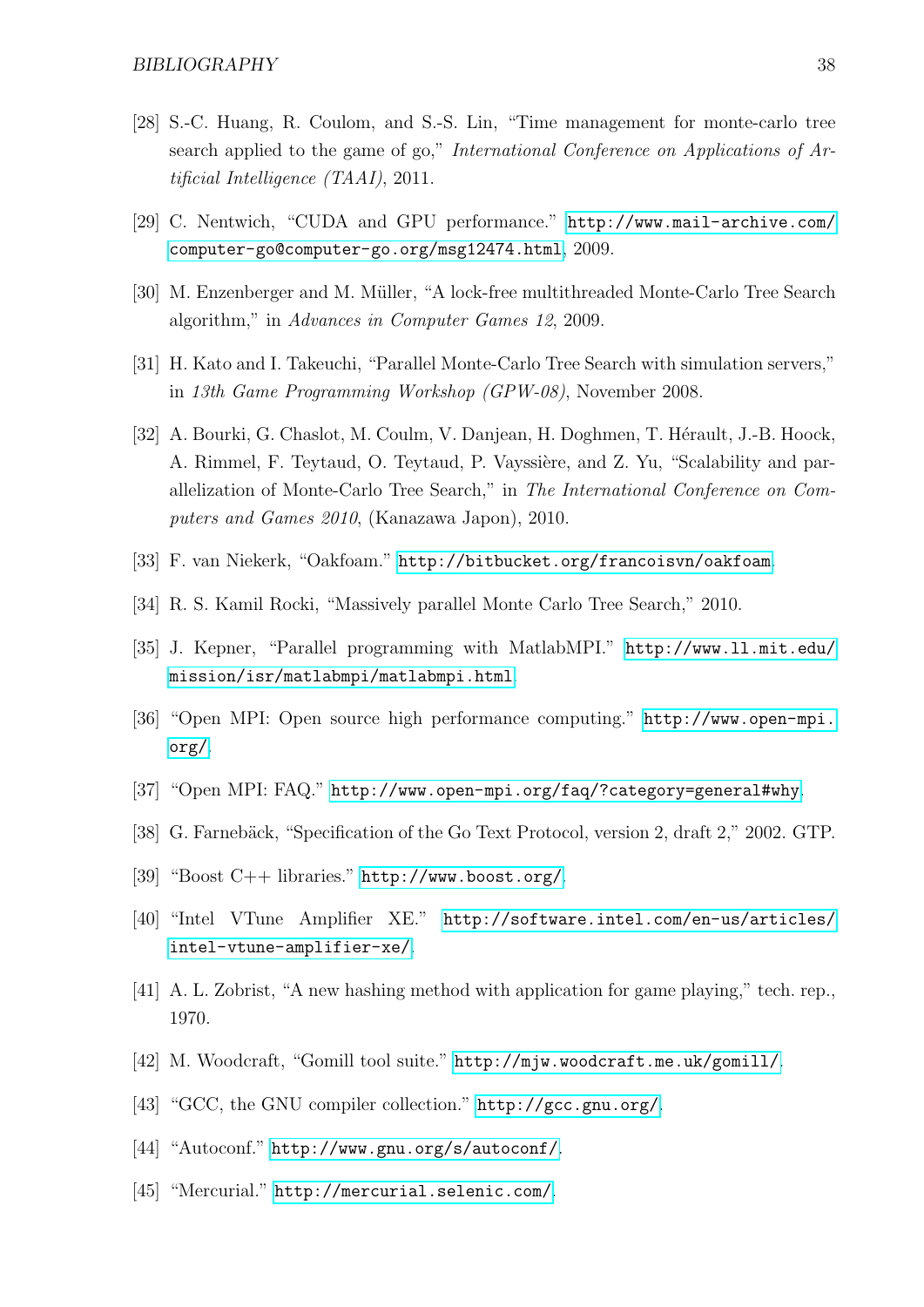[28] S.-C. Huang, R. Coulom, and S.-S. Lin, "Time management for monte-carlo tree search applied to the game of go," *International Conference on Applications of Artificial Intelligence (TAAI)*, 2011.

[29] C. Nentwich, "CUDA and GPU performance." http://www.mail-archive.com/computer-go@computer-go.org/msg12474.html, 2009.

[30] M. Enzenberger and M. Müller, "A lock-free multithreaded Monte-Carlo Tree Search algorithm," in *Advances in Computer Games 12*, 2009.

[31] H. Kato and I. Takeuchi, "Parallel Monte-Carlo Tree Search with simulation servers," in *13th Game Programming Workshop (GPW-08)*, November 2008.

[32] A. Bourki, G. Chaslot, M. Coulm, V. Danjean, H. Doghmen, T. Hérault, J.-B. Hoock, A. Rimmel, F. Teytaud, O. Teytaud, P. Vayssière, and Z. Yu, "Scalability and parallelization of Monte-Carlo Tree Search," in *The International Conference on Computers and Games 2010*, (Kanazawa Japon), 2010.

[33] F. van Niekerk, "Oakfoam." http://bitbucket.org/francoisvn/oakfoam.

[34] R. S. Kamil Rocki, "Massively parallel Monte Carlo Tree Search," 2010.

[35] J. Kepner, "Parallel programming with MatlabMPI." http://www.ll.mit.edu/mission/isr/matlabmpi/matlabmpi.html.

[36] "Open MPI: Open source high performance computing." http://www.open-mpi.org/.

[37] "Open MPI: FAQ." http://www.open-mpi.org/faq/?category=general#why.

[38] G. Farnebäck, "Specification of the Go Text Protocol, version 2, draft 2," 2002. GTP.

[39] "Boost C++ libraries." http://www.boost.org/.

[40] "Intel VTune Amplifier XE." http://software.intel.com/en-us/articles/intel-vtune-amplifier-xe/.

[41] A. L. Zobrist, "A new hashing method with application for game playing," tech. rep., 1970.

[42] M. Woodcraft, "Gomill tool suite." http://mjw.woodcraft.me.uk/gomill/.

[43] "GCC, the GNU compiler collection." http://gcc.gnu.org/.

[44] "Autoconf." http://www.gnu.org/s/autoconf/.

[45] "Mercurial." http://mercurial.selenic.com/.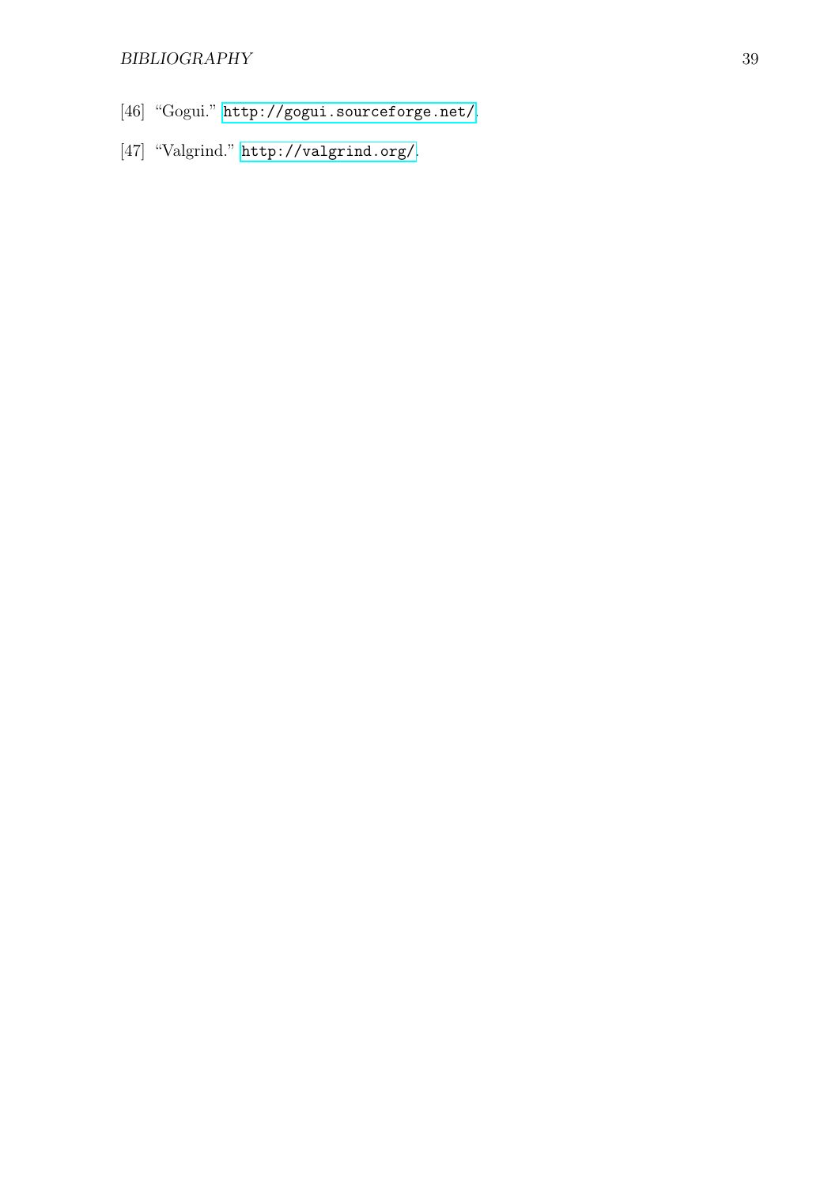[46] "Gogui." http://gogui.sourceforge.net/.

[47] "Valgrind." http://valgrind.org/.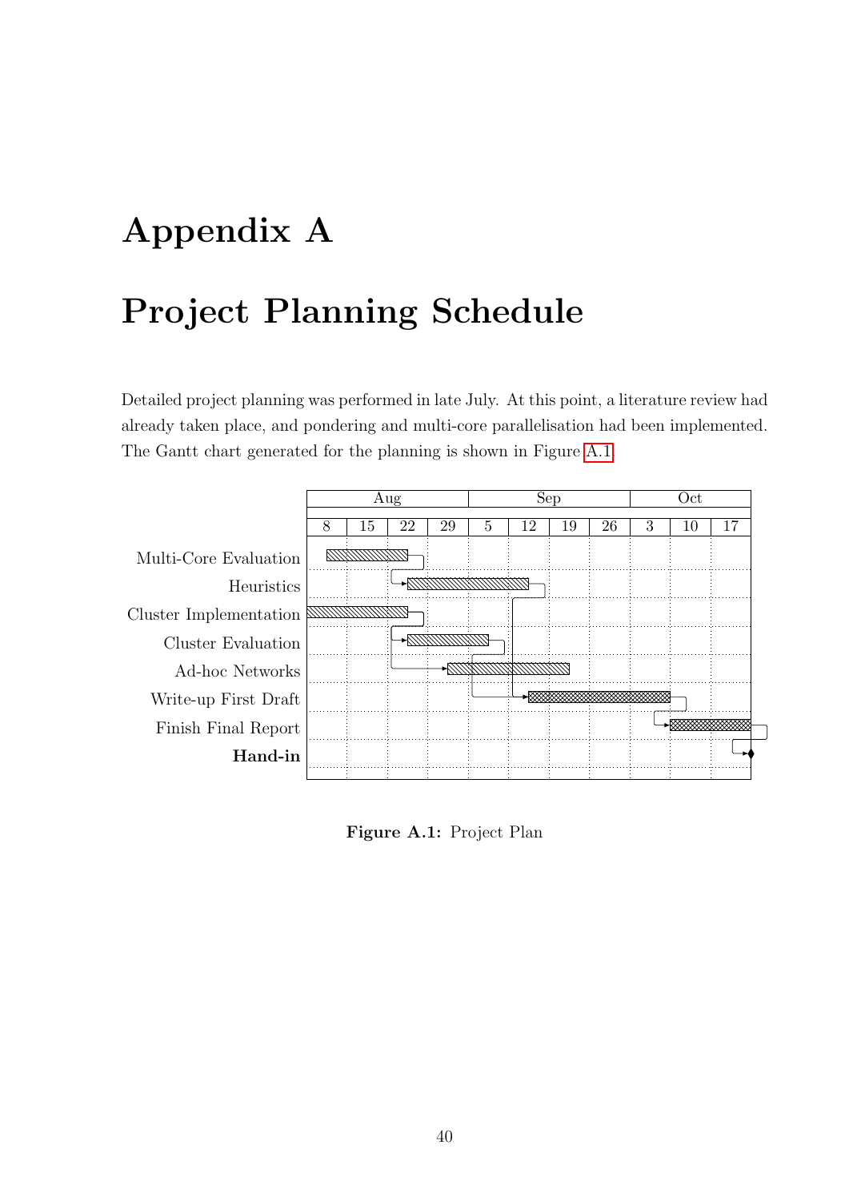# Appendix A

# Project Planning Schedule

Detailed project planning was performed in late July. At this point, a literature review had already taken place, and pondering and multi-core parallelisation had been implemented. The Gantt chart generated for the planning is shown in Figure A.1.

| | Aug | | | | Sep | | | | Oct | | |
|---|---|---|---|---|---|---|---|---|---|---|---|
| | 8 | 15 | 22 | 29 | 5 | 12 | 19 | 26 | 3 | 10 | 17 |
| Multi-Core Evaluation | | | | | | | | | | | |
| Heuristics | | | | | | | | | | | |
| Cluster Implementation | | | | | | | | | | | |
| Cluster Evaluation | | | | | | | | | | | |
| Ad-hoc Networks | | | | | | | | | | | |
| Write-up First Draft | | | | | | | | | | | |
| Finish Final Report | | | | | | | | | | | |
| **Hand-in** | | | | | | | | | | | |

**Figure A.1:** Project Plan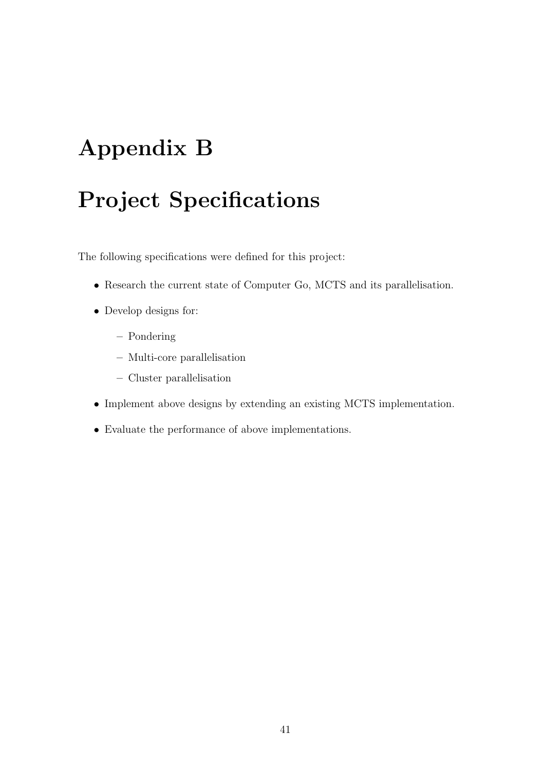# Appendix B

# Project Specifications

The following specifications were defined for this project:

- Research the current state of Computer Go, MCTS and its parallelisation.
- Develop designs for:
  - Pondering
  - Multi-core parallelisation
  - Cluster parallelisation
- Implement above designs by extending an existing MCTS implementation.
- Evaluate the performance of above implementations.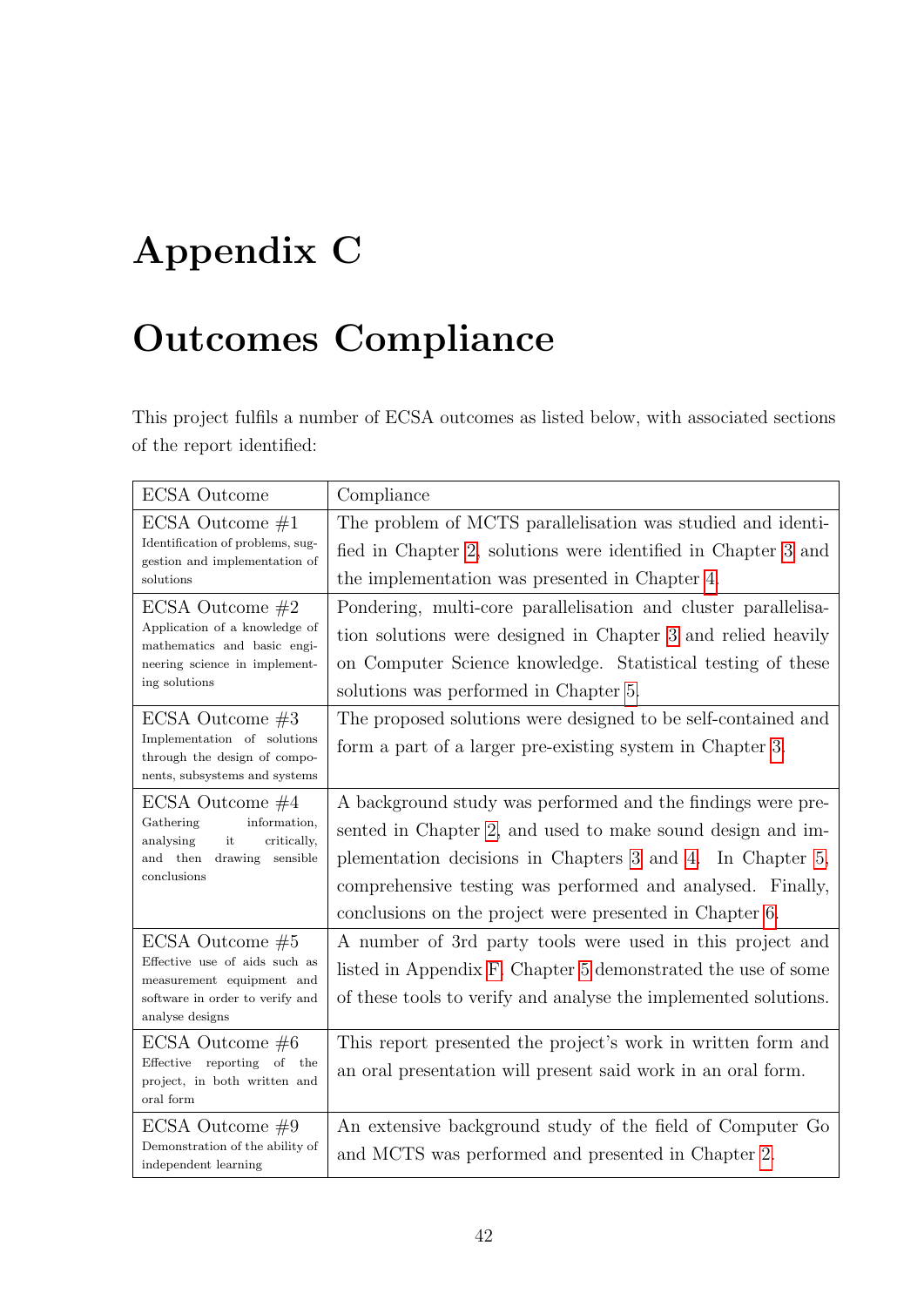# Appendix C

# Outcomes Compliance

This project fulfils a number of ECSA outcomes as listed below, with associated sections of the report identified:

| ECSA Outcome | Compliance |
|---|---|
| ECSA Outcome #1<br>Identification of problems, suggestion and implementation of solutions | The problem of MCTS parallelisation was studied and identified in Chapter 2, solutions were identified in Chapter 3 and the implementation was presented in Chapter 4. |
| ECSA Outcome #2<br>Application of a knowledge of mathematics and basic engineering science in implementing solutions | Pondering, multi-core parallelisation and cluster parallelisation solutions were designed in Chapter 3 and relied heavily on Computer Science knowledge. Statistical testing of these solutions was performed in Chapter 5. |
| ECSA Outcome #3<br>Implementation of solutions through the design of components, subsystems and systems | The proposed solutions were designed to be self-contained and form a part of a larger pre-existing system in Chapter 3. |
| ECSA Outcome #4<br>Gathering information, analysing it critically, and then drawing sensible conclusions | A background study was performed and the findings were presented in Chapter 2, and used to make sound design and implementation decisions in Chapters 3 and 4. In Chapter 5, comprehensive testing was performed and analysed. Finally, conclusions on the project were presented in Chapter 6. |
| ECSA Outcome #5<br>Effective use of aids such as measurement equipment and software in order to verify and analyse designs | A number of 3rd party tools were used in this project and listed in Appendix F. Chapter 5 demonstrated the use of some of these tools to verify and analyse the implemented solutions. |
| ECSA Outcome #6<br>Effective reporting of the project, in both written and oral form | This report presented the project's work in written form and an oral presentation will present said work in an oral form. |
| ECSA Outcome #9<br>Demonstration of the ability of independent learning | An extensive background study of the field of Computer Go and MCTS was performed and presented in Chapter 2. |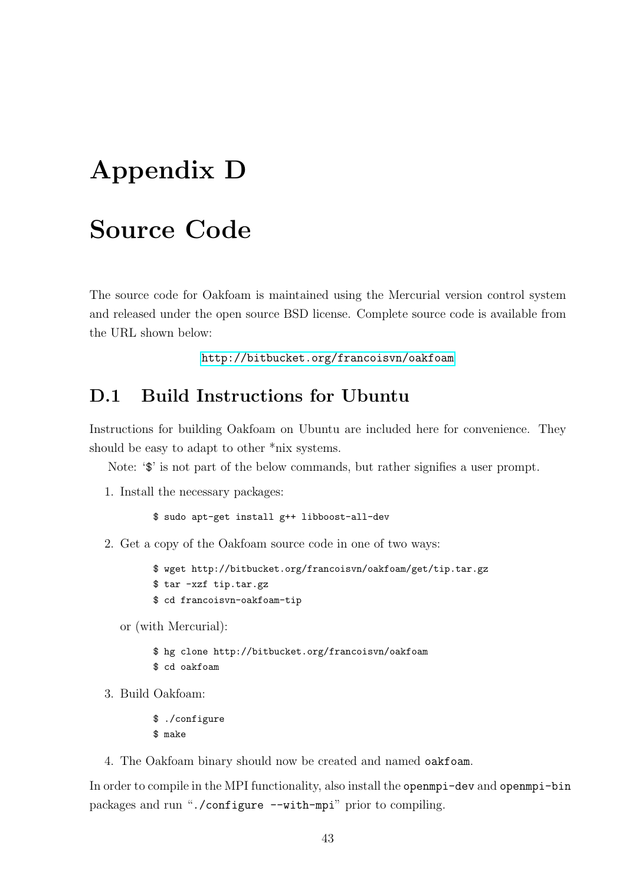# Appendix D

# Source Code

The source code for Oakfoam is maintained using the Mercurial version control system and released under the open source BSD license. Complete source code is available from the URL shown below:

http://bitbucket.org/francoisvn/oakfoam

## D.1 Build Instructions for Ubuntu

Instructions for building Oakfoam on Ubuntu are included here for convenience. They should be easy to adapt to other *nix systems.

Note: '`$`' is not part of the below commands, but rather signifies a user prompt.

1. Install the necessary packages:

   ```
   $ sudo apt-get install g++ libboost-all-dev
   ```

2. Get a copy of the Oakfoam source code in one of two ways:

   ```
   $ wget http://bitbucket.org/francoisvn/oakfoam/get/tip.tar.gz
   $ tar -xzf tip.tar.gz
   $ cd francoisvn-oakfoam-tip
   ```

   or (with Mercurial):

   ```
   $ hg clone http://bitbucket.org/francoisvn/oakfoam
   $ cd oakfoam
   ```

3. Build Oakfoam:

   ```
   $ ./configure
   $ make
   ```

4. The Oakfoam binary should now be created and named `oakfoam`.

In order to compile in the MPI functionality, also install the `openmpi-dev` and `openmpi-bin` packages and run "`./configure --with-mpi`" prior to compiling.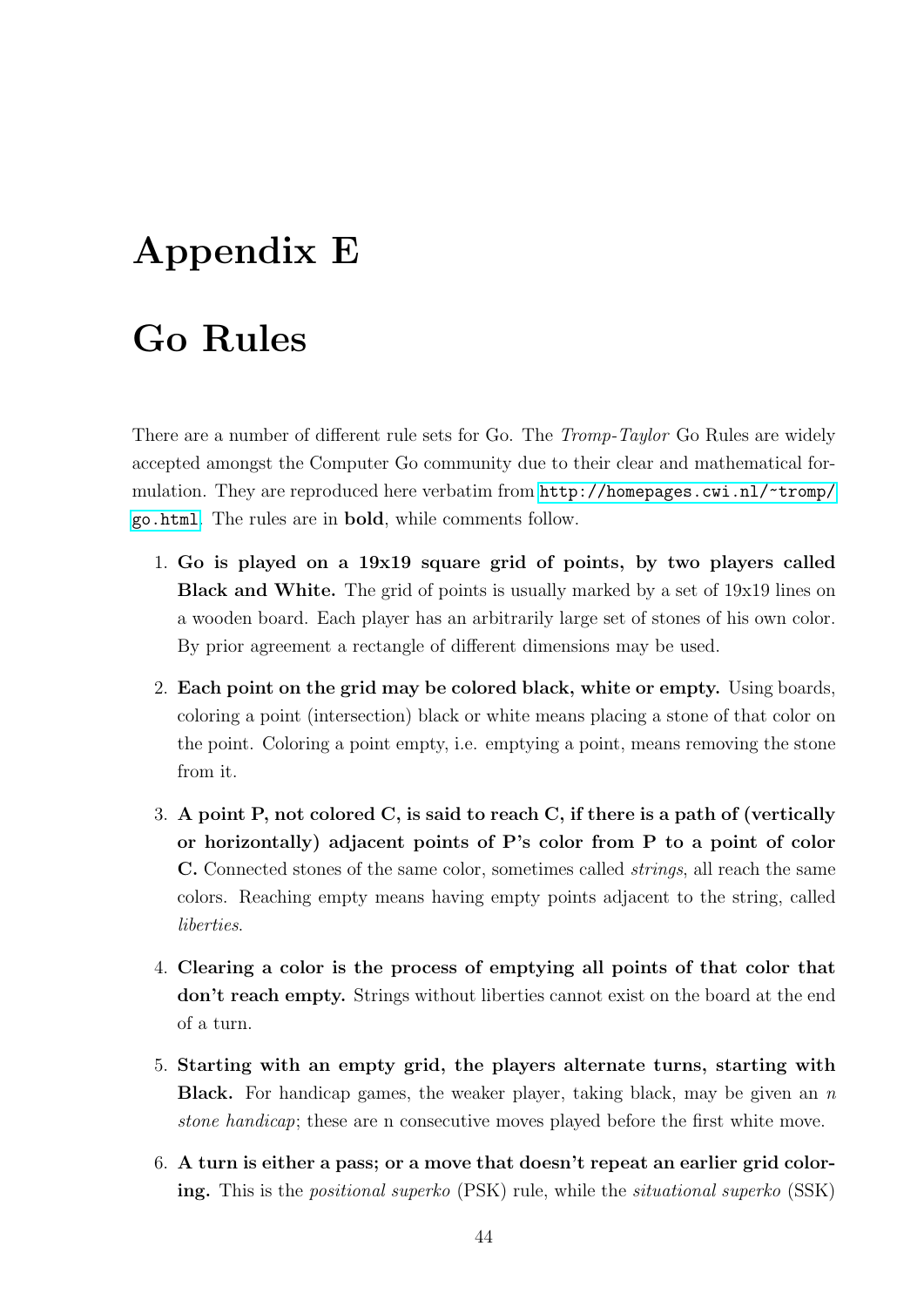# Appendix E

# Go Rules

There are a number of different rule sets for Go. The *Tromp-Taylor* Go Rules are widely accepted amongst the Computer Go community due to their clear and mathematical formulation. They are reproduced here verbatim from http://homepages.cwi.nl/~tromp/go.html. The rules are in **bold**, while comments follow.

1. **Go is played on a 19x19 square grid of points, by two players called Black and White.** The grid of points is usually marked by a set of 19x19 lines on a wooden board. Each player has an arbitrarily large set of stones of his own color. By prior agreement a rectangle of different dimensions may be used.

2. **Each point on the grid may be colored black, white or empty.** Using boards, coloring a point (intersection) black or white means placing a stone of that color on the point. Coloring a point empty, i.e. emptying a point, means removing the stone from it.

3. **A point P, not colored C, is said to reach C, if there is a path of (vertically or horizontally) adjacent points of P's color from P to a point of color C.** Connected stones of the same color, sometimes called *strings*, all reach the same colors. Reaching empty means having empty points adjacent to the string, called *liberties*.

4. **Clearing a color is the process of emptying all points of that color that don't reach empty.** Strings without liberties cannot exist on the board at the end of a turn.

5. **Starting with an empty grid, the players alternate turns, starting with Black.** For handicap games, the weaker player, taking black, may be given an $n$ *stone handicap*; these are n consecutive moves played before the first white move.

6. **A turn is either a pass; or a move that doesn't repeat an earlier grid coloring.** This is the *positional superko* (PSK) rule, while the *situational superko* (SSK)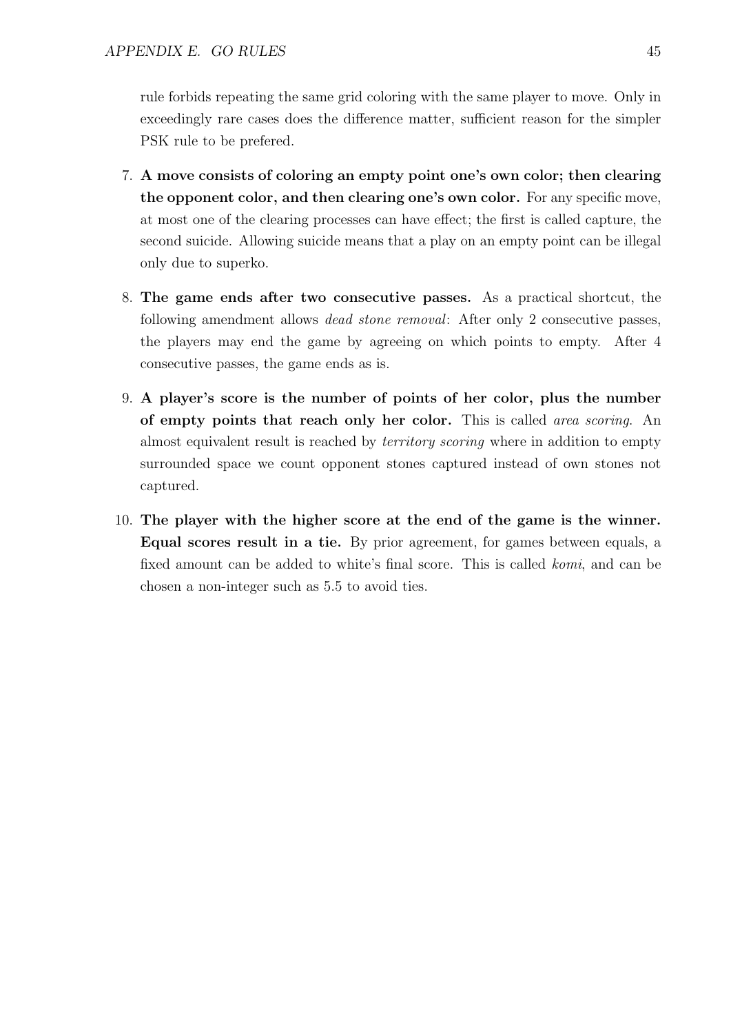rule forbids repeating the same grid coloring with the same player to move. Only in exceedingly rare cases does the difference matter, sufficient reason for the simpler PSK rule to be prefered.

7. **A move consists of coloring an empty point one's own color; then clearing the opponent color, and then clearing one's own color.** For any specific move, at most one of the clearing processes can have effect; the first is called capture, the second suicide. Allowing suicide means that a play on an empty point can be illegal only due to superko.

8. **The game ends after two consecutive passes.** As a practical shortcut, the following amendment allows *dead stone removal*: After only 2 consecutive passes, the players may end the game by agreeing on which points to empty. After 4 consecutive passes, the game ends as is.

9. **A player's score is the number of points of her color, plus the number of empty points that reach only her color.** This is called *area scoring*. An almost equivalent result is reached by *territory scoring* where in addition to empty surrounded space we count opponent stones captured instead of own stones not captured.

10. **The player with the higher score at the end of the game is the winner. Equal scores result in a tie.** By prior agreement, for games between equals, a fixed amount can be added to white's final score. This is called *komi*, and can be chosen a non-integer such as 5.5 to avoid ties.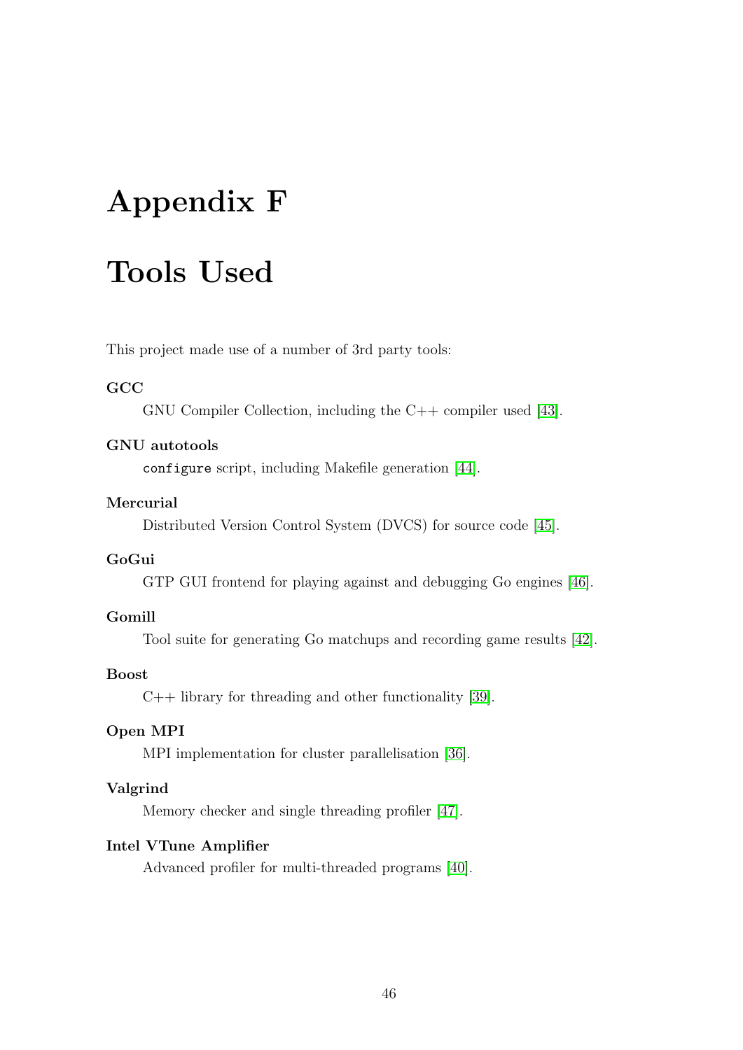# Appendix F

# Tools Used

This project made use of a number of 3rd party tools:

**GCC**

GNU Compiler Collection, including the C++ compiler used [43].

**GNU autotools**

`configure` script, including Makefile generation [44].

**Mercurial**

Distributed Version Control System (DVCS) for source code [45].

**GoGui**

GTP GUI frontend for playing against and debugging Go engines [46].

**Gomill**

Tool suite for generating Go matchups and recording game results [42].

**Boost**

C++ library for threading and other functionality [39].

**Open MPI**

MPI implementation for cluster parallelisation [36].

**Valgrind**

Memory checker and single threading profiler [47].

**Intel VTune Amplifier**

Advanced profiler for multi-threaded programs [40].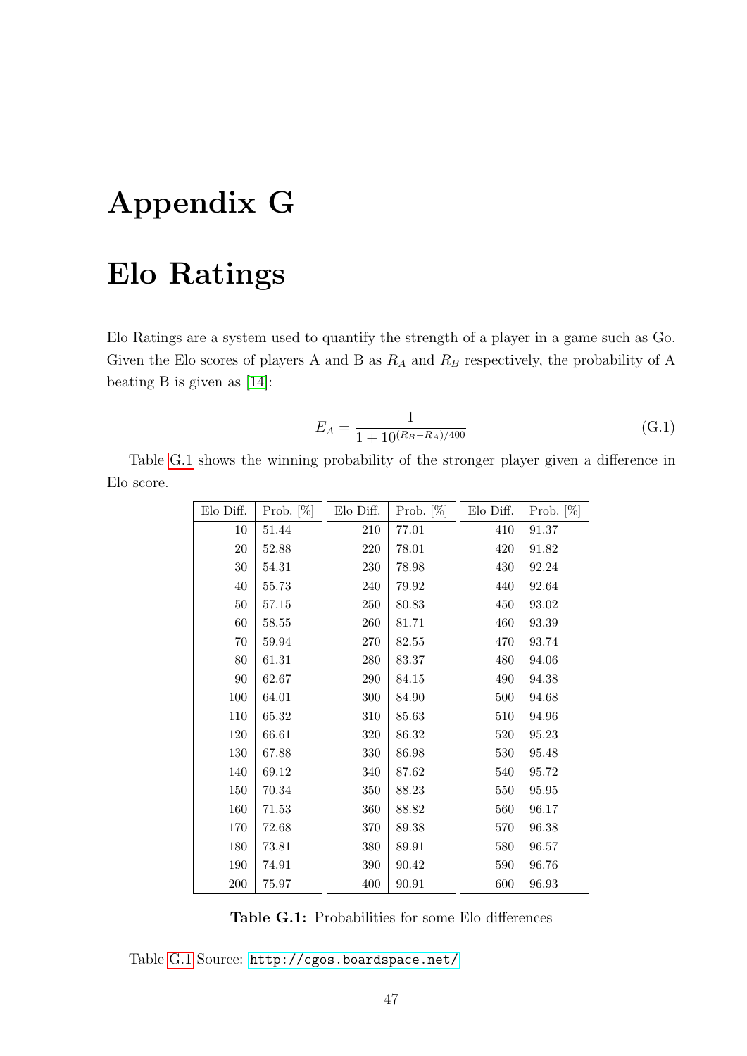# Appendix G

# Elo Ratings

Elo Ratings are a system used to quantify the strength of a player in a game such as Go. Given the Elo scores of players A and B as $R_A$ and $R_B$ respectively, the probability of A beating B is given as [14]:

$$E_A = \frac{1}{1 + 10^{(R_B - R_A)/400}} \tag{G.1}$$

Table G.1 shows the winning probability of the stronger player given a difference in Elo score.

| Elo Diff. | Prob. [%] | Elo Diff. | Prob. [%] | Elo Diff. | Prob. [%] |
|---|---|---|---|---|---|
| 10 | 51.44 | 210 | 77.01 | 410 | 91.37 |
| 20 | 52.88 | 220 | 78.01 | 420 | 91.82 |
| 30 | 54.31 | 230 | 78.98 | 430 | 92.24 |
| 40 | 55.73 | 240 | 79.92 | 440 | 92.64 |
| 50 | 57.15 | 250 | 80.83 | 450 | 93.02 |
| 60 | 58.55 | 260 | 81.71 | 460 | 93.39 |
| 70 | 59.94 | 270 | 82.55 | 470 | 93.74 |
| 80 | 61.31 | 280 | 83.37 | 480 | 94.06 |
| 90 | 62.67 | 290 | 84.15 | 490 | 94.38 |
| 100 | 64.01 | 300 | 84.90 | 500 | 94.68 |
| 110 | 65.32 | 310 | 85.63 | 510 | 94.96 |
| 120 | 66.61 | 320 | 86.32 | 520 | 95.23 |
| 130 | 67.88 | 330 | 86.98 | 530 | 95.48 |
| 140 | 69.12 | 340 | 87.62 | 540 | 95.72 |
| 150 | 70.34 | 350 | 88.23 | 550 | 95.95 |
| 160 | 71.53 | 360 | 88.82 | 560 | 96.17 |
| 170 | 72.68 | 370 | 89.38 | 570 | 96.38 |
| 180 | 73.81 | 380 | 89.91 | 580 | 96.57 |
| 190 | 74.91 | 390 | 90.42 | 590 | 96.76 |
| 200 | 75.97 | 400 | 90.91 | 600 | 96.93 |

**Table G.1:** Probabilities for some Elo differences

Table G.1 Source: `http://cgos.boardspace.net/`